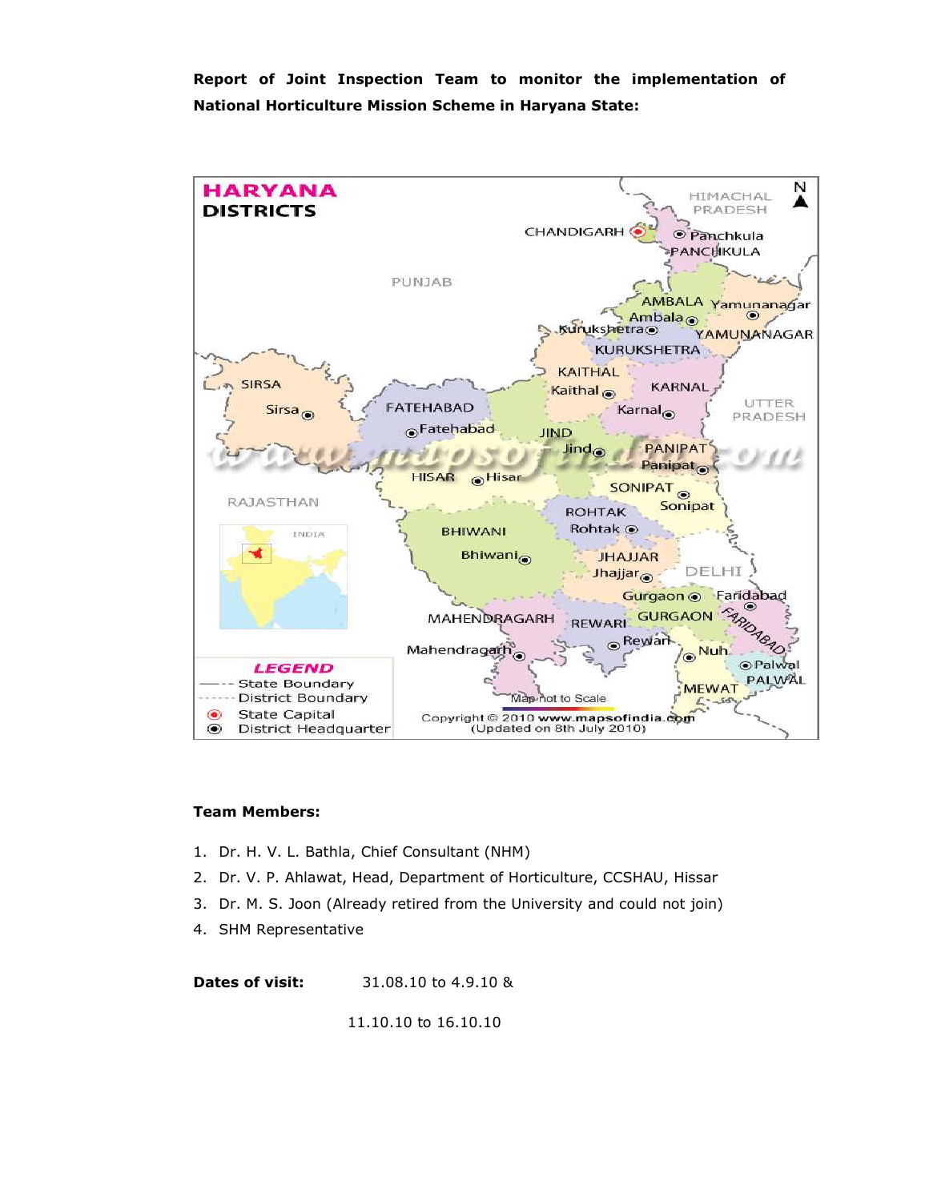**Report of Joint Inspection Team to monitor the implementation of National Horticulture Mission Scheme in Haryana State:**

**Team Members:**

1. Dr. H. V. L. Bathla, Chief Consultant (NHM)
2. Dr. V. P. Ahlawat, Head, Department of Horticulture, CCSHAU, Hissar
3. Dr. M. S. Joon (Already retired from the University and could not join)
4. SHM Representative

**Dates of visit:** 31.08.10 to 4.9.10 &

11.10.10 to 16.10.10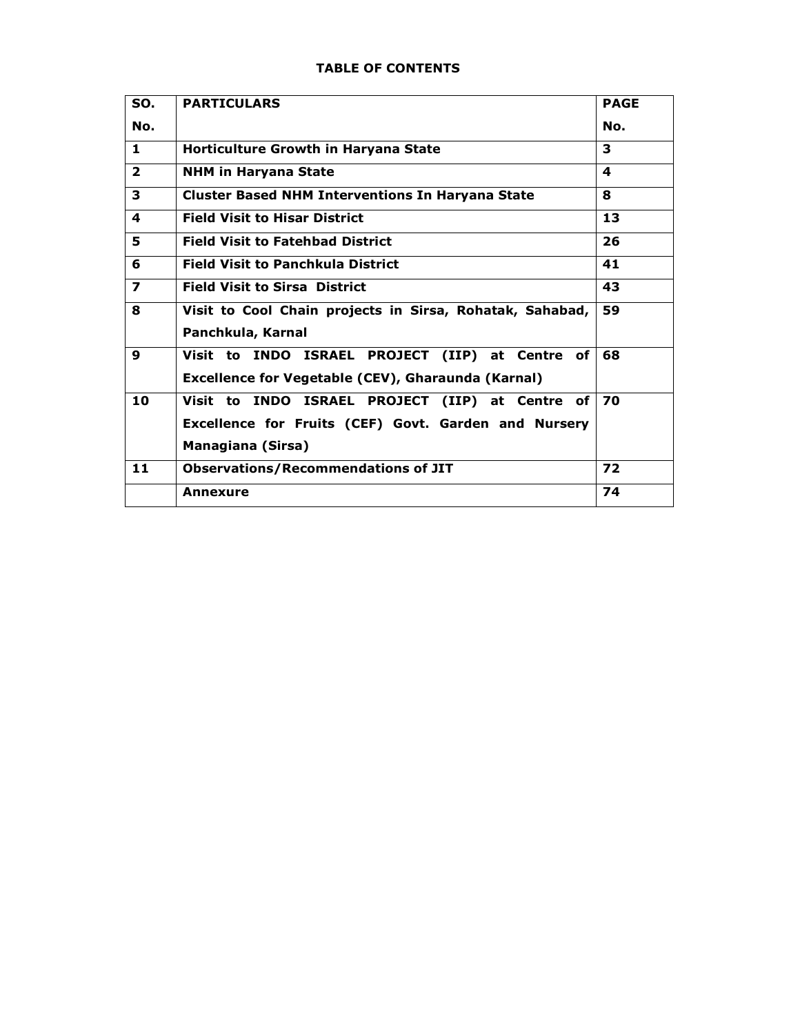**TABLE OF CONTENTS**

| SO. No. | PARTICULARS | PAGE No. |
|---|---|---|
| 1 | Horticulture Growth in Haryana State | 3 |
| 2 | NHM in Haryana State | 4 |
| 3 | Cluster Based NHM Interventions In Haryana State | 8 |
| 4 | Field Visit to Hisar District | 13 |
| 5 | Field Visit to Fatehbad District | 26 |
| 6 | Field Visit to Panchkula District | 41 |
| 7 | Field Visit to Sirsa District | 43 |
| 8 | Visit to Cool Chain projects in Sirsa, Rohatak, Sahabad, Panchkula, Karnal | 59 |
| 9 | Visit to INDO ISRAEL PROJECT (IIP) at Centre of Excellence for Vegetable (CEV), Gharaunda (Karnal) | 68 |
| 10 | Visit to INDO ISRAEL PROJECT (IIP) at Centre of Excellence for Fruits (CEF) Govt. Garden and Nursery Managiana (Sirsa) | 70 |
| 11 | Observations/Recommendations of JIT | 72 |
| | Annexure | 74 |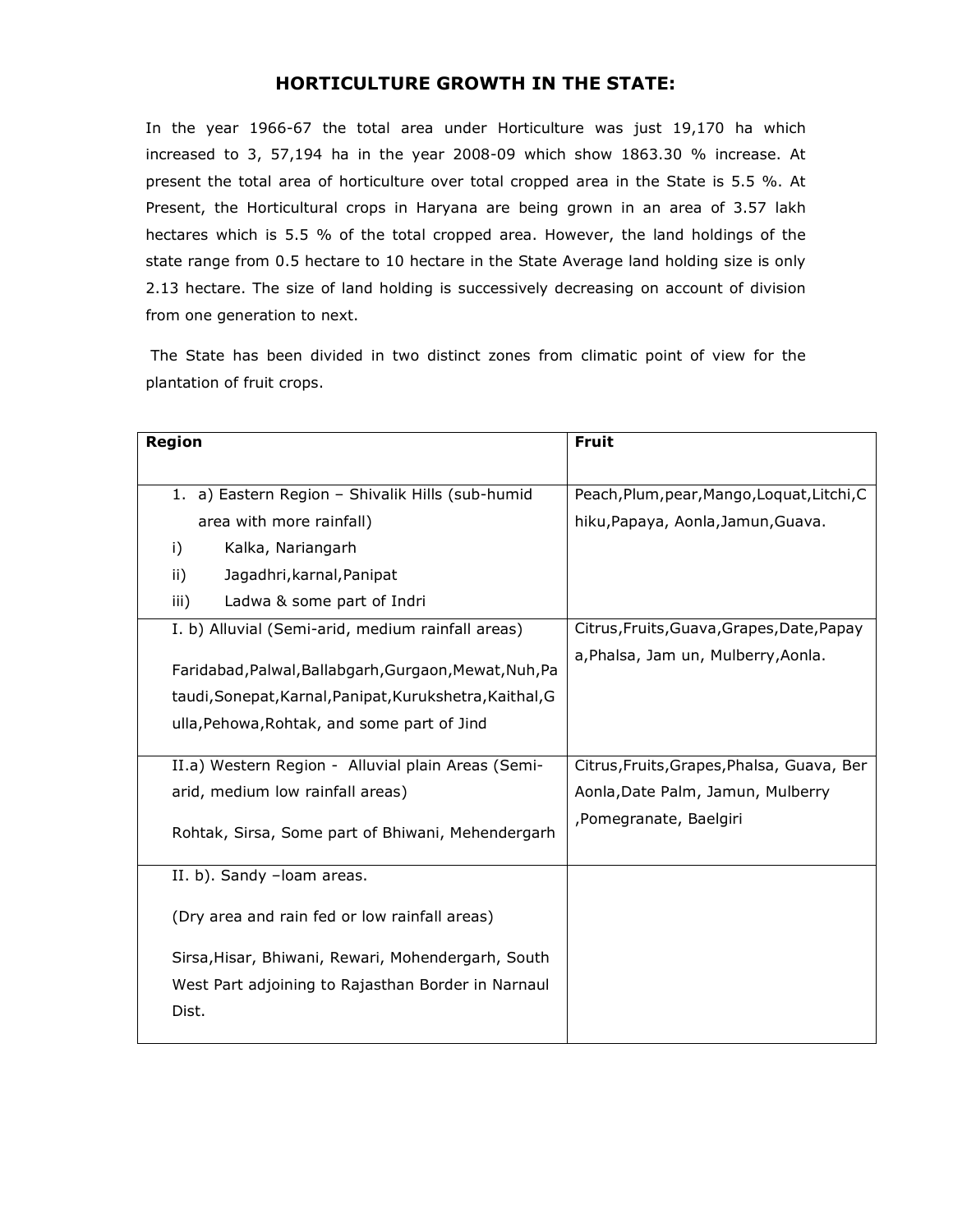## HORTICULTURE GROWTH IN THE STATE:

In the year 1966-67 the total area under Horticulture was just 19,170 ha which increased to 3, 57,194 ha in the year 2008-09 which show 1863.30 % increase. At present the total area of horticulture over total cropped area in the State is 5.5 %. At Present, the Horticultural crops in Haryana are being grown in an area of 3.57 lakh hectares which is 5.5 % of the total cropped area. However, the land holdings of the state range from 0.5 hectare to 10 hectare in the State Average land holding size is only 2.13 hectare. The size of land holding is successively decreasing on account of division from one generation to next.

The State has been divided in two distinct zones from climatic point of view for the plantation of fruit crops.

| **Region** | **Fruit** |
|---|---|
| 1. a) Eastern Region – Shivalik Hills (sub-humid area with more rainfall)<br>i) Kalka, Nariangarh<br>ii) Jagadhri,karnal,Panipat<br>iii) Ladwa & some part of Indri | Peach,Plum,pear,Mango,Loquat,Litchi,Chiku,Papaya, Aonla,Jamun,Guava. |
| I. b) Alluvial (Semi-arid, medium rainfall areas)<br><br>Faridabad,Palwal,Ballabgarh,Gurgaon,Mewat,Nuh,Pataudi,Sonepat,Karnal,Panipat,Kurukshetra,Kaithal,Gulla,Pehowa,Rohtak, and some part of Jind | Citrus,Fruits,Guava,Grapes,Date,Papaya,Phalsa, Jam un, Mulberry,Aonla. |
| II.a) Western Region - Alluvial plain Areas (Semi-arid, medium low rainfall areas)<br><br>Rohtak, Sirsa, Some part of Bhiwani, Mehendergarh | Citrus,Fruits,Grapes,Phalsa, Guava, Ber Aonla,Date Palm, Jamun, Mulberry ,Pomegranate, Baelgiri |
| II. b). Sandy –loam areas.<br><br>(Dry area and rain fed or low rainfall areas)<br><br>Sirsa,Hisar, Bhiwani, Rewari, Mohendergarh, South West Part adjoining to Rajasthan Border in Narnaul Dist. | |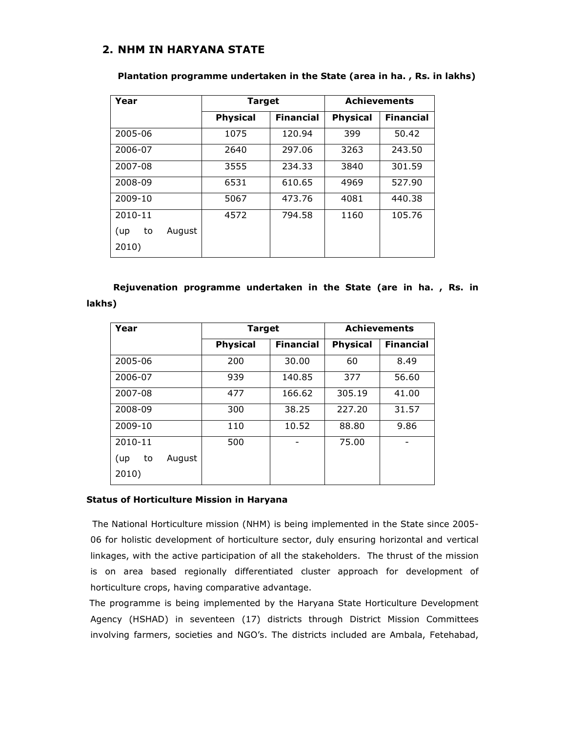## 2. NHM IN HARYANA STATE

**Plantation programme undertaken in the State (area in ha. , Rs. in lakhs)**

| Year | Target | | Achievements | |
|---|---|---|---|---|
| | **Physical** | **Financial** | **Physical** | **Financial** |
| 2005-06 | 1075 | 120.94 | 399 | 50.42 |
| 2006-07 | 2640 | 297.06 | 3263 | 243.50 |
| 2007-08 | 3555 | 234.33 | 3840 | 301.59 |
| 2008-09 | 6531 | 610.65 | 4969 | 527.90 |
| 2009-10 | 5067 | 473.76 | 4081 | 440.38 |
| 2010-11 (up to August 2010) | 4572 | 794.58 | 1160 | 105.76 |

**Rejuvenation programme undertaken in the State (are in ha. , Rs. in lakhs)**

| Year | Target | | Achievements | |
|---|---|---|---|---|
| | **Physical** | **Financial** | **Physical** | **Financial** |
| 2005-06 | 200 | 30.00 | 60 | 8.49 |
| 2006-07 | 939 | 140.85 | 377 | 56.60 |
| 2007-08 | 477 | 166.62 | 305.19 | 41.00 |
| 2008-09 | 300 | 38.25 | 227.20 | 31.57 |
| 2009-10 | 110 | 10.52 | 88.80 | 9.86 |
| 2010-11 (up to August 2010) | 500 | - | 75.00 | - |

**Status of Horticulture Mission in Haryana**

The National Horticulture mission (NHM) is being implemented in the State since 2005-06 for holistic development of horticulture sector, duly ensuring horizontal and vertical linkages, with the active participation of all the stakeholders. The thrust of the mission is on area based regionally differentiated cluster approach for development of horticulture crops, having comparative advantage.

The programme is being implemented by the Haryana State Horticulture Development Agency (HSHAD) in seventeen (17) districts through District Mission Committees involving farmers, societies and NGO's. The districts included are Ambala, Fetehabad,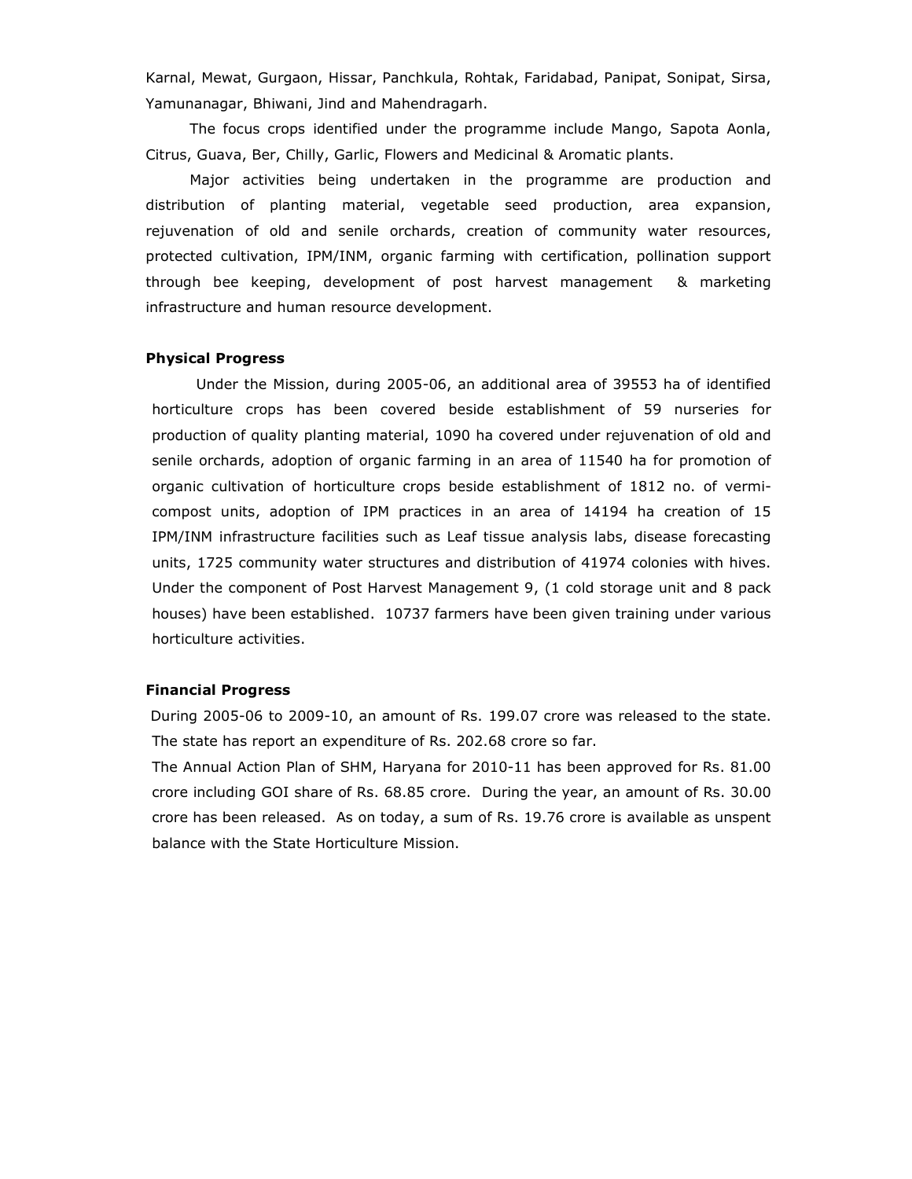Karnal, Mewat, Gurgaon, Hissar, Panchkula, Rohtak, Faridabad, Panipat, Sonipat, Sirsa, Yamunanagar, Bhiwani, Jind and Mahendragarh.

The focus crops identified under the programme include Mango, Sapota Aonla, Citrus, Guava, Ber, Chilly, Garlic, Flowers and Medicinal & Aromatic plants.

Major activities being undertaken in the programme are production and distribution of planting material, vegetable seed production, area expansion, rejuvenation of old and senile orchards, creation of community water resources, protected cultivation, IPM/INM, organic farming with certification, pollination support through bee keeping, development of post harvest management & marketing infrastructure and human resource development.

**Physical Progress**

Under the Mission, during 2005-06, an additional area of 39553 ha of identified horticulture crops has been covered beside establishment of 59 nurseries for production of quality planting material, 1090 ha covered under rejuvenation of old and senile orchards, adoption of organic farming in an area of 11540 ha for promotion of organic cultivation of horticulture crops beside establishment of 1812 no. of vermi-compost units, adoption of IPM practices in an area of 14194 ha creation of 15 IPM/INM infrastructure facilities such as Leaf tissue analysis labs, disease forecasting units, 1725 community water structures and distribution of 41974 colonies with hives. Under the component of Post Harvest Management 9, (1 cold storage unit and 8 pack houses) have been established. 10737 farmers have been given training under various horticulture activities.

**Financial Progress**

During 2005-06 to 2009-10, an amount of Rs. 199.07 crore was released to the state. The state has report an expenditure of Rs. 202.68 crore so far.

The Annual Action Plan of SHM, Haryana for 2010-11 has been approved for Rs. 81.00 crore including GOI share of Rs. 68.85 crore. During the year, an amount of Rs. 30.00 crore has been released. As on today, a sum of Rs. 19.76 crore is available as unspent balance with the State Horticulture Mission.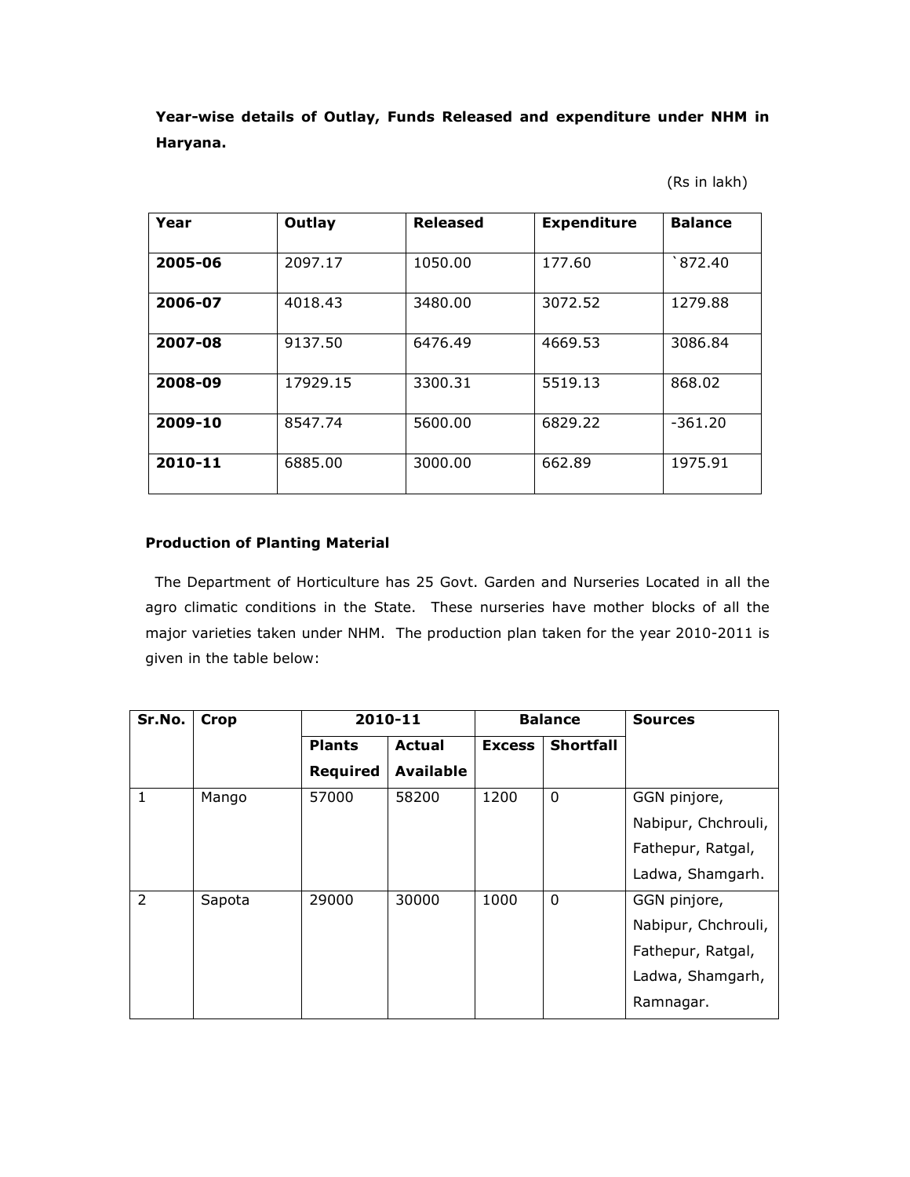**Year-wise details of Outlay, Funds Released and expenditure under NHM in Haryana.**

(Rs in lakh)

| Year | Outlay | Released | Expenditure | Balance |
|---|---|---|---|---|
| **2005-06** | 2097.17 | 1050.00 | 177.60 | `872.40 |
| **2006-07** | 4018.43 | 3480.00 | 3072.52 | 1279.88 |
| **2007-08** | 9137.50 | 6476.49 | 4669.53 | 3086.84 |
| **2008-09** | 17929.15 | 3300.31 | 5519.13 | 868.02 |
| **2009-10** | 8547.74 | 5600.00 | 6829.22 | -361.20 |
| **2010-11** | 6885.00 | 3000.00 | 662.89 | 1975.91 |

**Production of Planting Material**

The Department of Horticulture has 25 Govt. Garden and Nurseries Located in all the agro climatic conditions in the State. These nurseries have mother blocks of all the major varieties taken under NHM. The production plan taken for the year 2010-2011 is given in the table below:

| Sr.No. | Crop | 2010-11 | | Balance | | Sources |
|---|---|---|---|---|---|---|
| | | Plants Required | Actual Available | Excess | Shortfall | |
| 1 | Mango | 57000 | 58200 | 1200 | 0 | GGN pinjore, Nabipur, Chchrouli, Fathepur, Ratgal, Ladwa, Shamgarh. |
| 2 | Sapota | 29000 | 30000 | 1000 | 0 | GGN pinjore, Nabipur, Chchrouli, Fathepur, Ratgal, Ladwa, Shamgarh, Ramnagar. |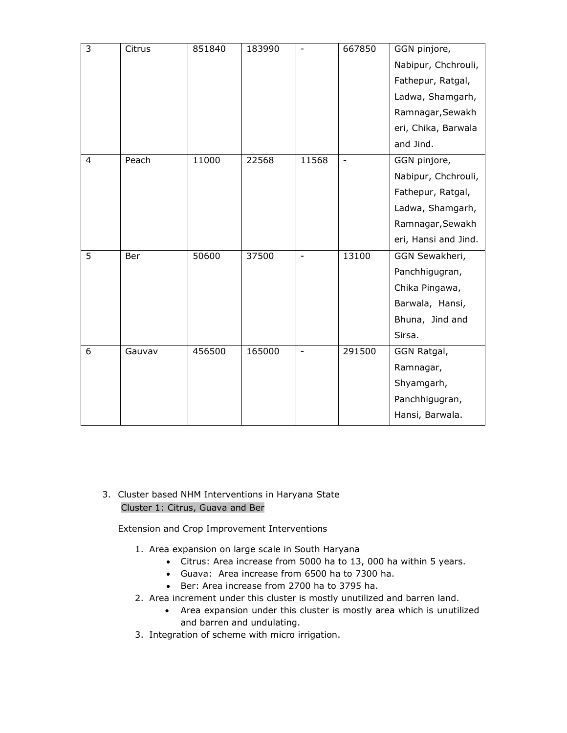| 3 | Citrus | 851840 | 183990 | - | 667850 | GGN pinjore, Nabipur, Chchrouli, Fathepur, Ratgal, Ladwa, Shamgarh, Ramnagar,Sewakheri, Chika, Barwala and Jind. |
|---|---|---|---|---|---|---|
| 4 | Peach | 11000 | 22568 | 11568 | - | GGN pinjore, Nabipur, Chchrouli, Fathepur, Ratgal, Ladwa, Shamgarh, Ramnagar,Sewakheri, Hansi and Jind. |
| 5 | Ber | 50600 | 37500 | - | 13100 | GGN Sewakheri, Panchhigugran, Chika Pingawa, Barwala, Hansi, Bhuna, Jind and Sirsa. |
| 6 | Gauvav | 456500 | 165000 | - | 291500 | GGN Ratgal, Ramnagar, Shyamgarh, Panchhigugran, Hansi, Barwala. |

3. Cluster based NHM Interventions in Haryana State

Cluster 1: Citrus, Guava and Ber

Extension and Crop Improvement Interventions

1. Area expansion on large scale in South Haryana
    - Citrus: Area increase from 5000 ha to 13, 000 ha within 5 years.
    - Guava: Area increase from 6500 ha to 7300 ha.
    - Ber: Area increase from 2700 ha to 3795 ha.
2. Area increment under this cluster is mostly unutilized and barren land.
    - Area expansion under this cluster is mostly area which is unutilized and barren and undulating.
3. Integration of scheme with micro irrigation.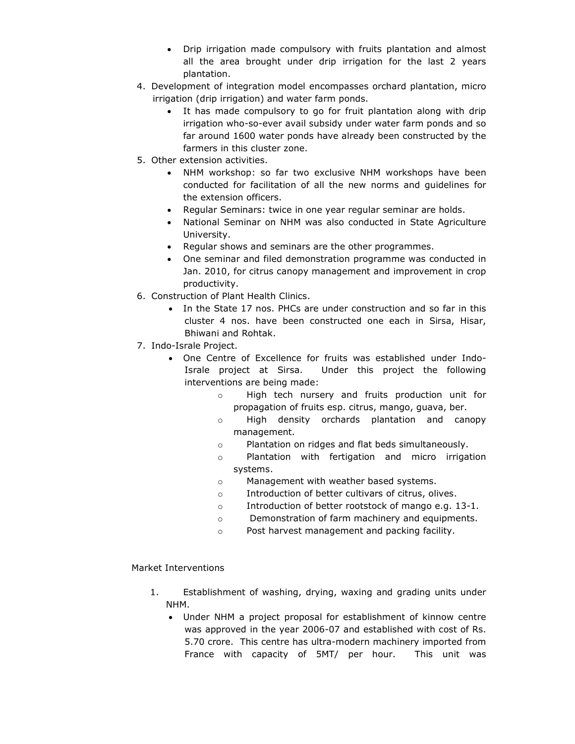- Drip irrigation made compulsory with fruits plantation and almost all the area brought under drip irrigation for the last 2 years plantation.

4. Development of integration model encompasses orchard plantation, micro irrigation (drip irrigation) and water farm ponds.
    - It has made compulsory to go for fruit plantation along with drip irrigation who-so-ever avail subsidy under water farm ponds and so far around 1600 water ponds have already been constructed by the farmers in this cluster zone.
5. Other extension activities.
    - NHM workshop: so far two exclusive NHM workshops have been conducted for facilitation of all the new norms and guidelines for the extension officers.
    - Regular Seminars: twice in one year regular seminar are holds.
    - National Seminar on NHM was also conducted in State Agriculture University.
    - Regular shows and seminars are the other programmes.
    - One seminar and filed demonstration programme was conducted in Jan. 2010, for citrus canopy management and improvement in crop productivity.
6. Construction of Plant Health Clinics.
    - In the State 17 nos. PHCs are under construction and so far in this cluster 4 nos. have been constructed one each in Sirsa, Hisar, Bhiwani and Rohtak.
7. Indo-Israle Project.
    - One Centre of Excellence for fruits was established under Indo-Israle project at Sirsa. Under this project the following interventions are being made:
        - High tech nursery and fruits production unit for propagation of fruits esp. citrus, mango, guava, ber.
        - High density orchards plantation and canopy management.
        - Plantation on ridges and flat beds simultaneously.
        - Plantation with fertigation and micro irrigation systems.
        - Management with weather based systems.
        - Introduction of better cultivars of citrus, olives.
        - Introduction of better rootstock of mango e.g. 13-1.
        - Demonstration of farm machinery and equipments.
        - Post harvest management and packing facility.

Market Interventions

1. Establishment of washing, drying, waxing and grading units under NHM.
    - Under NHM a project proposal for establishment of kinnow centre was approved in the year 2006-07 and established with cost of Rs. 5.70 crore. This centre has ultra-modern machinery imported from France with capacity of 5MT/ per hour. This unit was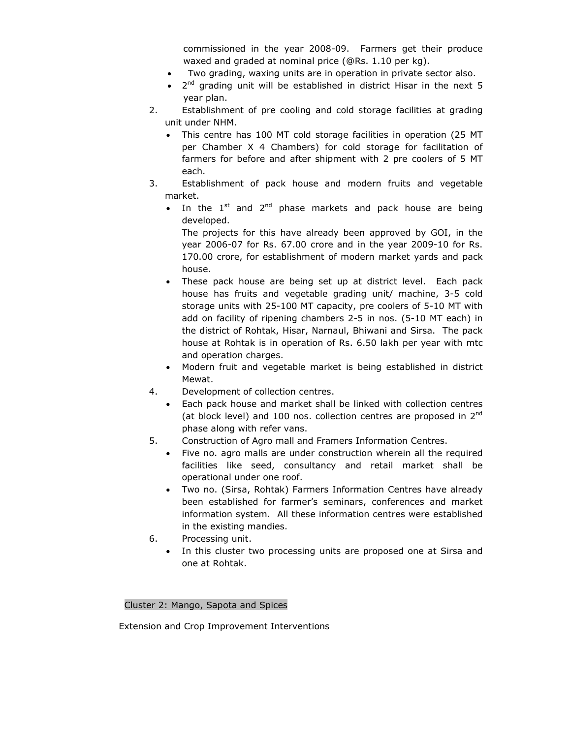commissioned in the year 2008-09. Farmers get their produce waxed and graded at nominal price (@Rs. 1.10 per kg).

- Two grading, waxing units are in operation in private sector also.
- 2nd grading unit will be established in district Hisar in the next 5 year plan.

2. Establishment of pre cooling and cold storage facilities at grading unit under NHM.
   - This centre has 100 MT cold storage facilities in operation (25 MT per Chamber X 4 Chambers) for cold storage for facilitation of farmers for before and after shipment with 2 pre coolers of 5 MT each.
3. Establishment of pack house and modern fruits and vegetable market.
   - In the 1st and 2nd phase markets and pack house are being developed.

     The projects for this have already been approved by GOI, in the year 2006-07 for Rs. 67.00 crore and in the year 2009-10 for Rs. 170.00 crore, for establishment of modern market yards and pack house.
   - These pack house are being set up at district level. Each pack house has fruits and vegetable grading unit/ machine, 3-5 cold storage units with 25-100 MT capacity, pre coolers of 5-10 MT with add on facility of ripening chambers 2-5 in nos. (5-10 MT each) in the district of Rohtak, Hisar, Narnaul, Bhiwani and Sirsa. The pack house at Rohtak is in operation of Rs. 6.50 lakh per year with mtc and operation charges.
   - Modern fruit and vegetable market is being established in district Mewat.
4. Development of collection centres.
   - Each pack house and market shall be linked with collection centres (at block level) and 100 nos. collection centres are proposed in 2nd phase along with refer vans.
5. Construction of Agro mall and Framers Information Centres.
   - Five no. agro malls are under construction wherein all the required facilities like seed, consultancy and retail market shall be operational under one roof.
   - Two no. (Sirsa, Rohtak) Farmers Information Centres have already been established for farmer's seminars, conferences and market information system. All these information centres were established in the existing mandies.
6. Processing unit.
   - In this cluster two processing units are proposed one at Sirsa and one at Rohtak.

## Cluster 2: Mango, Sapota and Spices

Extension and Crop Improvement Interventions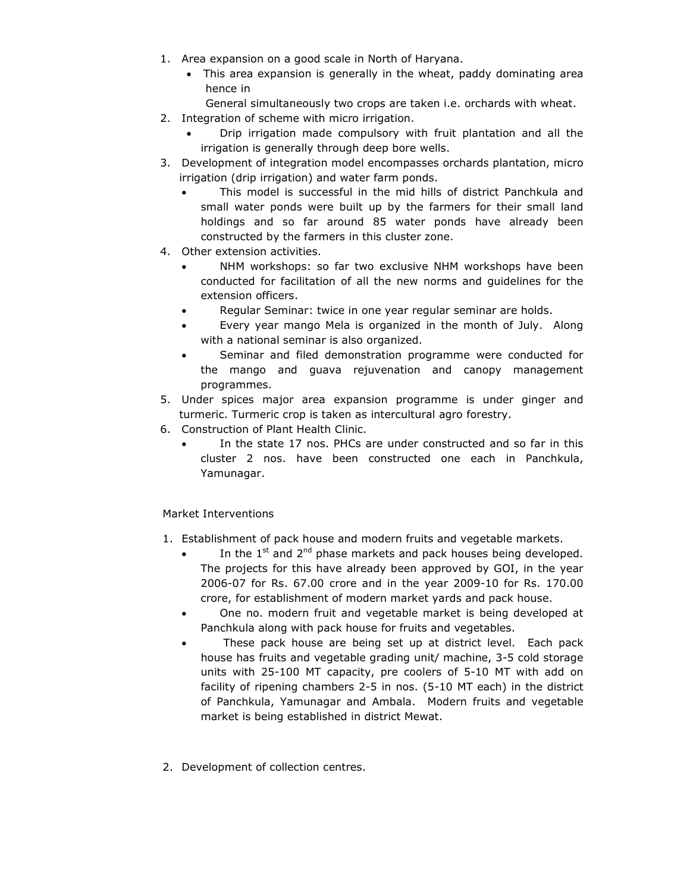1. Area expansion on a good scale in North of Haryana.
    - This area expansion is generally in the wheat, paddy dominating area hence in

      General simultaneously two crops are taken i.e. orchards with wheat.
2. Integration of scheme with micro irrigation.
    - Drip irrigation made compulsory with fruit plantation and all the irrigation is generally through deep bore wells.
3. Development of integration model encompasses orchards plantation, micro irrigation (drip irrigation) and water farm ponds.
    - This model is successful in the mid hills of district Panchkula and small water ponds were built up by the farmers for their small land holdings and so far around 85 water ponds have already been constructed by the farmers in this cluster zone.
4. Other extension activities.
    - NHM workshops: so far two exclusive NHM workshops have been conducted for facilitation of all the new norms and guidelines for the extension officers.
    - Regular Seminar: twice in one year regular seminar are holds.
    - Every year mango Mela is organized in the month of July. Along with a national seminar is also organized.
    - Seminar and filed demonstration programme were conducted for the mango and guava rejuvenation and canopy management programmes.
5. Under spices major area expansion programme is under ginger and turmeric. Turmeric crop is taken as intercultural agro forestry.
6. Construction of Plant Health Clinic.
    - In the state 17 nos. PHCs are under constructed and so far in this cluster 2 nos. have been constructed one each in Panchkula, Yamunagar.

Market Interventions

1. Establishment of pack house and modern fruits and vegetable markets.
    - In the 1st and 2nd phase markets and pack houses being developed. The projects for this have already been approved by GOI, in the year 2006-07 for Rs. 67.00 crore and in the year 2009-10 for Rs. 170.00 crore, for establishment of modern market yards and pack house.
    - One no. modern fruit and vegetable market is being developed at Panchkula along with pack house for fruits and vegetables.
    - These pack house are being set up at district level. Each pack house has fruits and vegetable grading unit/ machine, 3-5 cold storage units with 25-100 MT capacity, pre coolers of 5-10 MT with add on facility of ripening chambers 2-5 in nos. (5-10 MT each) in the district of Panchkula, Yamunagar and Ambala. Modern fruits and vegetable market is being established in district Mewat.

2. Development of collection centres.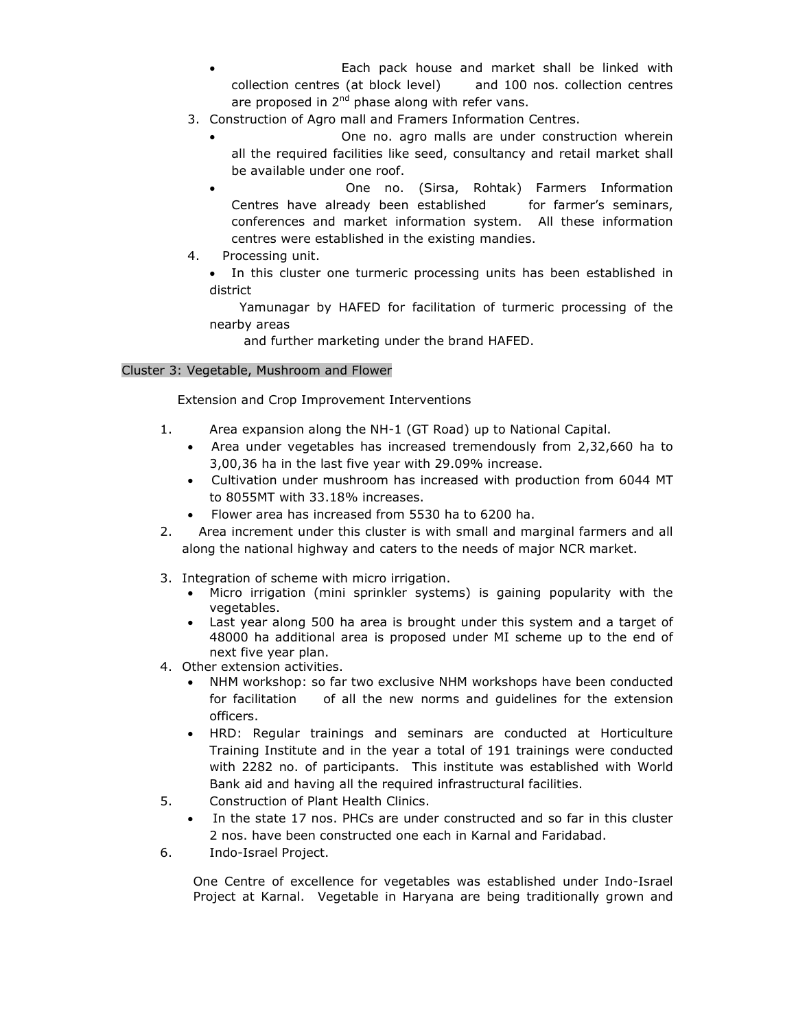- Each pack house and market shall be linked with collection centres (at block level) and 100 nos. collection centres are proposed in 2nd phase along with refer vans.

3. Construction of Agro mall and Framers Information Centres.
   - One no. agro malls are under construction wherein all the required facilities like seed, consultancy and retail market shall be available under one roof.
   - One no. (Sirsa, Rohtak) Farmers Information Centres have already been established for farmer's seminars, conferences and market information system. All these information centres were established in the existing mandies.

4. Processing unit.
   - In this cluster one turmeric processing units has been established in district Yamunagar by HAFED for facilitation of turmeric processing of the nearby areas and further marketing under the brand HAFED.

Cluster 3: Vegetable, Mushroom and Flower

Extension and Crop Improvement Interventions

1. Area expansion along the NH-1 (GT Road) up to National Capital.
   - Area under vegetables has increased tremendously from 2,32,660 ha to 3,00,36 ha in the last five year with 29.09% increase.
   - Cultivation under mushroom has increased with production from 6044 MT to 8055MT with 33.18% increases.
   - Flower area has increased from 5530 ha to 6200 ha.
2. Area increment under this cluster is with small and marginal farmers and all along the national highway and caters to the needs of major NCR market.
3. Integration of scheme with micro irrigation.
   - Micro irrigation (mini sprinkler systems) is gaining popularity with the vegetables.
   - Last year along 500 ha area is brought under this system and a target of 48000 ha additional area is proposed under MI scheme up to the end of next five year plan.
4. Other extension activities.
   - NHM workshop: so far two exclusive NHM workshops have been conducted for facilitation of all the new norms and guidelines for the extension officers.
   - HRD: Regular trainings and seminars are conducted at Horticulture Training Institute and in the year a total of 191 trainings were conducted with 2282 no. of participants. This institute was established with World Bank aid and having all the required infrastructural facilities.
5. Construction of Plant Health Clinics.
   - In the state 17 nos. PHCs are under constructed and so far in this cluster 2 nos. have been constructed one each in Karnal and Faridabad.
6. Indo-Israel Project.

   One Centre of excellence for vegetables was established under Indo-Israel Project at Karnal. Vegetable in Haryana are being traditionally grown and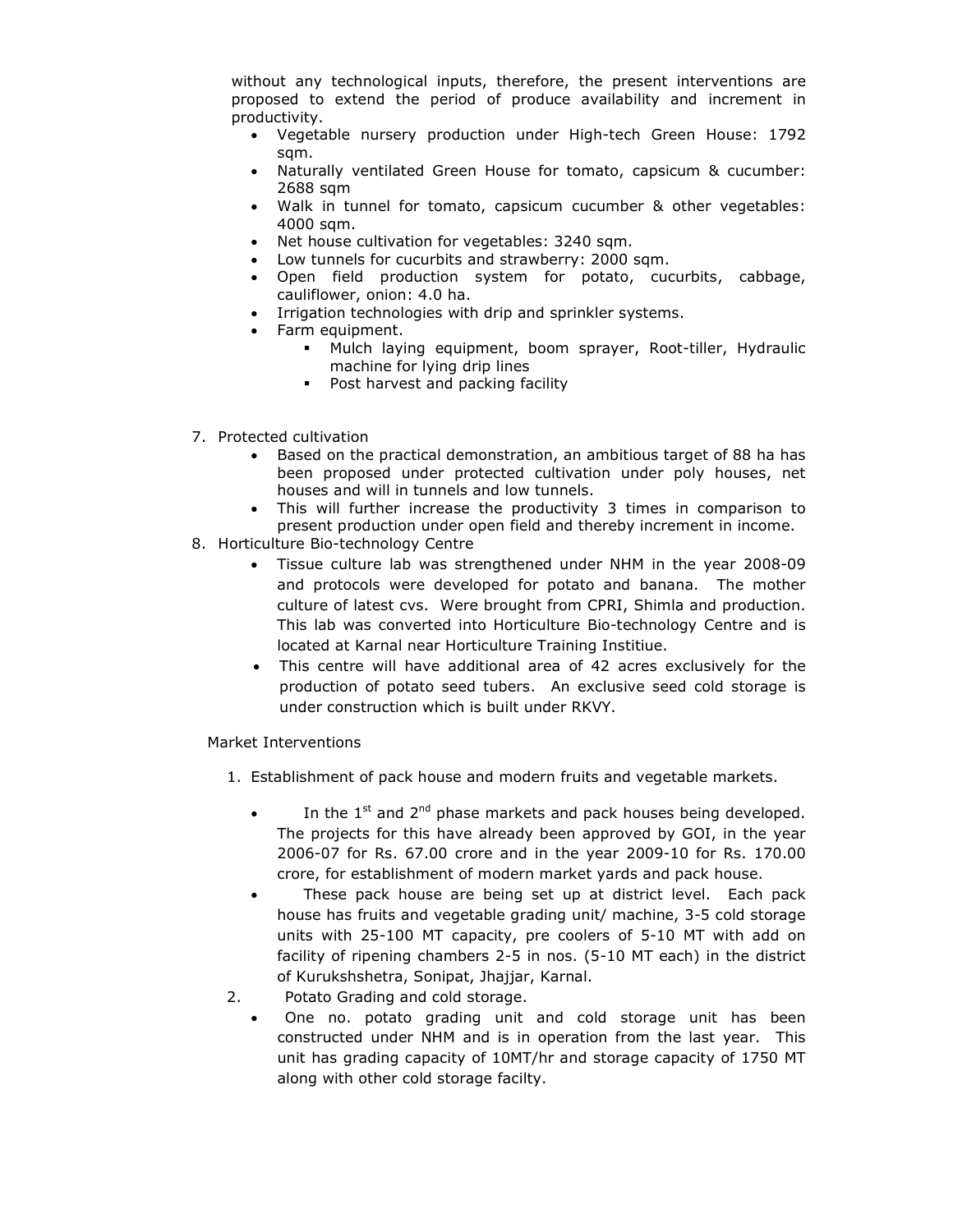without any technological inputs, therefore, the present interventions are proposed to extend the period of produce availability and increment in productivity.

- Vegetable nursery production under High-tech Green House: 1792 sqm.
- Naturally ventilated Green House for tomato, capsicum & cucumber: 2688 sqm
- Walk in tunnel for tomato, capsicum cucumber & other vegetables: 4000 sqm.
- Net house cultivation for vegetables: 3240 sqm.
- Low tunnels for cucurbits and strawberry: 2000 sqm.
- Open field production system for potato, cucurbits, cabbage, cauliflower, onion: 4.0 ha.
- Irrigation technologies with drip and sprinkler systems.
- Farm equipment.
  - Mulch laying equipment, boom sprayer, Root-tiller, Hydraulic machine for lying drip lines
  - Post harvest and packing facility

7. Protected cultivation
   - Based on the practical demonstration, an ambitious target of 88 ha has been proposed under protected cultivation under poly houses, net houses and will in tunnels and low tunnels.
   - This will further increase the productivity 3 times in comparison to present production under open field and thereby increment in income.
8. Horticulture Bio-technology Centre
   - Tissue culture lab was strengthened under NHM in the year 2008-09 and protocols were developed for potato and banana. The mother culture of latest cvs. Were brought from CPRI, Shimla and production. This lab was converted into Horticulture Bio-technology Centre and is located at Karnal near Horticulture Training Institiue.
   - This centre will have additional area of 42 acres exclusively for the production of potato seed tubers. An exclusive seed cold storage is under construction which is built under RKVY.

Market Interventions

1. Establishment of pack house and modern fruits and vegetable markets.
   - In the 1st and 2nd phase markets and pack houses being developed. The projects for this have already been approved by GOI, in the year 2006-07 for Rs. 67.00 crore and in the year 2009-10 for Rs. 170.00 crore, for establishment of modern market yards and pack house.
   - These pack house are being set up at district level. Each pack house has fruits and vegetable grading unit/ machine, 3-5 cold storage units with 25-100 MT capacity, pre coolers of 5-10 MT with add on facility of ripening chambers 2-5 in nos. (5-10 MT each) in the district of Kurukshshetra, Sonipat, Jhajjar, Karnal.
2. Potato Grading and cold storage.
   - One no. potato grading unit and cold storage unit has been constructed under NHM and is in operation from the last year. This unit has grading capacity of 10MT/hr and storage capacity of 1750 MT along with other cold storage facilty.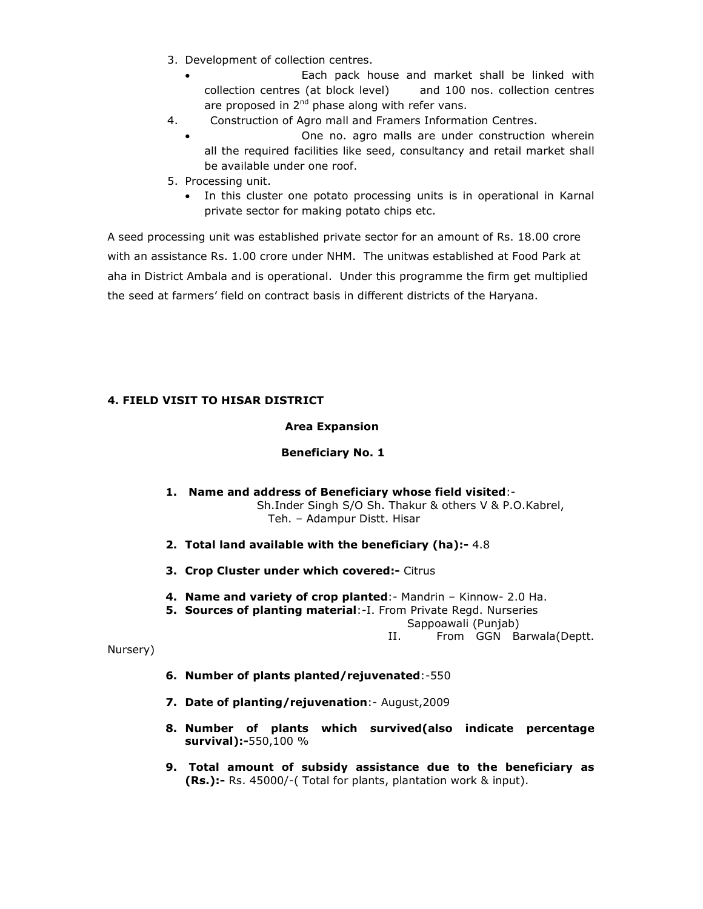3. Development of collection centres.
   - Each pack house and market shall be linked with collection centres (at block level) and 100 nos. collection centres are proposed in 2[nd] phase along with refer vans.
4. Construction of Agro mall and Framers Information Centres.
   - One no. agro malls are under construction wherein all the required facilities like seed, consultancy and retail market shall be available under one roof.
5. Processing unit.
   - In this cluster one potato processing units is in operational in Karnal private sector for making potato chips etc.

A seed processing unit was established private sector for an amount of Rs. 18.00 crore with an assistance Rs. 1.00 crore under NHM. The unitwas established at Food Park at aha in District Ambala and is operational. Under this programme the firm get multiplied the seed at farmers' field on contract basis in different districts of the Haryana.

## 4. FIELD VISIT TO HISAR DISTRICT

### Area Expansion

### Beneficiary No. 1

1. **Name and address of Beneficiary whose field visited**:-
   Sh.Inder Singh S/O Sh. Thakur & others V & P.O.Kabrel, Teh. – Adampur Distt. Hisar
2. **Total land available with the beneficiary (ha):-** 4.8
3. **Crop Cluster under which covered:-** Citrus
4. **Name and variety of crop planted**:- Mandrin – Kinnow- 2.0 Ha.
5. **Sources of planting material**:-I. From Private Regd. Nurseries Sappoawali (Punjab)
   II. From GGN Barwala(Deptt. Nursery)
6. **Number of plants planted/rejuvenated**:-550
7. **Date of planting/rejuvenation**:- August,2009
8. **Number of plants which survived(also indicate percentage survival):-**550,100 %
9. **Total amount of subsidy assistance due to the beneficiary as (Rs.):-** Rs. 45000/-( Total for plants, plantation work & input).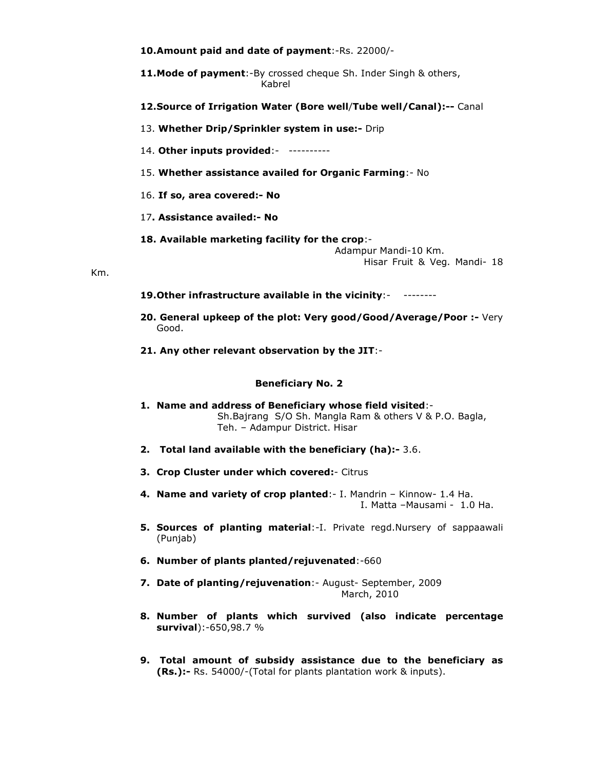**10. Amount paid and date of payment**:-Rs. 22000/-

**11. Mode of payment**:-By crossed cheque Sh. Inder Singh & others, Kabrel

**12. Source of Irrigation Water (Bore well/Tube well/Canal):--** Canal

13. **Whether Drip/Sprinkler system in use:-** Drip

14. **Other inputs provided**:- ----------

15. **Whether assistance availed for Organic Farming**:- No

16. **If so, area covered:- No**

17**. Assistance availed:- No**

**18. Available marketing facility for the crop**:-
Adampur Mandi-10 Km.
Hisar Fruit & Veg. Mandi- 18 Km.

**19. Other infrastructure available in the vicinity**:- --------

**20. General upkeep of the plot: Very good/Good/Average/Poor :-** Very Good.

**21. Any other relevant observation by the JIT**:-

**Beneficiary No. 2**

1. **Name and address of Beneficiary whose field visited**:-
   Sh.Bajrang S/O Sh. Mangla Ram & others V & P.O. Bagla, Teh. – Adampur District. Hisar
2. **Total land available with the beneficiary (ha):-** 3.6.
3. **Crop Cluster under which covered:**- Citrus
4. **Name and variety of crop planted**:- I. Mandrin – Kinnow- 1.4 Ha.
   I. Matta –Mausami - 1.0 Ha.
5. **Sources of planting material**:-I. Private regd.Nursery of sappaawali (Punjab)
6. **Number of plants planted/rejuvenated**:-660
7. **Date of planting/rejuvenation**:- August- September, 2009
   March, 2010
8. **Number of plants which survived (also indicate percentage survival)**:-650,98.7 %
9. **Total amount of subsidy assistance due to the beneficiary as (Rs.):-** Rs. 54000/-(Total for plants plantation work & inputs).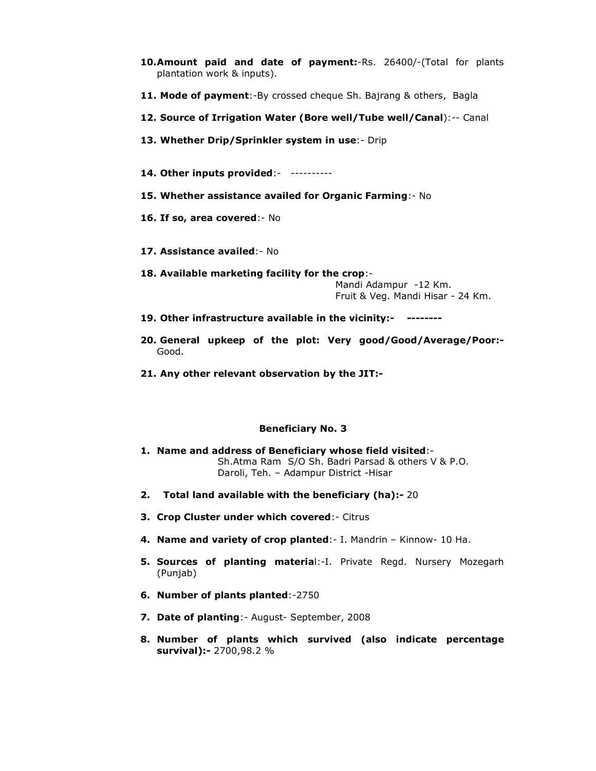10. **Amount paid and date of payment:**-Rs. 26400/-(Total for plants plantation work & inputs).

11. **Mode of payment**:-By crossed cheque Sh. Bajrang & others, Bagla

12. **Source of Irrigation Water (Bore well/Tube well/Canal**):-- Canal

13. **Whether Drip/Sprinkler system in use**:- Drip

14. **Other inputs provided**:- ----------

15. **Whether assistance availed for Organic Farming**:- No

16. **If so, area covered**:- No

17. **Assistance availed**:- No

18. **Available marketing facility for the crop**:-
    Mandi Adampur -12 Km.
    Fruit & Veg. Mandi Hisar - 24 Km.

19. **Other infrastructure available in the vicinity:- --------**

20. **General upkeep of the plot: Very good/Good/Average/Poor:-** Good.

21. **Any other relevant observation by the JIT:-**

**Beneficiary No. 3**

1. **Name and address of Beneficiary whose field visited**:-
   Sh.Atma Ram S/O Sh. Badri Parsad & others V & P.O. Daroli, Teh. – Adampur District -Hisar

2. **Total land available with the beneficiary (ha):-** 20

3. **Crop Cluster under which covered**:- Citrus

4. **Name and variety of crop planted**:- I. Mandrin – Kinnow- 10 Ha.

5. **Sources of planting materia**l:-I. Private Regd. Nursery Mozegarh (Punjab)

6. **Number of plants planted**:-2750

7. **Date of planting**:- August- September, 2008

8. **Number of plants which survived (also indicate percentage survival):-** 2700,98.2 %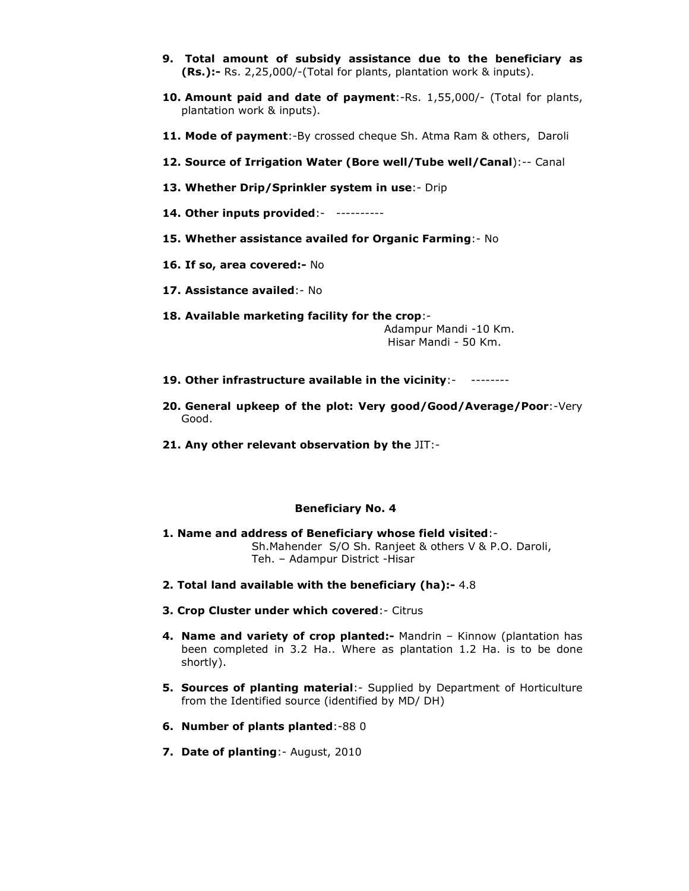9. **Total amount of subsidy assistance due to the beneficiary as (Rs.):-** Rs. 2,25,000/-(Total for plants, plantation work & inputs).

10. **Amount paid and date of payment**:-Rs. 1,55,000/- (Total for plants, plantation work & inputs).

11. **Mode of payment**:-By crossed cheque Sh. Atma Ram & others, Daroli

12. **Source of Irrigation Water (Bore well/Tube well/Canal)**:-- Canal

13. **Whether Drip/Sprinkler system in use**:- Drip

14. **Other inputs provided**:- ----------

15. **Whether assistance availed for Organic Farming**:- No

16. **If so, area covered:-** No

17. **Assistance availed**:- No

18. **Available marketing facility for the crop**:-
    Adampur Mandi -10 Km.
    Hisar Mandi - 50 Km.

19. **Other infrastructure available in the vicinity**:- --------

20. **General upkeep of the plot: Very good/Good/Average/Poor**:-Very Good.

21. **Any other relevant observation by the** JIT:-

**Beneficiary No. 4**

1. **Name and address of Beneficiary whose field visited**:-
   Sh.Mahender S/O Sh. Ranjeet & others V & P.O. Daroli,
   Teh. – Adampur District -Hisar

2. **Total land available with the beneficiary (ha):-** 4.8

3. **Crop Cluster under which covered**:- Citrus

4. **Name and variety of crop planted:-** Mandrin – Kinnow (plantation has been completed in 3.2 Ha.. Where as plantation 1.2 Ha. is to be done shortly).

5. **Sources of planting material**:- Supplied by Department of Horticulture from the Identified source (identified by MD/ DH)

6. **Number of plants planted**:-88 0

7. **Date of planting**:- August, 2010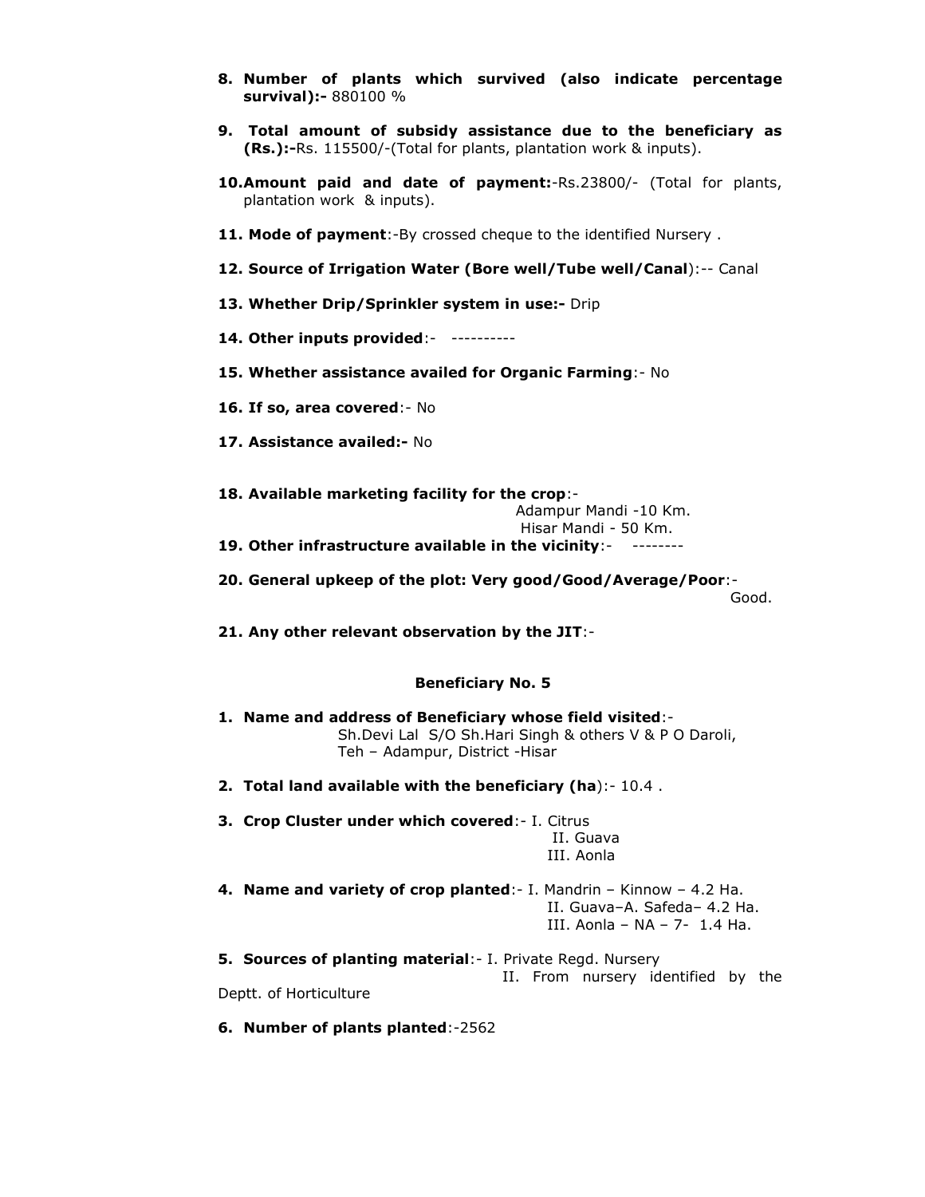8. **Number of plants which survived (also indicate percentage survival):-** 880100 %

9. **Total amount of subsidy assistance due to the beneficiary as (Rs.):-**Rs. 115500/-(Total for plants, plantation work & inputs).

10. **Amount paid and date of payment:**-Rs.23800/- (Total for plants, plantation work & inputs).

11. **Mode of payment**:-By crossed cheque to the identified Nursery .

12. **Source of Irrigation Water (Bore well/Tube well/Canal**):-- Canal

13. **Whether Drip/Sprinkler system in use:-** Drip

14. **Other inputs provided**:- ----------

15. **Whether assistance availed for Organic Farming**:- No

16. **If so, area covered**:- No

17. **Assistance availed:-** No

18. **Available marketing facility for the crop**:-
    Adampur Mandi -10 Km.
    Hisar Mandi - 50 Km.

19. **Other infrastructure available in the vicinity**:- --------

20. **General upkeep of the plot: Very good/Good/Average/Poor**:-
    Good.

21. **Any other relevant observation by the JIT**:-

### Beneficiary No. 5

1. **Name and address of Beneficiary whose field visited**:-
   Sh.Devi Lal S/O Sh.Hari Singh & others V & P O Daroli, Teh – Adampur, District -Hisar

2. **Total land available with the beneficiary (ha**):- 10.4 .

3. **Crop Cluster under which covered**:- I. Citrus
   II. Guava
   III. Aonla

4. **Name and variety of crop planted**:- I. Mandrin – Kinnow – 4.2 Ha.
   II. Guava–A. Safeda– 4.2 Ha.
   III. Aonla – NA – 7- 1.4 Ha.

5. **Sources of planting material**:- I. Private Regd. Nursery
   II. From nursery identified by the Deptt. of Horticulture

6. **Number of plants planted**:-2562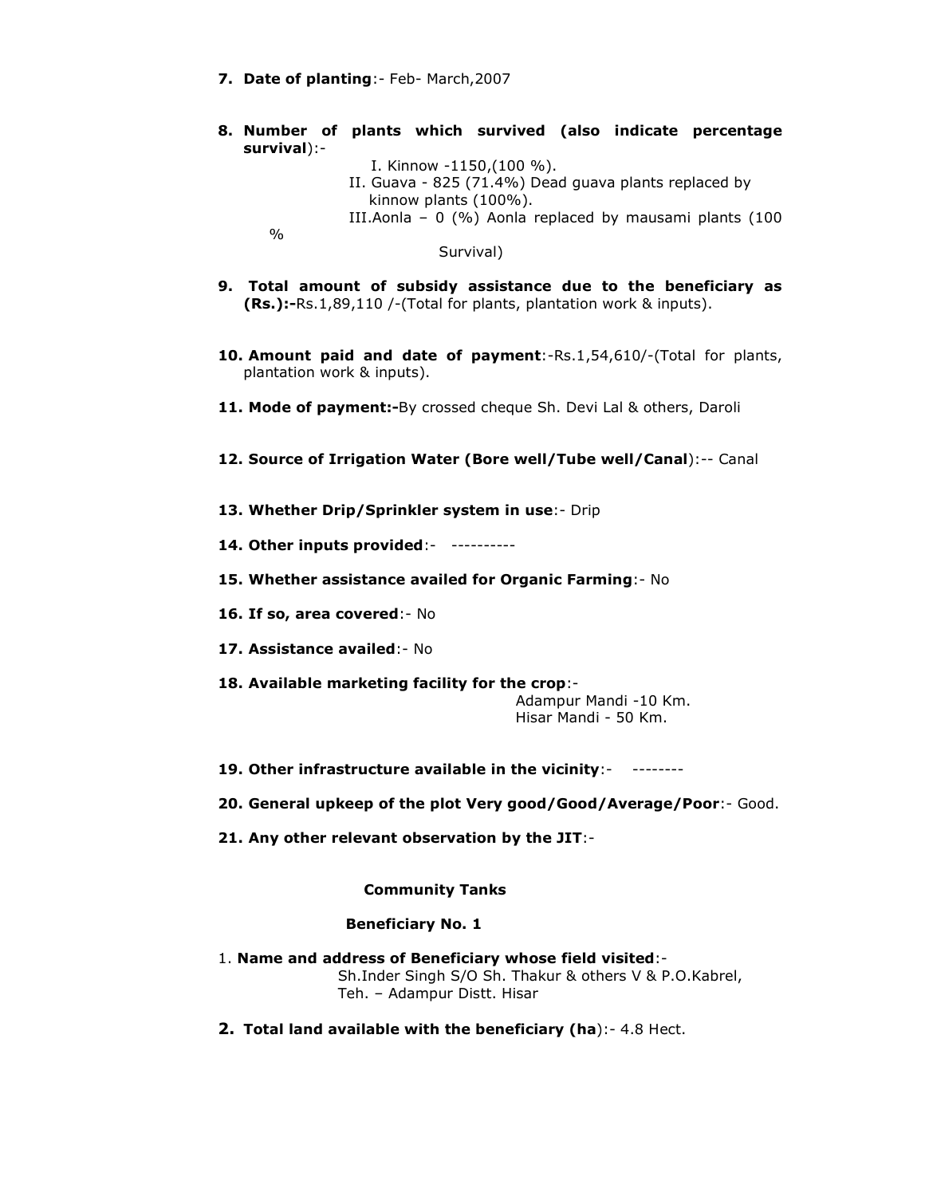7. **Date of planting**:- Feb- March,2007

8. **Number of plants which survived (also indicate percentage survival)**:-

   I. Kinnow -1150,(100 %).
   II. Guava - 825 (71.4%) Dead guava plants replaced by kinnow plants (100%).
   III.Aonla – 0 (%) Aonla replaced by mausami plants (100 % Survival)

9. **Total amount of subsidy assistance due to the beneficiary as (Rs.):-**Rs.1,89,110 /-(Total for plants, plantation work & inputs).

10. **Amount paid and date of payment**:-Rs.1,54,610/-(Total for plants, plantation work & inputs).

11. **Mode of payment:-**By crossed cheque Sh. Devi Lal & others, Daroli

12. **Source of Irrigation Water (Bore well/Tube well/Canal**):-- Canal

13. **Whether Drip/Sprinkler system in use**:- Drip

14. **Other inputs provided**:- ----------

15. **Whether assistance availed for Organic Farming**:- No

16. **If so, area covered**:- No

17. **Assistance availed**:- No

18. **Available marketing facility for the crop**:-
    Adampur Mandi -10 Km.
    Hisar Mandi - 50 Km.

19. **Other infrastructure available in the vicinity**:- --------

20. **General upkeep of the plot Very good/Good/Average/Poor**:- Good.

21. **Any other relevant observation by the JIT**:-

**Community Tanks**

**Beneficiary No. 1**

1. **Name and address of Beneficiary whose field visited**:-
   Sh.Inder Singh S/O Sh. Thakur & others V & P.O.Kabrel, Teh. – Adampur Distt. Hisar

2. **Total land available with the beneficiary (ha**):- 4.8 Hect.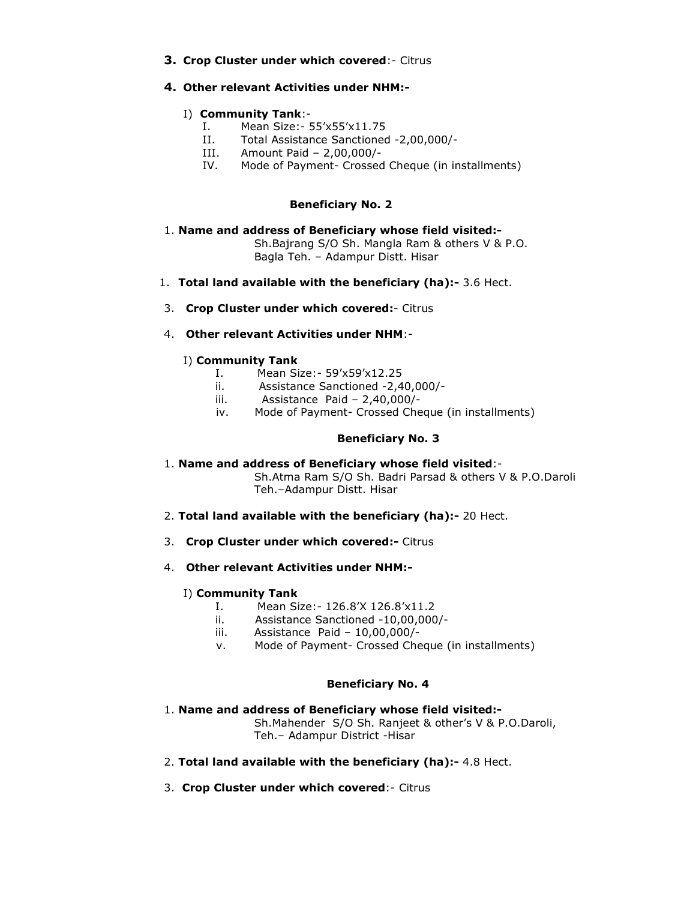**3. Crop Cluster under which covered**:- Citrus

**4. Other relevant Activities under NHM:-**

I) **Community Tank**:-

- I. Mean Size:- 55'x55'x11.75
- II. Total Assistance Sanctioned -2,00,000/-
- III. Amount Paid – 2,00,000/-
- IV. Mode of Payment- Crossed Cheque (in installments)

**Beneficiary No. 2**

1. **Name and address of Beneficiary whose field visited:-**
   Sh.Bajrang S/O Sh. Mangla Ram & others V & P.O. Bagla Teh. – Adampur Distt. Hisar

1. **Total land available with the beneficiary (ha):-** 3.6 Hect.

3. **Crop Cluster under which covered:**- Citrus

4. **Other relevant Activities under NHM**:-

I) **Community Tank**

- I. Mean Size:- 59'x59'x12.25
- ii. Assistance Sanctioned -2,40,000/-
- iii. Assistance Paid – 2,40,000/-
- iv. Mode of Payment- Crossed Cheque (in installments)

**Beneficiary No. 3**

1. **Name and address of Beneficiary whose field visited**:-
   Sh.Atma Ram S/O Sh. Badri Parsad & others V & P.O.Daroli Teh.–Adampur Distt. Hisar

2. **Total land available with the beneficiary (ha):-** 20 Hect.

3. **Crop Cluster under which covered:-** Citrus

4. **Other relevant Activities under NHM:-**

I) **Community Tank**

- I. Mean Size:- 126.8'X 126.8'x11.2
- ii. Assistance Sanctioned -10,00,000/-
- iii. Assistance Paid – 10,00,000/-
- v. Mode of Payment- Crossed Cheque (in installments)

**Beneficiary No. 4**

1. **Name and address of Beneficiary whose field visited:-**
   Sh.Mahender S/O Sh. Ranjeet & other's V & P.O.Daroli, Teh.– Adampur District -Hisar

2. **Total land available with the beneficiary (ha):-** 4.8 Hect.

3. **Crop Cluster under which covered**:- Citrus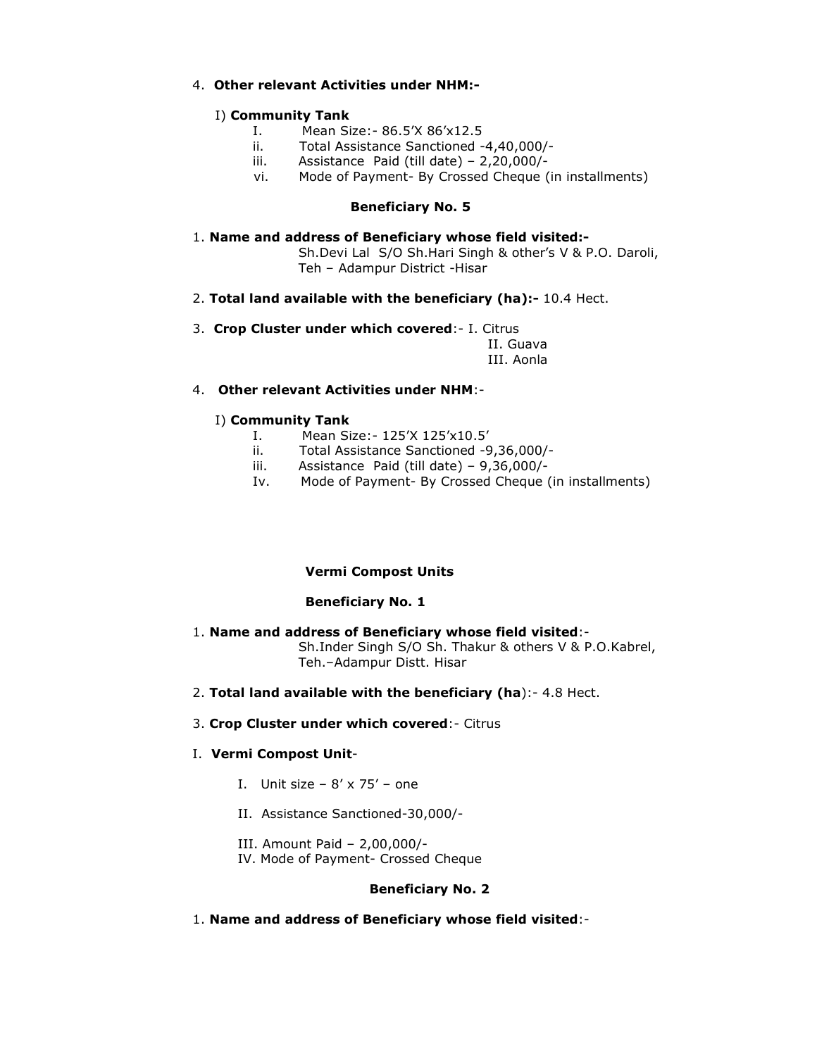4. **Other relevant Activities under NHM:-**

   I) **Community Tank**

   I. Mean Size:- 86.5'X 86'x12.5
   ii. Total Assistance Sanctioned -4,40,000/-
   iii. Assistance Paid (till date) – 2,20,000/-
   vi. Mode of Payment- By Crossed Cheque (in installments)

**Beneficiary No. 5**

1. **Name and address of Beneficiary whose field visited:-**
   Sh.Devi Lal S/O Sh.Hari Singh & other's V & P.O. Daroli, Teh – Adampur District -Hisar

2. **Total land available with the beneficiary (ha):-** 10.4 Hect.

3. **Crop Cluster under which covered**:- I. Citrus
   II. Guava
   III. Aonla

4. **Other relevant Activities under NHM**:-

   I) **Community Tank**

   I. Mean Size:- 125'X 125'x10.5'
   ii. Total Assistance Sanctioned -9,36,000/-
   iii. Assistance Paid (till date) – 9,36,000/-
   Iv. Mode of Payment- By Crossed Cheque (in installments)

**Vermi Compost Units**

**Beneficiary No. 1**

1. **Name and address of Beneficiary whose field visited**:-
   Sh.Inder Singh S/O Sh. Thakur & others V & P.O.Kabrel, Teh.–Adampur Distt. Hisar

2. **Total land available with the beneficiary (ha**):- 4.8 Hect.

3. **Crop Cluster under which covered**:- Citrus

I. **Vermi Compost Unit**-

   I. Unit size – 8' x 75' – one

   II. Assistance Sanctioned-30,000/-

   III. Amount Paid – 2,00,000/-
   IV. Mode of Payment- Crossed Cheque

**Beneficiary No. 2**

1. **Name and address of Beneficiary whose field visited**:-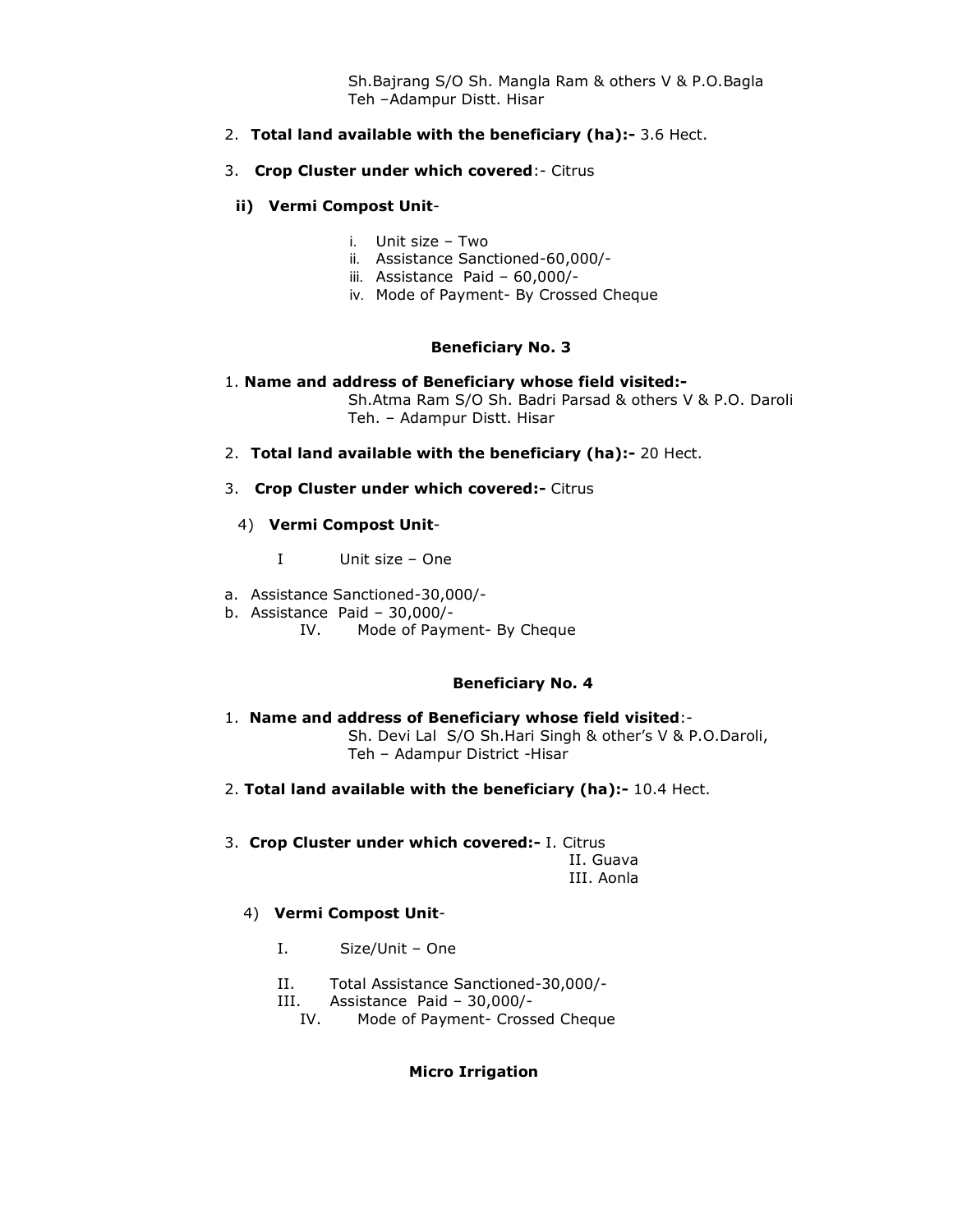Sh.Bajrang S/O Sh. Mangla Ram & others V & P.O.Bagla
Teh –Adampur Distt. Hisar

2. **Total land available with the beneficiary (ha):-** 3.6 Hect.

3. **Crop Cluster under which covered**:- Citrus

**ii) Vermi Compost Unit**-

i. Unit size – Two
ii. Assistance Sanctioned-60,000/-
iii. Assistance Paid – 60,000/-
iv. Mode of Payment- By Crossed Cheque

**Beneficiary No. 3**

1. **Name and address of Beneficiary whose field visited:-**
Sh.Atma Ram S/O Sh. Badri Parsad & others V & P.O. Daroli
Teh. – Adampur Distt. Hisar

2. **Total land available with the beneficiary (ha):-** 20 Hect.

3. **Crop Cluster under which covered:-** Citrus

4) **Vermi Compost Unit**-

I Unit size – One

a. Assistance Sanctioned-30,000/-
b. Assistance Paid – 30,000/-
IV. Mode of Payment- By Cheque

**Beneficiary No. 4**

1. **Name and address of Beneficiary whose field visited**:-
Sh. Devi Lal S/O Sh.Hari Singh & other's V & P.O.Daroli,
Teh – Adampur District -Hisar

2. **Total land available with the beneficiary (ha):-** 10.4 Hect.

3. **Crop Cluster under which covered:-** I. Citrus
II. Guava
III. Aonla

4) **Vermi Compost Unit**-

I. Size/Unit – One

II. Total Assistance Sanctioned-30,000/-
III. Assistance Paid – 30,000/-
IV. Mode of Payment- Crossed Cheque

**Micro Irrigation**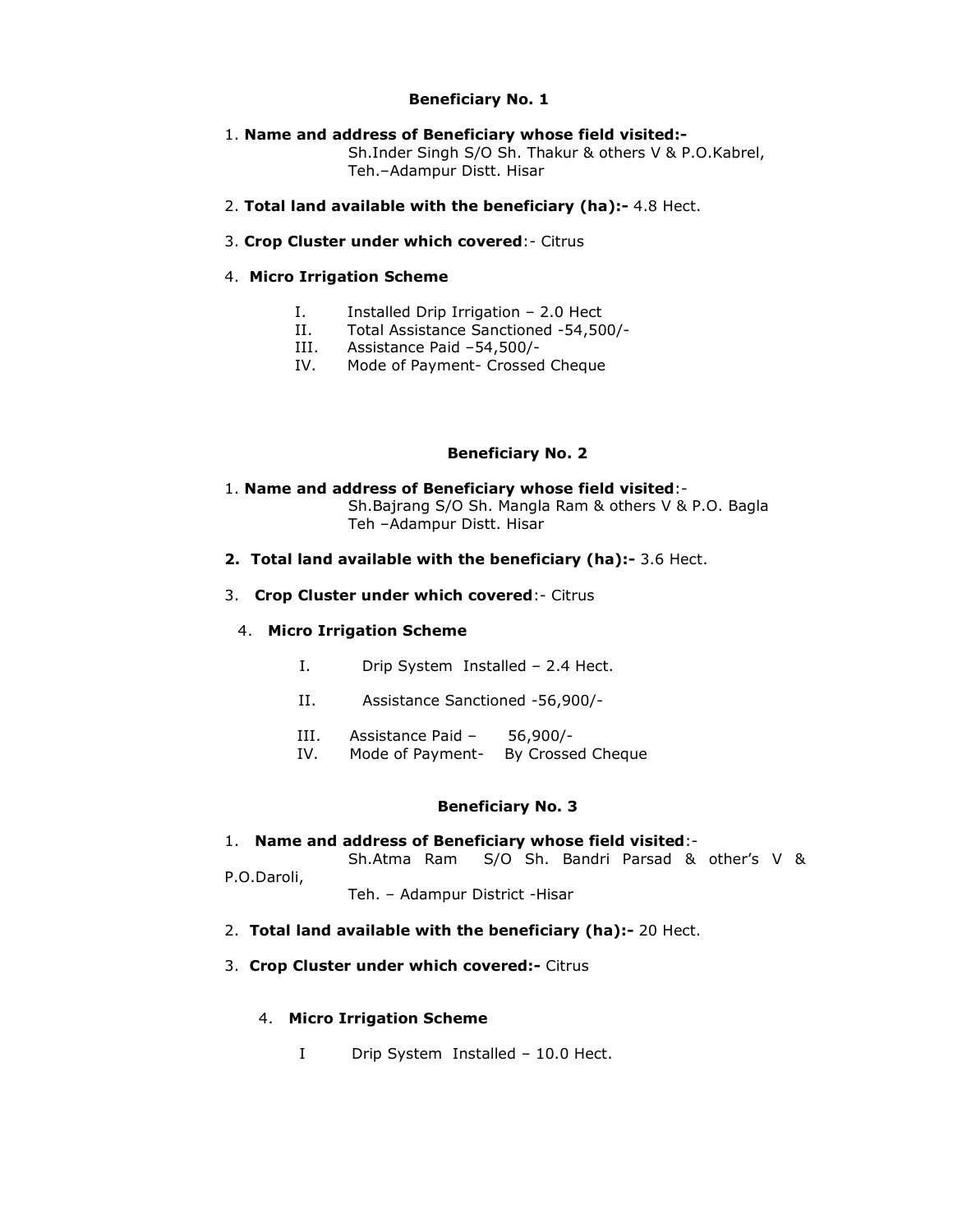**Beneficiary No. 1**

1. **Name and address of Beneficiary whose field visited:-**
   Sh.Inder Singh S/O Sh. Thakur & others V & P.O.Kabrel, Teh.–Adampur Distt. Hisar

2. **Total land available with the beneficiary (ha):-** 4.8 Hect.

3. **Crop Cluster under which covered**:- Citrus

4. **Micro Irrigation Scheme**

   I. Installed Drip Irrigation – 2.0 Hect
   II. Total Assistance Sanctioned -54,500/-
   III. Assistance Paid –54,500/-
   IV. Mode of Payment- Crossed Cheque

**Beneficiary No. 2**

1. **Name and address of Beneficiary whose field visited**:-
   Sh.Bajrang S/O Sh. Mangla Ram & others V & P.O. Bagla Teh –Adampur Distt. Hisar

2. **Total land available with the beneficiary (ha):-** 3.6 Hect.

3. **Crop Cluster under which covered**:- Citrus

4. **Micro Irrigation Scheme**

   I. Drip System Installed – 2.4 Hect.
   II. Assistance Sanctioned -56,900/-
   III. Assistance Paid – 56,900/-
   IV. Mode of Payment- By Crossed Cheque

**Beneficiary No. 3**

1. **Name and address of Beneficiary whose field visited**:-
   Sh.Atma Ram S/O Sh. Bandri Parsad & other's V & P.O.Daroli, Teh. – Adampur District -Hisar

2. **Total land available with the beneficiary (ha):-** 20 Hect.

3. **Crop Cluster under which covered:-** Citrus

4. **Micro Irrigation Scheme**

   I Drip System Installed – 10.0 Hect.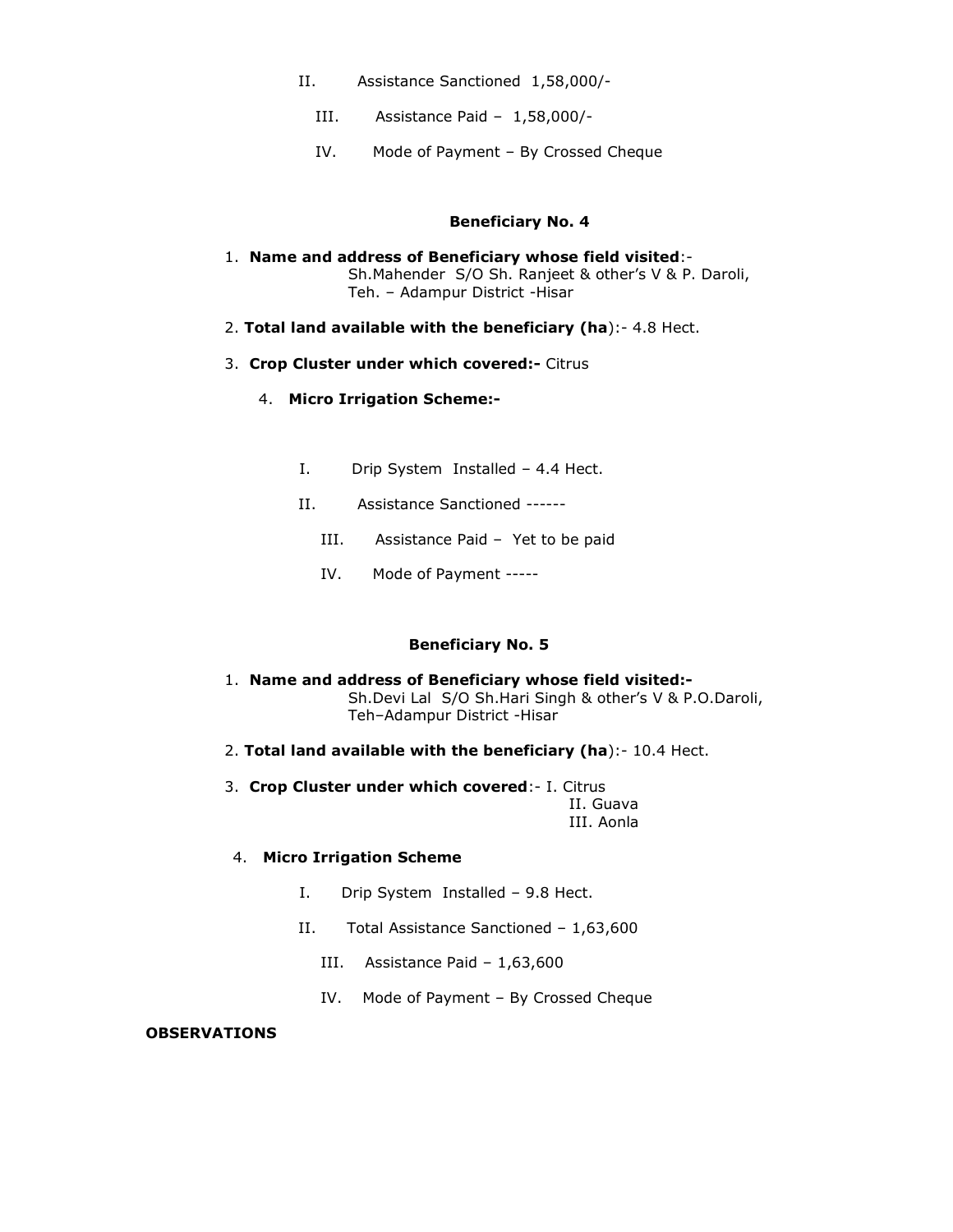II. Assistance Sanctioned 1,58,000/-

III. Assistance Paid – 1,58,000/-

IV. Mode of Payment – By Crossed Cheque

**Beneficiary No. 4**

1. **Name and address of Beneficiary whose field visited**:-
   Sh.Mahender S/O Sh. Ranjeet & other's V & P. Daroli, Teh. – Adampur District -Hisar

2. **Total land available with the beneficiary (ha**):- 4.8 Hect.

3. **Crop Cluster under which covered:-** Citrus

4. **Micro Irrigation Scheme:-**

   I. Drip System Installed – 4.4 Hect.

   II. Assistance Sanctioned ------

   III. Assistance Paid – Yet to be paid

   IV. Mode of Payment -----

**Beneficiary No. 5**

1. **Name and address of Beneficiary whose field visited:-**
   Sh.Devi Lal S/O Sh.Hari Singh & other's V & P.O.Daroli, Teh–Adampur District -Hisar

2. **Total land available with the beneficiary (ha**):- 10.4 Hect.

3. **Crop Cluster under which covered**:- I. Citrus
   II. Guava
   III. Aonla

4. **Micro Irrigation Scheme**

   I. Drip System Installed – 9.8 Hect.

   II. Total Assistance Sanctioned – 1,63,600

   III. Assistance Paid – 1,63,600

   IV. Mode of Payment – By Crossed Cheque

**OBSERVATIONS**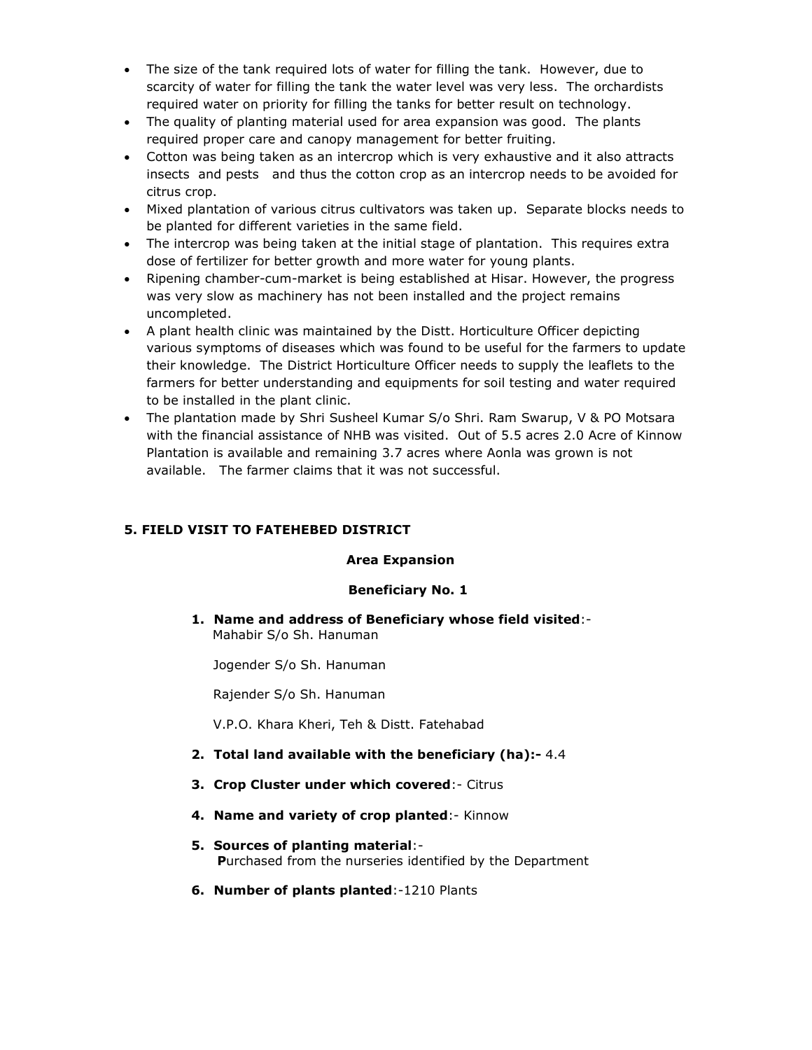- The size of the tank required lots of water for filling the tank. However, due to scarcity of water for filling the tank the water level was very less. The orchardists required water on priority for filling the tanks for better result on technology.
- The quality of planting material used for area expansion was good. The plants required proper care and canopy management for better fruiting.
- Cotton was being taken as an intercrop which is very exhaustive and it also attracts insects and pests and thus the cotton crop as an intercrop needs to be avoided for citrus crop.
- Mixed plantation of various citrus cultivators was taken up. Separate blocks needs to be planted for different varieties in the same field.
- The intercrop was being taken at the initial stage of plantation. This requires extra dose of fertilizer for better growth and more water for young plants.
- Ripening chamber-cum-market is being established at Hisar. However, the progress was very slow as machinery has not been installed and the project remains uncompleted.
- A plant health clinic was maintained by the Distt. Horticulture Officer depicting various symptoms of diseases which was found to be useful for the farmers to update their knowledge. The District Horticulture Officer needs to supply the leaflets to the farmers for better understanding and equipments for soil testing and water required to be installed in the plant clinic.
- The plantation made by Shri Susheel Kumar S/o Shri. Ram Swarup, V & PO Motsara with the financial assistance of NHB was visited. Out of 5.5 acres 2.0 Acre of Kinnow Plantation is available and remaining 3.7 acres where Aonla was grown is not available. The farmer claims that it was not successful.

## 5. FIELD VISIT TO FATEHEBED DISTRICT

**Area Expansion**

**Beneficiary No. 1**

1. **Name and address of Beneficiary whose field visited**:-
   Mahabir S/o Sh. Hanuman

   Jogender S/o Sh. Hanuman

   Rajender S/o Sh. Hanuman

   V.P.O. Khara Kheri, Teh & Distt. Fatehabad

2. **Total land available with the beneficiary (ha):-** 4.4
3. **Crop Cluster under which covered**:- Citrus
4. **Name and variety of crop planted**:- Kinnow
5. **Sources of planting material**:-
   **P**urchased from the nurseries identified by the Department
6. **Number of plants planted**:-1210 Plants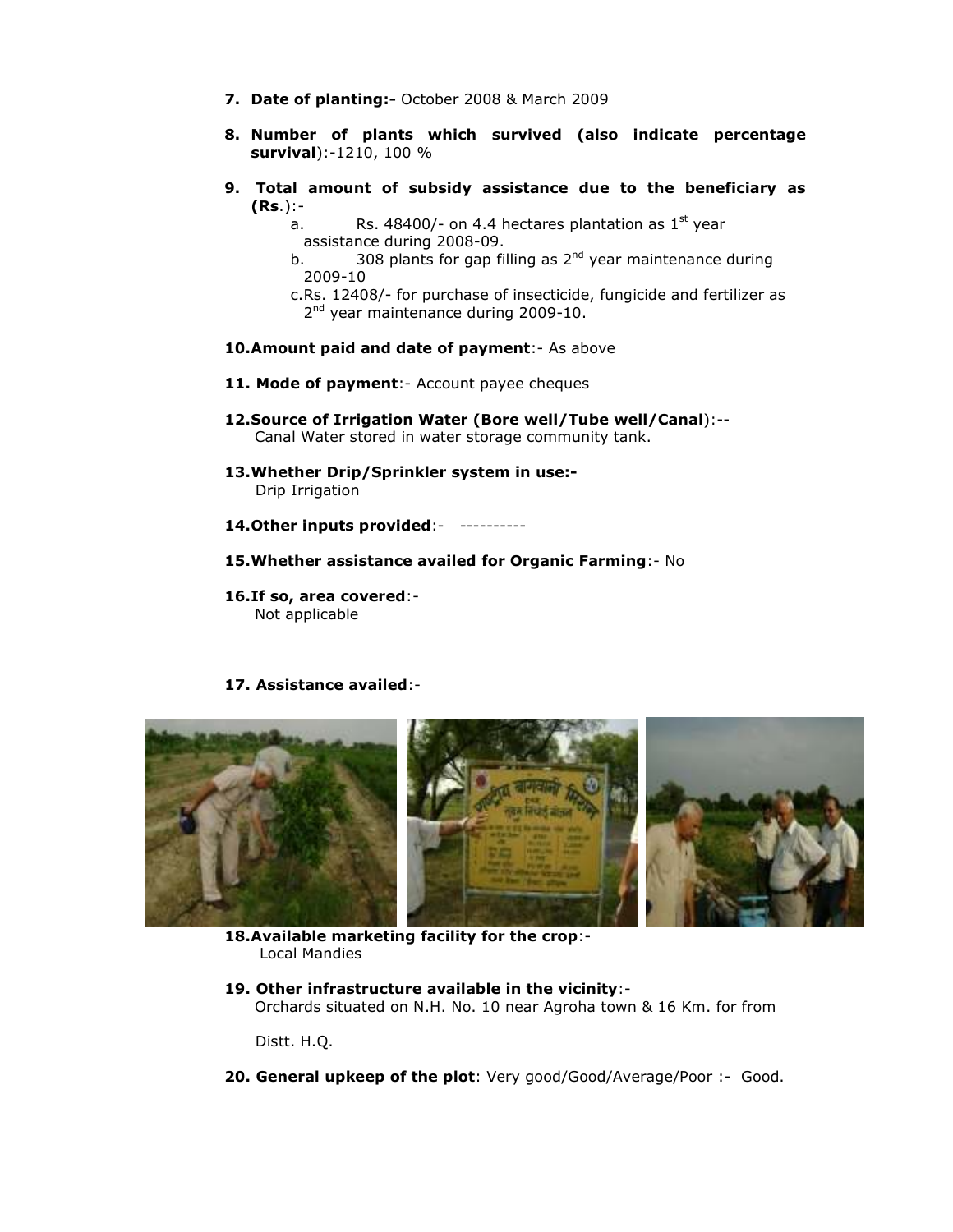7. **Date of planting:-** October 2008 & March 2009

8. **Number of plants which survived (also indicate percentage survival)**:-1210, 100 %

9. **Total amount of subsidy assistance due to the beneficiary as (Rs.)**:-
   a. Rs. 48400/- on 4.4 hectares plantation as 1st year assistance during 2008-09.
   b. 308 plants for gap filling as 2nd year maintenance during 2009-10
   c. Rs. 12408/- for purchase of insecticide, fungicide and fertilizer as 2nd year maintenance during 2009-10.

10. **Amount paid and date of payment**:- As above

11. **Mode of payment**:- Account payee cheques

12. **Source of Irrigation Water (Bore well/Tube well/Canal)**:-- Canal Water stored in water storage community tank.

13. **Whether Drip/Sprinkler system in use:-** Drip Irrigation

14. **Other inputs provided**:- ----------

15. **Whether assistance availed for Organic Farming**:- No

16. **If so, area covered**:- Not applicable

17. **Assistance availed**:-

18. **Available marketing facility for the crop**:- Local Mandies

19. **Other infrastructure available in the vicinity**:- Orchards situated on N.H. No. 10 near Agroha town & 16 Km. for from Distt. H.Q.

20. **General upkeep of the plot**: Very good/Good/Average/Poor :- Good.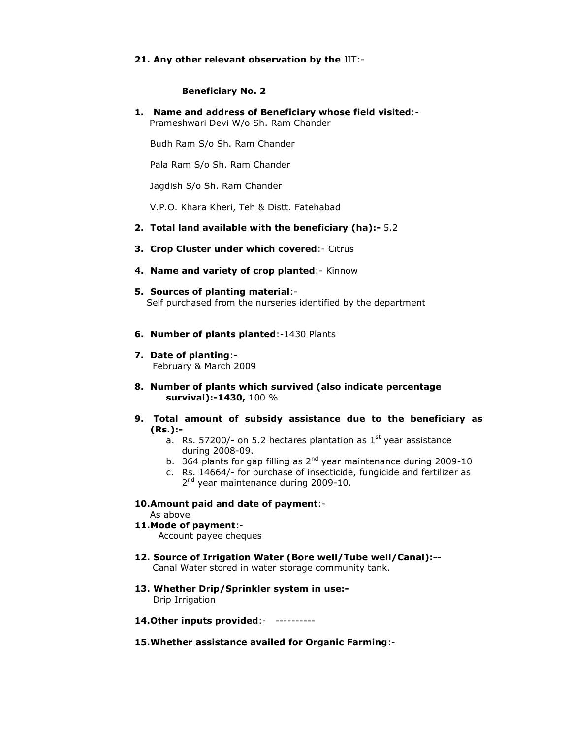**21. Any other relevant observation by the** JIT:-

**Beneficiary No. 2**

1. **Name and address of Beneficiary whose field visited**:-
   Prameshwari Devi W/o Sh. Ram Chander

   Budh Ram S/o Sh. Ram Chander

   Pala Ram S/o Sh. Ram Chander

   Jagdish S/o Sh. Ram Chander

   V.P.O. Khara Kheri, Teh & Distt. Fatehabad

2. **Total land available with the beneficiary (ha):-** 5.2

3. **Crop Cluster under which covered**:- Citrus

4. **Name and variety of crop planted**:- Kinnow

5. **Sources of planting material**:-
   Self purchased from the nurseries identified by the department

6. **Number of plants planted**:-1430 Plants

7. **Date of planting**:-
   February & March 2009

8. **Number of plants which survived (also indicate percentage survival):-1430,** 100 %

9. **Total amount of subsidy assistance due to the beneficiary as (Rs.):-**
   a. Rs. 57200/- on 5.2 hectares plantation as 1st year assistance during 2008-09.
   b. 364 plants for gap filling as 2nd year maintenance during 2009-10
   c. Rs. 14664/- for purchase of insecticide, fungicide and fertilizer as 2nd year maintenance during 2009-10.

10. **Amount paid and date of payment**:-
    As above

11. **Mode of payment**:-
    Account payee cheques

12. **Source of Irrigation Water (Bore well/Tube well/Canal):--**
    Canal Water stored in water storage community tank.

13. **Whether Drip/Sprinkler system in use:-**
    Drip Irrigation

14. **Other inputs provided**:- ----------

15. **Whether assistance availed for Organic Farming**:-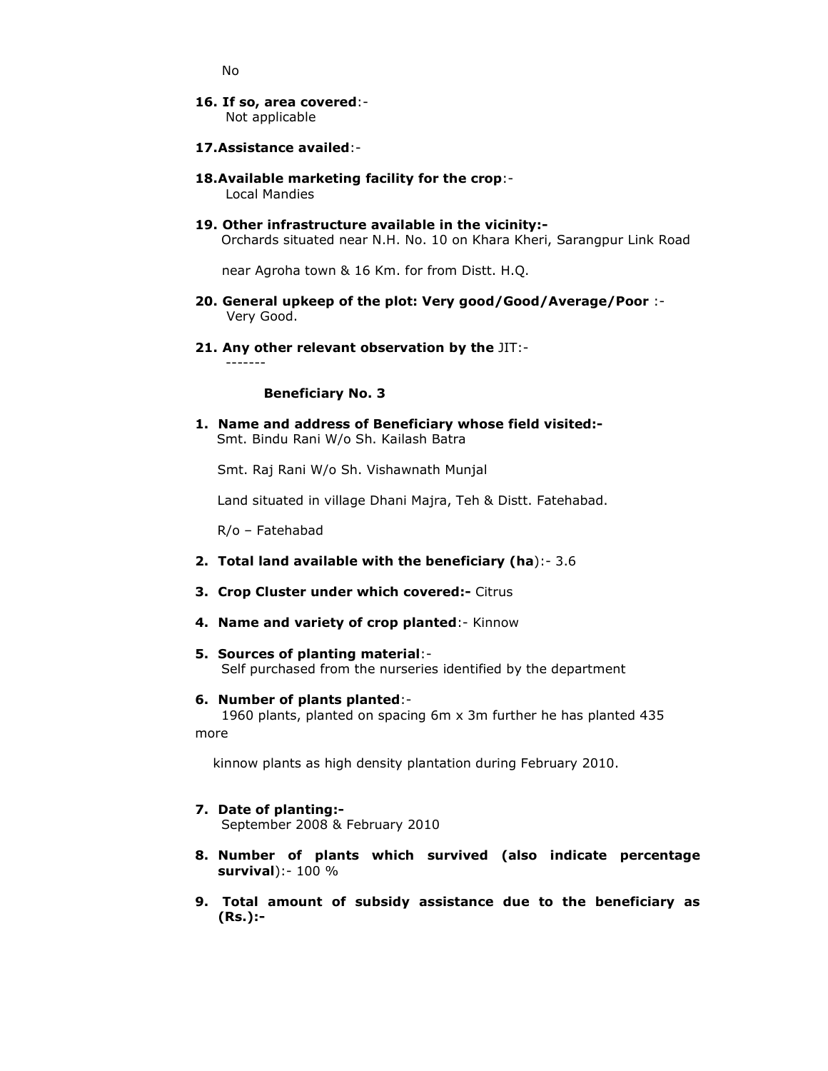No

**16. If so, area covered**:-
Not applicable

**17. Assistance availed**:-

**18. Available marketing facility for the crop**:-
Local Mandies

**19. Other infrastructure available in the vicinity:-**
Orchards situated near N.H. No. 10 on Khara Kheri, Sarangpur Link Road

near Agroha town & 16 Km. for from Distt. H.Q.

**20. General upkeep of the plot: Very good/Good/Average/Poor** :-
Very Good.

**21. Any other relevant observation by the** JIT:-
-------

**Beneficiary No. 3**

**1. Name and address of Beneficiary whose field visited:-**
Smt. Bindu Rani W/o Sh. Kailash Batra

Smt. Raj Rani W/o Sh. Vishawnath Munjal

Land situated in village Dhani Majra, Teh & Distt. Fatehabad.

R/o – Fatehabad

**2. Total land available with the beneficiary (ha)**:- 3.6

**3. Crop Cluster under which covered:-** Citrus

**4. Name and variety of crop planted**:- Kinnow

**5. Sources of planting material**:-
Self purchased from the nurseries identified by the department

**6. Number of plants planted**:-
1960 plants, planted on spacing 6m x 3m further he has planted 435 more

kinnow plants as high density plantation during February 2010.

**7. Date of planting:-**
September 2008 & February 2010

**8. Number of plants which survived (also indicate percentage survival)**:- 100 %

**9. Total amount of subsidy assistance due to the beneficiary as (Rs.):-**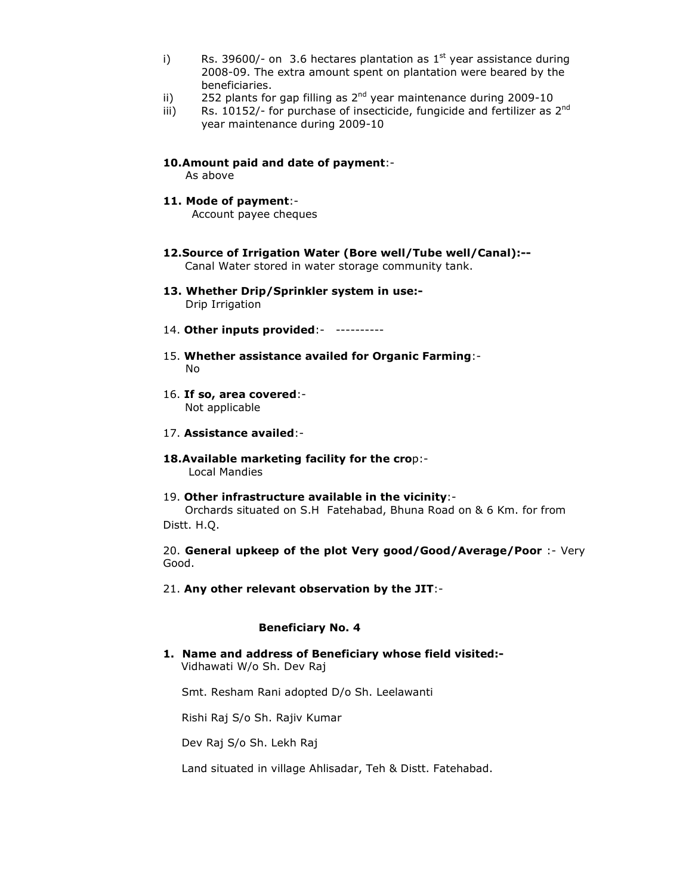i) Rs. 39600/- on 3.6 hectares plantation as 1st year assistance during 2008-09. The extra amount spent on plantation were beared by the beneficiaries.
ii) 252 plants for gap filling as 2nd year maintenance during 2009-10
iii) Rs. 10152/- for purchase of insecticide, fungicide and fertilizer as 2nd year maintenance during 2009-10

**10. Amount paid and date of payment**:-
As above

**11. Mode of payment**:-
Account payee cheques

**12. Source of Irrigation Water (Bore well/Tube well/Canal):--**
Canal Water stored in water storage community tank.

**13. Whether Drip/Sprinkler system in use:-**
Drip Irrigation

14. **Other inputs provided**:- ----------

15. **Whether assistance availed for Organic Farming**:-
No

16. **If so, area covered**:-
Not applicable

17. **Assistance availed**:-

**18. Available marketing facility for the cro**p:-
Local Mandies

19. **Other infrastructure available in the vicinity**:-
Orchards situated on S.H Fatehabad, Bhuna Road on & 6 Km. for from Distt. H.Q.

20. **General upkeep of the plot Very good/Good/Average/Poor** :- Very Good.

21. **Any other relevant observation by the JIT**:-

**Beneficiary No. 4**

**1. Name and address of Beneficiary whose field visited:-**
Vidhawati W/o Sh. Dev Raj

Smt. Resham Rani adopted D/o Sh. Leelawanti

Rishi Raj S/o Sh. Rajiv Kumar

Dev Raj S/o Sh. Lekh Raj

Land situated in village Ahlisadar, Teh & Distt. Fatehabad.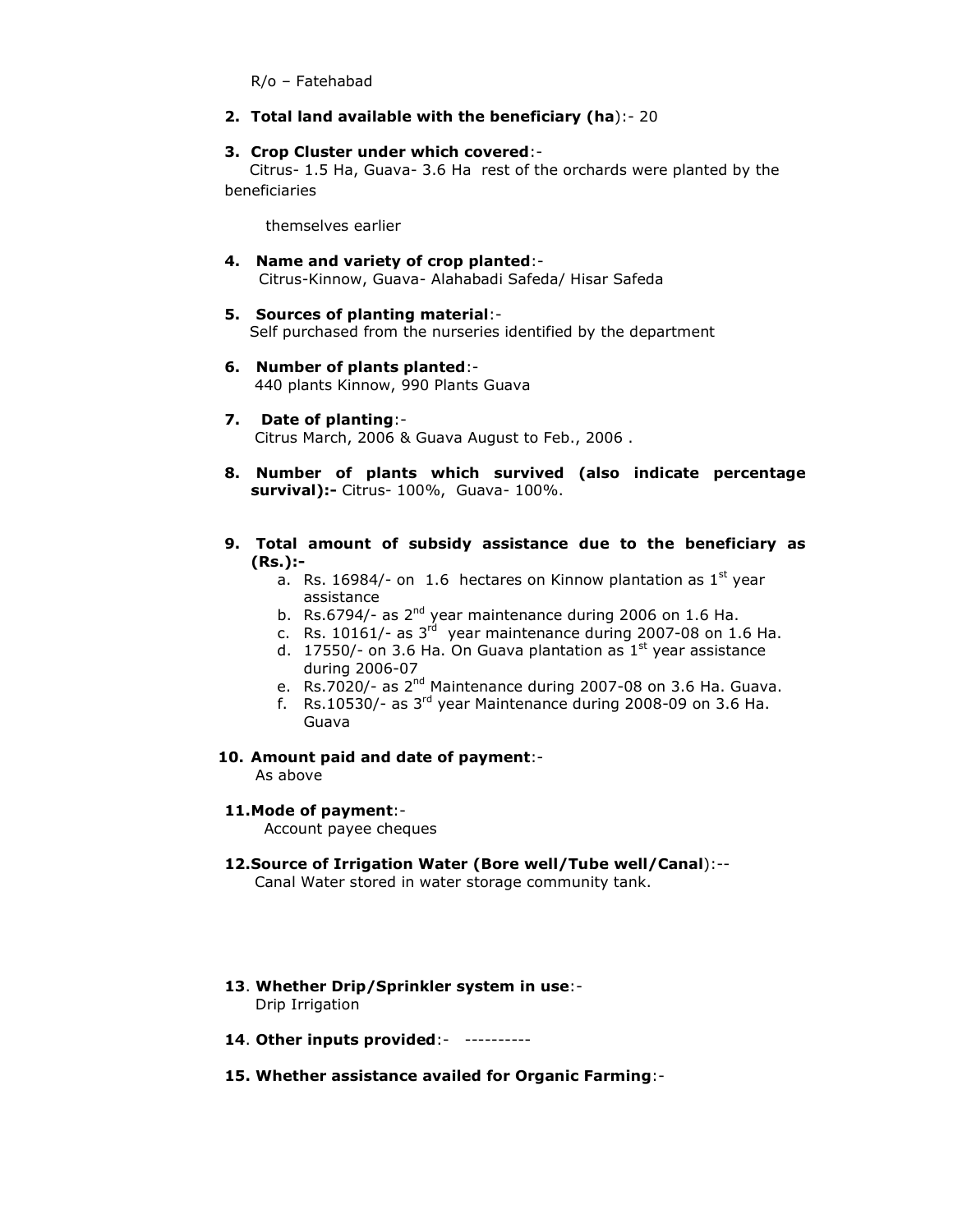R/o – Fatehabad

2. **Total land available with the beneficiary (ha**):- 20

3. **Crop Cluster under which covered**:-
   Citrus- 1.5 Ha, Guava- 3.6 Ha rest of the orchards were planted by the beneficiaries

   themselves earlier

4. **Name and variety of crop planted**:-
   Citrus-Kinnow, Guava- Alahabadi Safeda/ Hisar Safeda

5. **Sources of planting material**:-
   Self purchased from the nurseries identified by the department

6. **Number of plants planted**:-
   440 plants Kinnow, 990 Plants Guava

7. **Date of planting**:-
   Citrus March, 2006 & Guava August to Feb., 2006 .

8. **Number of plants which survived (also indicate percentage survival):-** Citrus- 100%, Guava- 100%.

9. **Total amount of subsidy assistance due to the beneficiary as (Rs.):-**
   a. Rs. 16984/- on 1.6 hectares on Kinnow plantation as 1st year assistance
   b. Rs.6794/- as 2nd year maintenance during 2006 on 1.6 Ha.
   c. Rs. 10161/- as 3rd year maintenance during 2007-08 on 1.6 Ha.
   d. 17550/- on 3.6 Ha. On Guava plantation as 1st year assistance during 2006-07
   e. Rs.7020/- as 2nd Maintenance during 2007-08 on 3.6 Ha. Guava.
   f. Rs.10530/- as 3rd year Maintenance during 2008-09 on 3.6 Ha. Guava

10. **Amount paid and date of payment**:-
    As above

11. **Mode of payment**:-
    Account payee cheques

12. **Source of Irrigation Water (Bore well/Tube well/Canal**):--
    Canal Water stored in water storage community tank.

13. **Whether Drip/Sprinkler system in use**:-
    Drip Irrigation

14. **Other inputs provided**:- ----------

15. **Whether assistance availed for Organic Farming**:-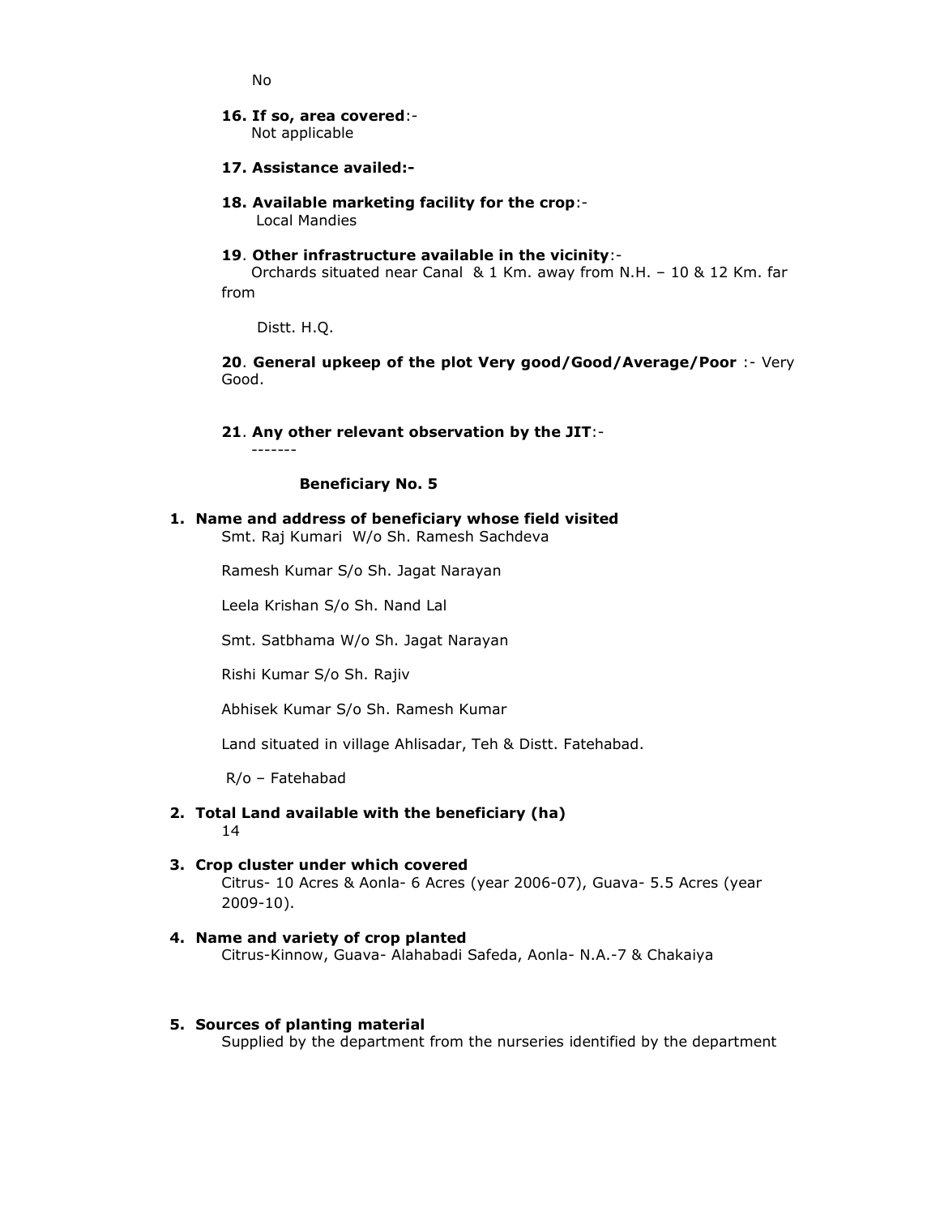No

**16. If so, area covered**:-
Not applicable

**17. Assistance availed:-**

**18. Available marketing facility for the crop**:-
Local Mandies

**19**. **Other infrastructure available in the vicinity**:-
Orchards situated near Canal & 1 Km. away from N.H. – 10 & 12 Km. far from

Distt. H.Q.

**20**. **General upkeep of the plot Very good/Good/Average/Poor** :- Very Good.

**21**. **Any other relevant observation by the JIT**:-
-------

**Beneficiary No. 5**

1. **Name and address of beneficiary whose field visited**

   Smt. Raj Kumari W/o Sh. Ramesh Sachdeva

   Ramesh Kumar S/o Sh. Jagat Narayan

   Leela Krishan S/o Sh. Nand Lal

   Smt. Satbhama W/o Sh. Jagat Narayan

   Rishi Kumar S/o Sh. Rajiv

   Abhisek Kumar S/o Sh. Ramesh Kumar

   Land situated in village Ahlisadar, Teh & Distt. Fatehabad.

   R/o – Fatehabad

2. **Total Land available with the beneficiary (ha)**

   14

3. **Crop cluster under which covered**

   Citrus- 10 Acres & Aonla- 6 Acres (year 2006-07), Guava- 5.5 Acres (year 2009-10).

4. **Name and variety of crop planted**

   Citrus-Kinnow, Guava- Alahabadi Safeda, Aonla- N.A.-7 & Chakaiya

5. **Sources of planting material**

   Supplied by the department from the nurseries identified by the department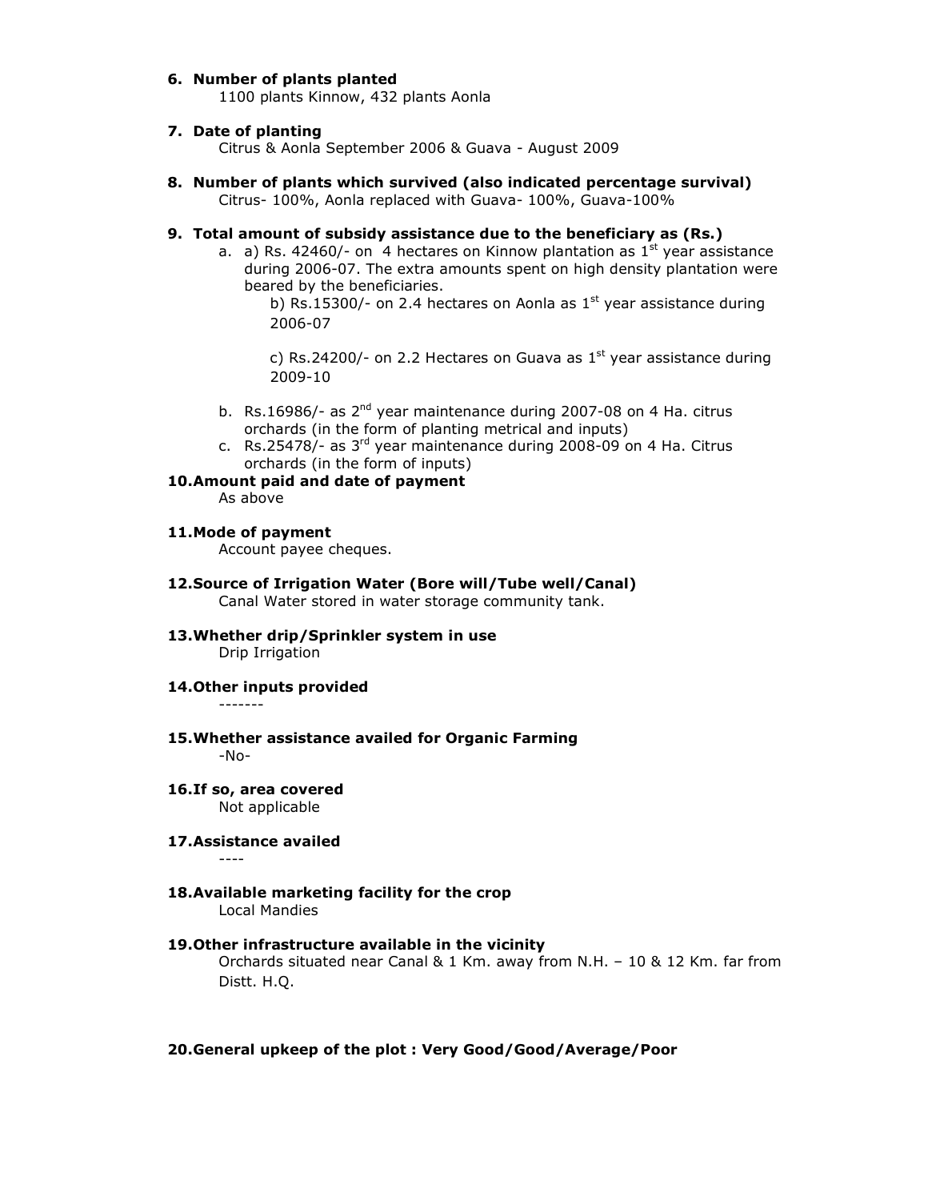6. **Number of plants planted**
   1100 plants Kinnow, 432 plants Aonla

7. **Date of planting**
   Citrus & Aonla September 2006 & Guava - August 2009

8. **Number of plants which survived (also indicated percentage survival)**
   Citrus- 100%, Aonla replaced with Guava- 100%, Guava-100%

9. **Total amount of subsidy assistance due to the beneficiary as (Rs.)**
   a. a) Rs. 42460/- on 4 hectares on Kinnow plantation as 1st year assistance during 2006-07. The extra amounts spent on high density plantation were beared by the beneficiaries.

      b) Rs.15300/- on 2.4 hectares on Aonla as 1st year assistance during 2006-07

      c) Rs.24200/- on 2.2 Hectares on Guava as 1st year assistance during 2009-10

   b. Rs.16986/- as 2nd year maintenance during 2007-08 on 4 Ha. citrus orchards (in the form of planting metrical and inputs)
   c. Rs.25478/- as 3rd year maintenance during 2008-09 on 4 Ha. Citrus orchards (in the form of inputs)

10. **Amount paid and date of payment**
    As above

11. **Mode of payment**
    Account payee cheques.

12. **Source of Irrigation Water (Bore will/Tube well/Canal)**
    Canal Water stored in water storage community tank.

13. **Whether drip/Sprinkler system in use**
    Drip Irrigation

14. **Other inputs provided**
    -------

15. **Whether assistance availed for Organic Farming**
    -No-

16. **If so, area covered**
    Not applicable

17. **Assistance availed**
    ----

18. **Available marketing facility for the crop**
    Local Mandies

19. **Other infrastructure available in the vicinity**
    Orchards situated near Canal & 1 Km. away from N.H. – 10 & 12 Km. far from Distt. H.Q.

20. **General upkeep of the plot : Very Good/Good/Average/Poor**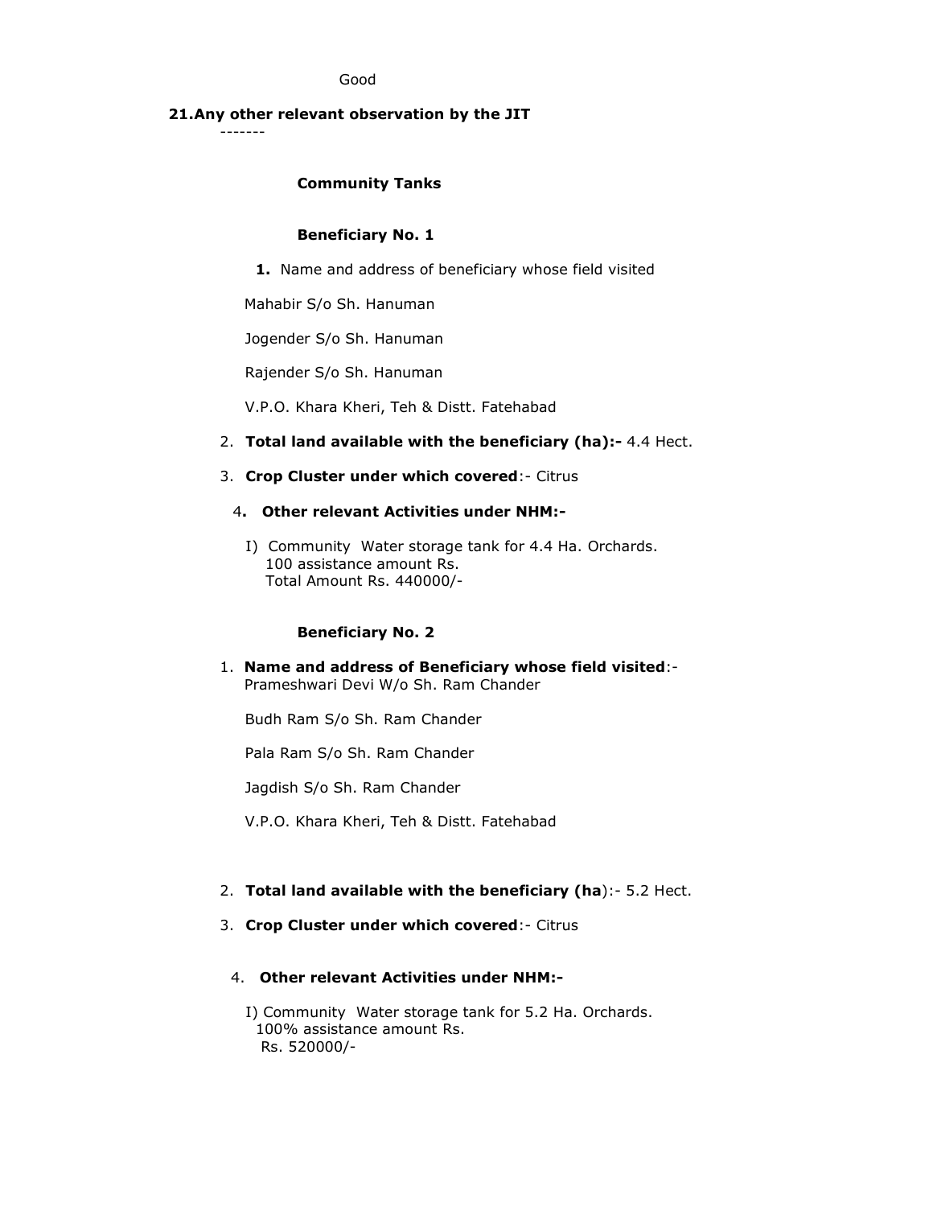Good

**21. Any other relevant observation by the JIT**

-------

**Community Tanks**

**Beneficiary No. 1**

1. Name and address of beneficiary whose field visited

Mahabir S/o Sh. Hanuman

Jogender S/o Sh. Hanuman

Rajender S/o Sh. Hanuman

V.P.O. Khara Kheri, Teh & Distt. Fatehabad

2. **Total land available with the beneficiary (ha):-** 4.4 Hect.

3. **Crop Cluster under which covered**:- Citrus

4. **Other relevant Activities under NHM:-**

I) Community Water storage tank for 4.4 Ha. Orchards.
100 assistance amount Rs.
Total Amount Rs. 440000/-

**Beneficiary No. 2**

1. **Name and address of Beneficiary whose field visited**:-
Prameshwari Devi W/o Sh. Ram Chander

Budh Ram S/o Sh. Ram Chander

Pala Ram S/o Sh. Ram Chander

Jagdish S/o Sh. Ram Chander

V.P.O. Khara Kheri, Teh & Distt. Fatehabad

2. **Total land available with the beneficiary (ha**):- 5.2 Hect.

3. **Crop Cluster under which covered**:- Citrus

4. **Other relevant Activities under NHM:-**

I) Community Water storage tank for 5.2 Ha. Orchards.
100% assistance amount Rs.
Rs. 520000/-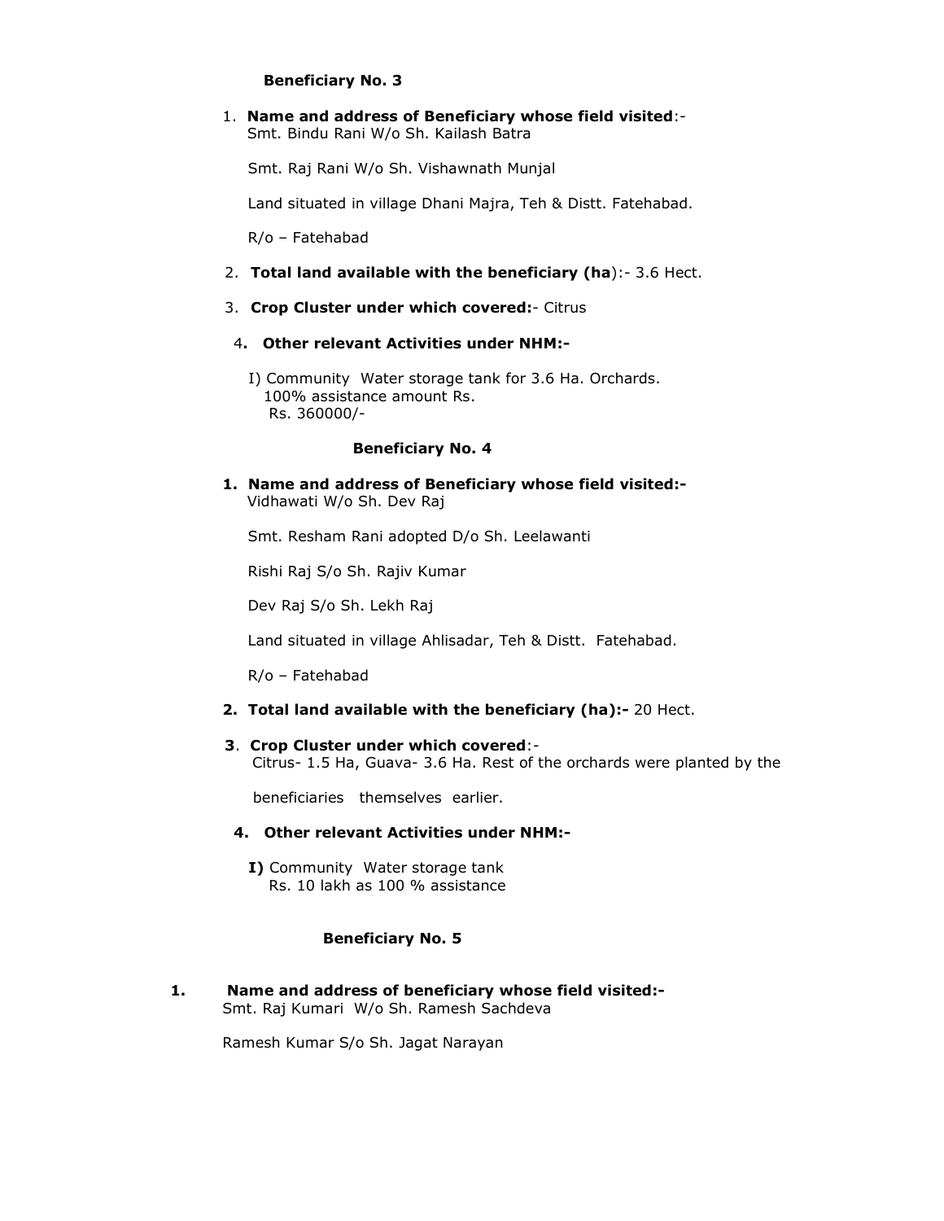**Beneficiary No. 3**

1. **Name and address of Beneficiary whose field visited**:-
   Smt. Bindu Rani W/o Sh. Kailash Batra

   Smt. Raj Rani W/o Sh. Vishawnath Munjal

   Land situated in village Dhani Majra, Teh & Distt. Fatehabad.

   R/o – Fatehabad

2. **Total land available with the beneficiary (ha**):- 3.6 Hect.

3. **Crop Cluster under which covered:**- Citrus

4. **Other relevant Activities under NHM:-**

   I) Community Water storage tank for 3.6 Ha. Orchards.
   100% assistance amount Rs.
   Rs. 360000/-

**Beneficiary No. 4**

1. **Name and address of Beneficiary whose field visited:-**
   Vidhawati W/o Sh. Dev Raj

   Smt. Resham Rani adopted D/o Sh. Leelawanti

   Rishi Raj S/o Sh. Rajiv Kumar

   Dev Raj S/o Sh. Lekh Raj

   Land situated in village Ahlisadar, Teh & Distt. Fatehabad.

   R/o – Fatehabad

2. **Total land available with the beneficiary (ha):-** 20 Hect.

3. **Crop Cluster under which covered**:-
   Citrus- 1.5 Ha, Guava- 3.6 Ha. Rest of the orchards were planted by the beneficiaries themselves earlier.

4. **Other relevant Activities under NHM:-**

   **I)** Community Water storage tank
   Rs. 10 lakh as 100 % assistance

**Beneficiary No. 5**

1. **Name and address of beneficiary whose field visited:-**
   Smt. Raj Kumari W/o Sh. Ramesh Sachdeva

   Ramesh Kumar S/o Sh. Jagat Narayan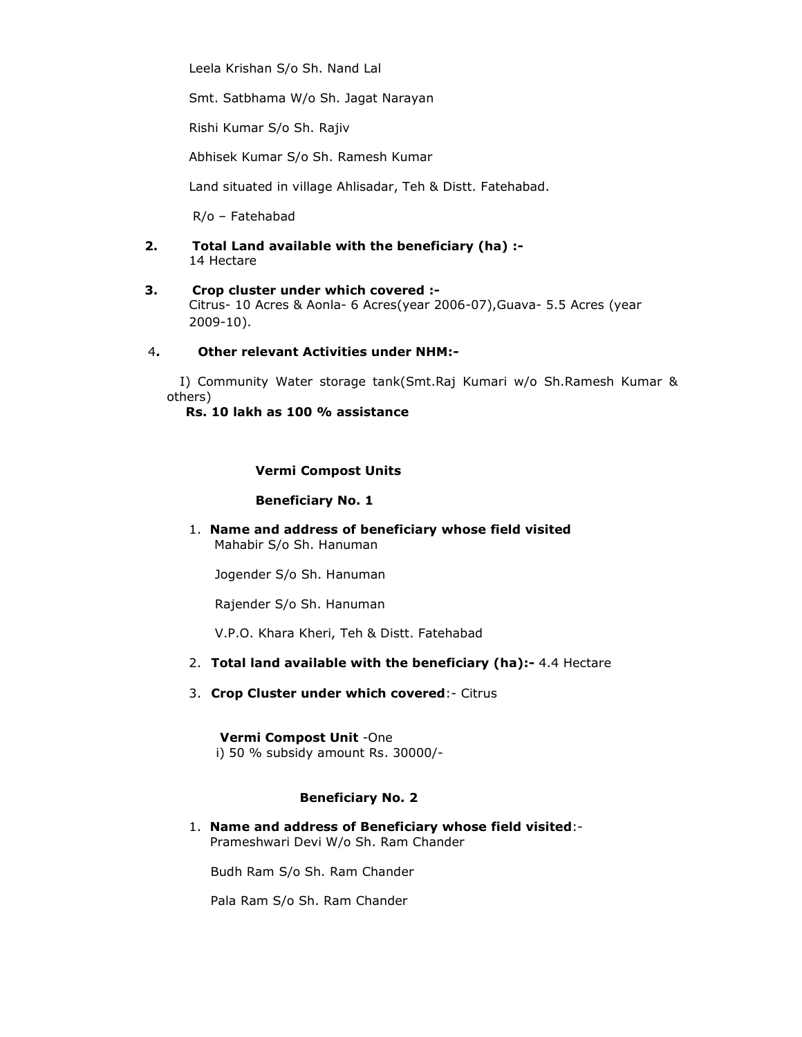Leela Krishan S/o Sh. Nand Lal

Smt. Satbhama W/o Sh. Jagat Narayan

Rishi Kumar S/o Sh. Rajiv

Abhisek Kumar S/o Sh. Ramesh Kumar

Land situated in village Ahlisadar, Teh & Distt. Fatehabad.

R/o – Fatehabad

**2. Total Land available with the beneficiary (ha) :-**
14 Hectare

**3. Crop cluster under which covered :-**
Citrus- 10 Acres & Aonla- 6 Acres(year 2006-07),Guava- 5.5 Acres (year 2009-10).

**4. Other relevant Activities under NHM:-**

I) Community Water storage tank(Smt.Raj Kumari w/o Sh.Ramesh Kumar & others)
**Rs. 10 lakh as 100 % assistance**

**Vermi Compost Units**

**Beneficiary No. 1**

1. **Name and address of beneficiary whose field visited**
   Mahabir S/o Sh. Hanuman

   Jogender S/o Sh. Hanuman

   Rajender S/o Sh. Hanuman

   V.P.O. Khara Kheri, Teh & Distt. Fatehabad

2. **Total land available with the beneficiary (ha):-** 4.4 Hectare

3. **Crop Cluster under which covered**:- Citrus

**Vermi Compost Unit** -One
i) 50 % subsidy amount Rs. 30000/-

**Beneficiary No. 2**

1. **Name and address of Beneficiary whose field visited**:-
   Prameshwari Devi W/o Sh. Ram Chander

   Budh Ram S/o Sh. Ram Chander

   Pala Ram S/o Sh. Ram Chander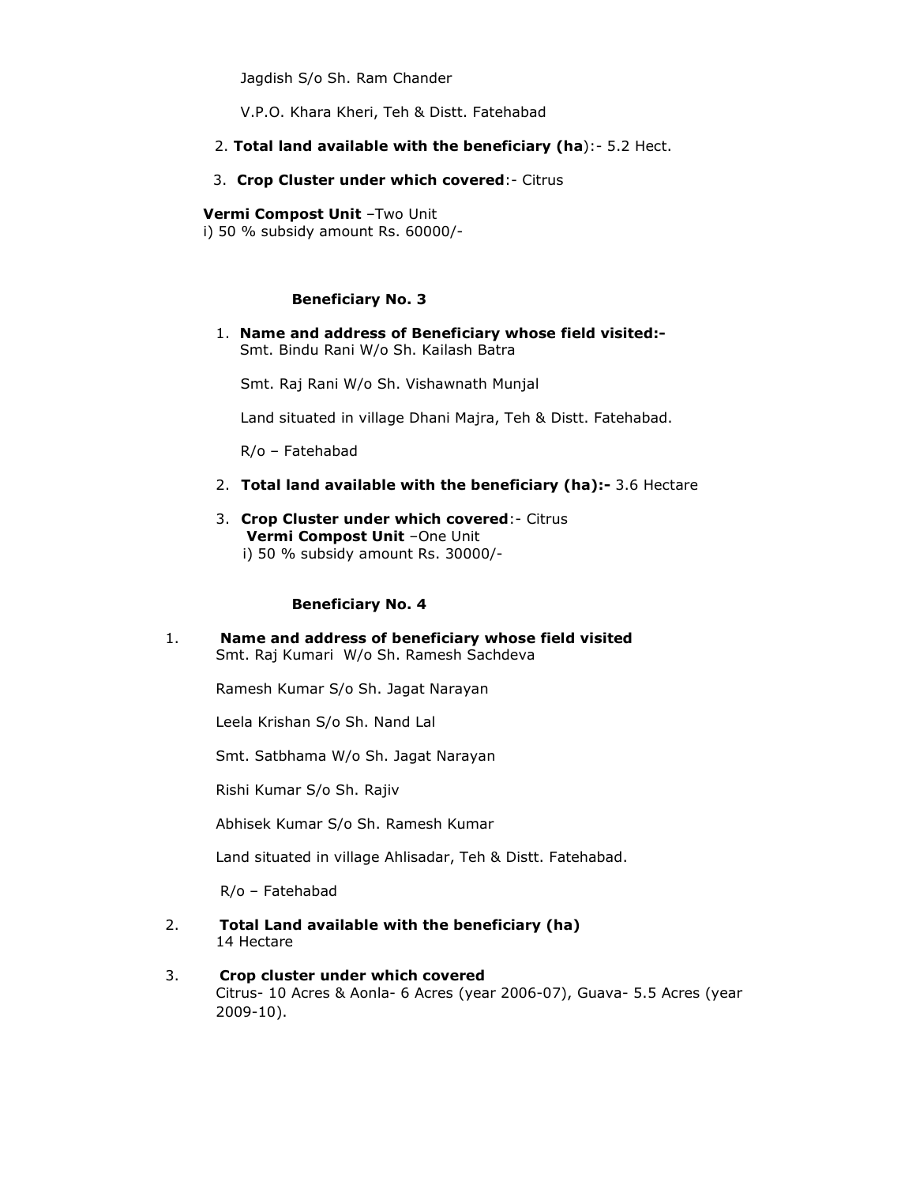Jagdish S/o Sh. Ram Chander

V.P.O. Khara Kheri, Teh & Distt. Fatehabad

2. **Total land available with the beneficiary (ha)**:- 5.2 Hect.

3. **Crop Cluster under which covered**:- Citrus

**Vermi Compost Unit** –Two Unit
i) 50 % subsidy amount Rs. 60000/-

**Beneficiary No. 3**

1. **Name and address of Beneficiary whose field visited:-**
   Smt. Bindu Rani W/o Sh. Kailash Batra

   Smt. Raj Rani W/o Sh. Vishawnath Munjal

   Land situated in village Dhani Majra, Teh & Distt. Fatehabad.

   R/o – Fatehabad

2. **Total land available with the beneficiary (ha):-** 3.6 Hectare

3. **Crop Cluster under which covered**:- Citrus
   **Vermi Compost Unit** –One Unit
   i) 50 % subsidy amount Rs. 30000/-

**Beneficiary No. 4**

1. **Name and address of beneficiary whose field visited**
   Smt. Raj Kumari W/o Sh. Ramesh Sachdeva

   Ramesh Kumar S/o Sh. Jagat Narayan

   Leela Krishan S/o Sh. Nand Lal

   Smt. Satbhama W/o Sh. Jagat Narayan

   Rishi Kumar S/o Sh. Rajiv

   Abhisek Kumar S/o Sh. Ramesh Kumar

   Land situated in village Ahlisadar, Teh & Distt. Fatehabad.

   R/o – Fatehabad

2. **Total Land available with the beneficiary (ha)**
   14 Hectare

3. **Crop cluster under which covered**
   Citrus- 10 Acres & Aonla- 6 Acres (year 2006-07), Guava- 5.5 Acres (year 2009-10).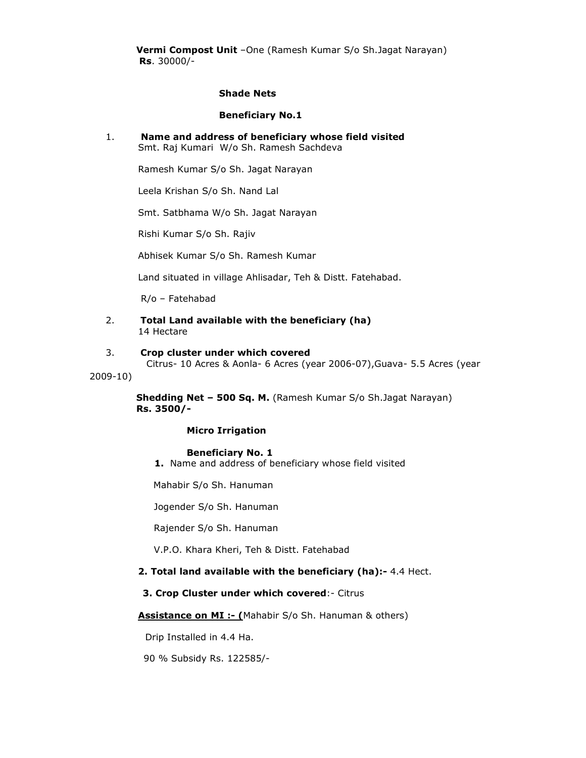**Vermi Compost Unit** –One (Ramesh Kumar S/o Sh.Jagat Narayan) **Rs**. 30000/-

**Shade Nets**

**Beneficiary No.1**

1. **Name and address of beneficiary whose field visited**

   Smt. Raj Kumari W/o Sh. Ramesh Sachdeva

   Ramesh Kumar S/o Sh. Jagat Narayan

   Leela Krishan S/o Sh. Nand Lal

   Smt. Satbhama W/o Sh. Jagat Narayan

   Rishi Kumar S/o Sh. Rajiv

   Abhisek Kumar S/o Sh. Ramesh Kumar

   Land situated in village Ahlisadar, Teh & Distt. Fatehabad.

   R/o – Fatehabad

2. **Total Land available with the beneficiary (ha)**

   14 Hectare

3. **Crop cluster under which covered**

   Citrus- 10 Acres & Aonla- 6 Acres (year 2006-07),Guava- 5.5 Acres (year 2009-10)

**Shedding Net – 500 Sq. M.** (Ramesh Kumar S/o Sh.Jagat Narayan) **Rs. 3500/-**

**Micro Irrigation**

**Beneficiary No. 1**

**1.** Name and address of beneficiary whose field visited

Mahabir S/o Sh. Hanuman

Jogender S/o Sh. Hanuman

Rajender S/o Sh. Hanuman

V.P.O. Khara Kheri, Teh & Distt. Fatehabad

**2. Total land available with the beneficiary (ha):-** 4.4 Hect.

**3. Crop Cluster under which covered**:- Citrus

**Assistance on MI :- (**Mahabir S/o Sh. Hanuman & others)

Drip Installed in 4.4 Ha.

90 % Subsidy Rs. 122585/-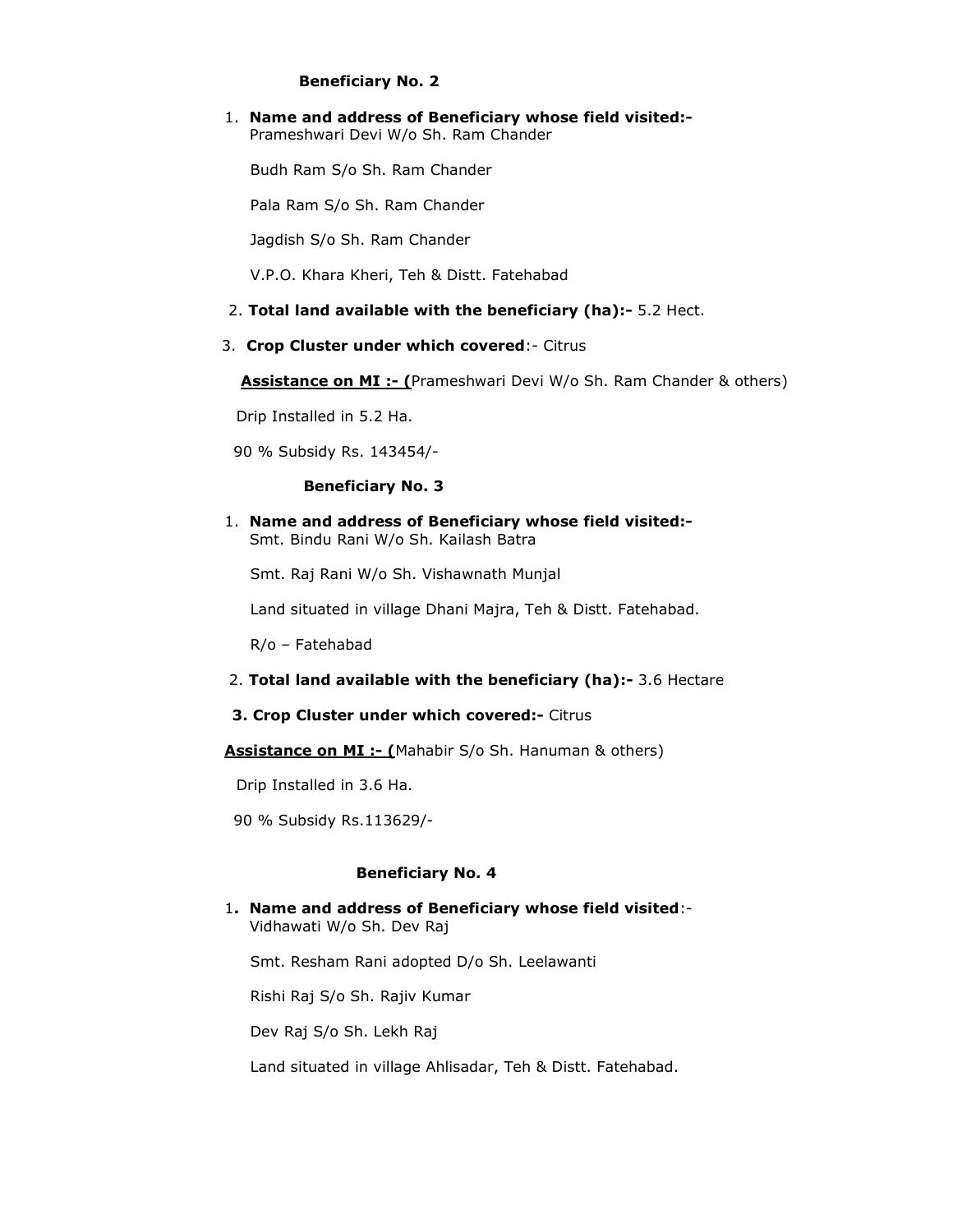**Beneficiary No. 2**

1. **Name and address of Beneficiary whose field visited:-**
   Prameshwari Devi W/o Sh. Ram Chander

   Budh Ram S/o Sh. Ram Chander

   Pala Ram S/o Sh. Ram Chander

   Jagdish S/o Sh. Ram Chander

   V.P.O. Khara Kheri, Teh & Distt. Fatehabad

2. **Total land available with the beneficiary (ha):-** 5.2 Hect.

3. **Crop Cluster under which covered**:- Citrus

**Assistance on MI :- (**Prameshwari Devi W/o Sh. Ram Chander & others)

Drip Installed in 5.2 Ha.

90 % Subsidy Rs. 143454/-

**Beneficiary No. 3**

1. **Name and address of Beneficiary whose field visited:-**
   Smt. Bindu Rani W/o Sh. Kailash Batra

   Smt. Raj Rani W/o Sh. Vishawnath Munjal

   Land situated in village Dhani Majra, Teh & Distt. Fatehabad.

   R/o – Fatehabad

2. **Total land available with the beneficiary (ha):-** 3.6 Hectare

3. **Crop Cluster under which covered:-** Citrus

**Assistance on MI :- (**Mahabir S/o Sh. Hanuman & others)

Drip Installed in 3.6 Ha.

90 % Subsidy Rs.113629/-

**Beneficiary No. 4**

1. **Name and address of Beneficiary whose field visited**:-
   Vidhawati W/o Sh. Dev Raj

   Smt. Resham Rani adopted D/o Sh. Leelawanti

   Rishi Raj S/o Sh. Rajiv Kumar

   Dev Raj S/o Sh. Lekh Raj

   Land situated in village Ahlisadar, Teh & Distt. Fatehabad.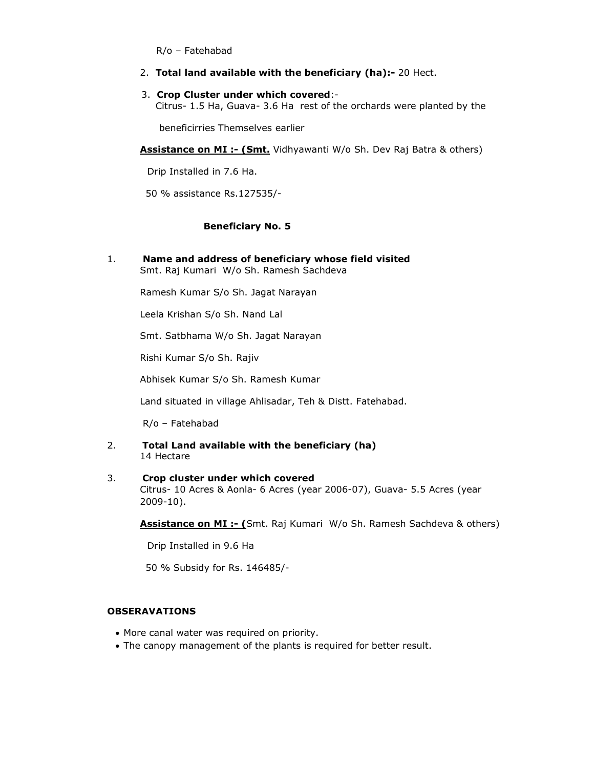R/o – Fatehabad

2. **Total land available with the beneficiary (ha):-** 20 Hect.

3. **Crop Cluster under which covered**:-
   Citrus- 1.5 Ha, Guava- 3.6 Ha rest of the orchards were planted by the

   beneficirries Themselves earlier

**Assistance on MI :- (Smt.** Vidhyawanti W/o Sh. Dev Raj Batra & others)

Drip Installed in 7.6 Ha.

50 % assistance Rs.127535/-

**Beneficiary No. 5**

1. **Name and address of beneficiary whose field visited**
   Smt. Raj Kumari W/o Sh. Ramesh Sachdeva

   Ramesh Kumar S/o Sh. Jagat Narayan

   Leela Krishan S/o Sh. Nand Lal

   Smt. Satbhama W/o Sh. Jagat Narayan

   Rishi Kumar S/o Sh. Rajiv

   Abhisek Kumar S/o Sh. Ramesh Kumar

   Land situated in village Ahlisadar, Teh & Distt. Fatehabad.

   R/o – Fatehabad

2. **Total Land available with the beneficiary (ha)**
   14 Hectare

3. **Crop cluster under which covered**
   Citrus- 10 Acres & Aonla- 6 Acres (year 2006-07), Guava- 5.5 Acres (year 2009-10).

**Assistance on MI :- (**Smt. Raj Kumari W/o Sh. Ramesh Sachdeva & others)

Drip Installed in 9.6 Ha

50 % Subsidy for Rs. 146485/-

**OBSERAVATIONS**

- More canal water was required on priority.
- The canopy management of the plants is required for better result.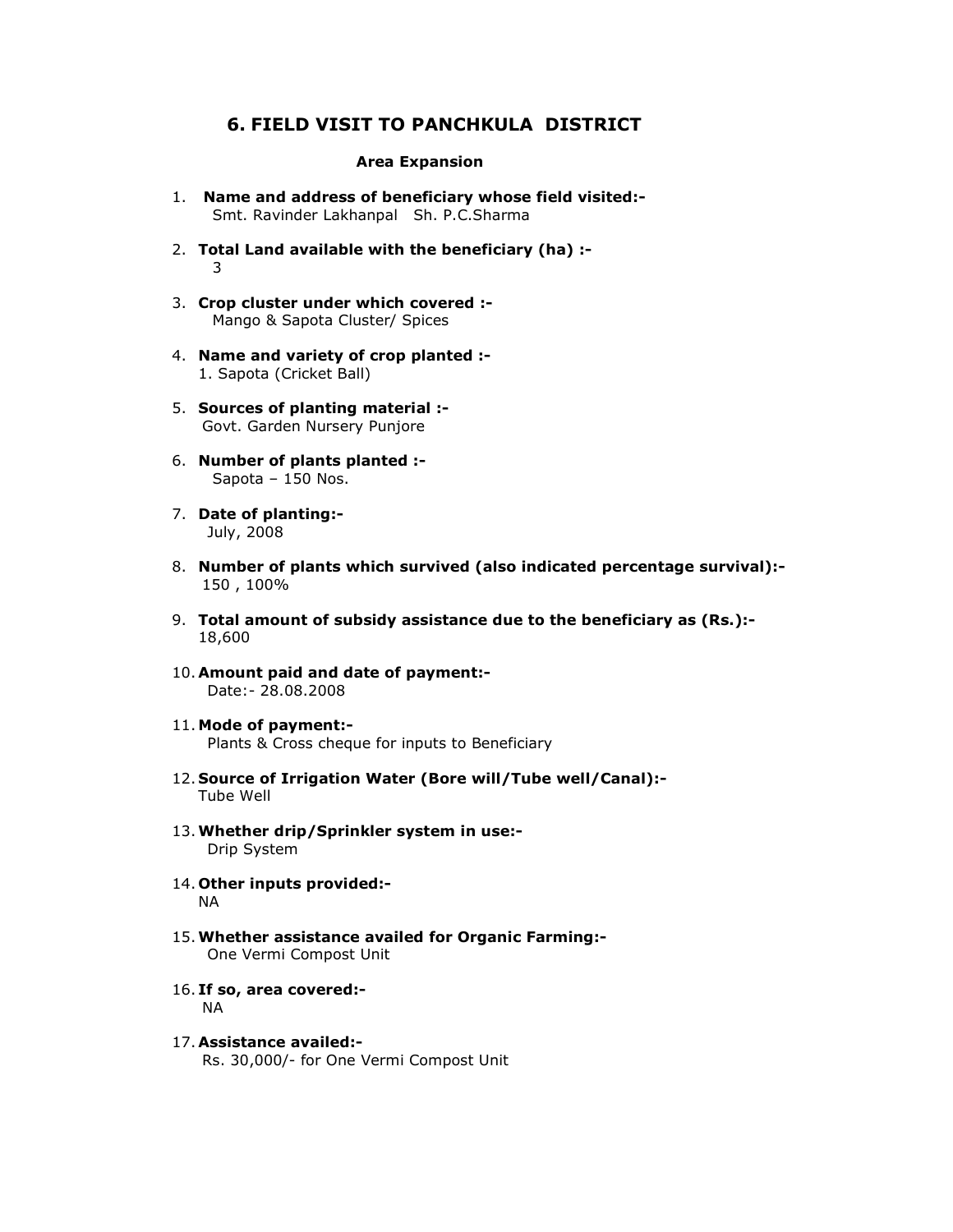## 6. FIELD VISIT TO PANCHKULA DISTRICT

### Area Expansion

1. **Name and address of beneficiary whose field visited:-**
   Smt. Ravinder Lakhanpal Sh. P.C.Sharma

2. **Total Land available with the beneficiary (ha) :-**
   3

3. **Crop cluster under which covered :-**
   Mango & Sapota Cluster/ Spices

4. **Name and variety of crop planted :-**
   1. Sapota (Cricket Ball)

5. **Sources of planting material :-**
   Govt. Garden Nursery Punjore

6. **Number of plants planted :-**
   Sapota – 150 Nos.

7. **Date of planting:-**
   July, 2008

8. **Number of plants which survived (also indicated percentage survival):-**
   150 , 100%

9. **Total amount of subsidy assistance due to the beneficiary as (Rs.):-**
   18,600

10. **Amount paid and date of payment:-**
    Date:- 28.08.2008

11. **Mode of payment:-**
    Plants & Cross cheque for inputs to Beneficiary

12. **Source of Irrigation Water (Bore will/Tube well/Canal):-**
    Tube Well

13. **Whether drip/Sprinkler system in use:-**
    Drip System

14. **Other inputs provided:-**
    NA

15. **Whether assistance availed for Organic Farming:-**
    One Vermi Compost Unit

16. **If so, area covered:-**
    NA

17. **Assistance availed:-**
    Rs. 30,000/- for One Vermi Compost Unit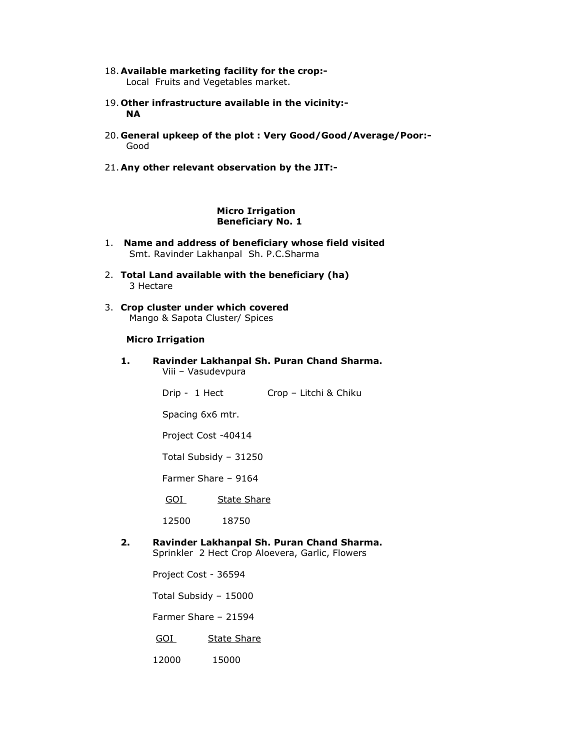18. **Available marketing facility for the crop:-**
    Local Fruits and Vegetables market.

19. **Other infrastructure available in the vicinity:-**
    **NA**

20. **General upkeep of the plot : Very Good/Good/Average/Poor:-**
    Good

21. **Any other relevant observation by the JIT:-**

**Micro Irrigation**
**Beneficiary No. 1**

1. **Name and address of beneficiary whose field visited**
   Smt. Ravinder Lakhanpal Sh. P.C.Sharma

2. **Total Land available with the beneficiary (ha)**
   3 Hectare

3. **Crop cluster under which covered**
   Mango & Sapota Cluster/ Spices

**Micro Irrigation**

**1. Ravinder Lakhanpal Sh. Puran Chand Sharma.**
Viii – Vasudevpura

Drip - 1 Hect Crop – Litchi & Chiku

Spacing 6x6 mtr.

Project Cost -40414

Total Subsidy – 31250

Farmer Share – 9164

| GOI | State Share |
|---|---|
| 12500 | 18750 |

**2. Ravinder Lakhanpal Sh. Puran Chand Sharma.**
Sprinkler 2 Hect Crop Aloevera, Garlic, Flowers

Project Cost - 36594

Total Subsidy – 15000

Farmer Share – 21594

| GOI | State Share |
|---|---|
| 12000 | 15000 |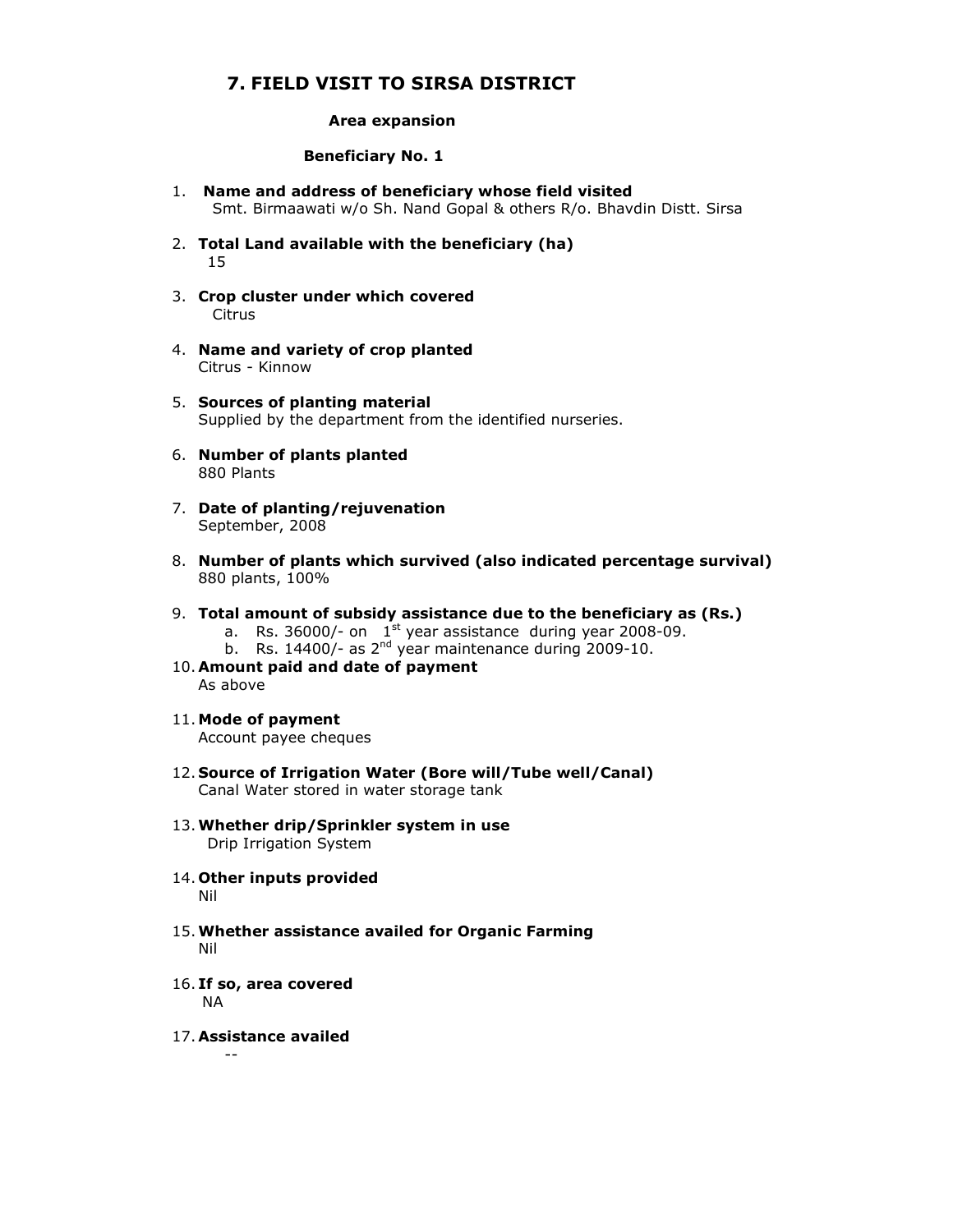# 7. FIELD VISIT TO SIRSA DISTRICT

### Area expansion

### Beneficiary No. 1

1. **Name and address of beneficiary whose field visited**
   Smt. Birmaawati w/o Sh. Nand Gopal & others R/o. Bhavdin Distt. Sirsa

2. **Total Land available with the beneficiary (ha)**
   15

3. **Crop cluster under which covered**
   Citrus

4. **Name and variety of crop planted**
   Citrus - Kinnow

5. **Sources of planting material**
   Supplied by the department from the identified nurseries.

6. **Number of plants planted**
   880 Plants

7. **Date of planting/rejuvenation**
   September, 2008

8. **Number of plants which survived (also indicated percentage survival)**
   880 plants, 100%

9. **Total amount of subsidy assistance due to the beneficiary as (Rs.)**
   a. Rs. 36000/- on 1st year assistance during year 2008-09.
   b. Rs. 14400/- as 2nd year maintenance during 2009-10.

10. **Amount paid and date of payment**
    As above

11. **Mode of payment**
    Account payee cheques

12. **Source of Irrigation Water (Bore will/Tube well/Canal)**
    Canal Water stored in water storage tank

13. **Whether drip/Sprinkler system in use**
    Drip Irrigation System

14. **Other inputs provided**
    Nil

15. **Whether assistance availed for Organic Farming**
    Nil

16. **If so, area covered**
    NA

17. **Assistance availed**
    --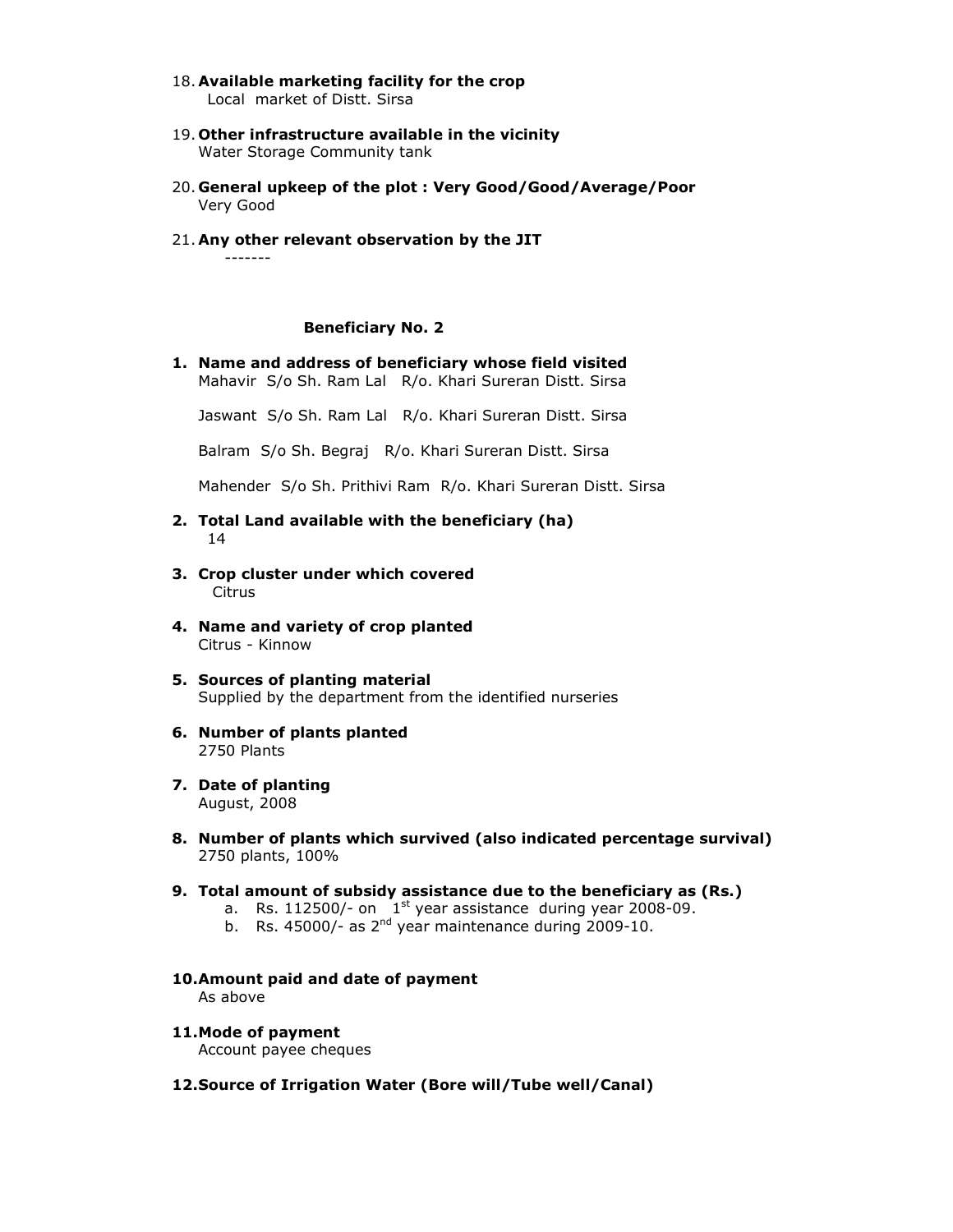18. **Available marketing facility for the crop**
    Local market of Distt. Sirsa

19. **Other infrastructure available in the vicinity**
    Water Storage Community tank

20. **General upkeep of the plot : Very Good/Good/Average/Poor**
    Very Good

21. **Any other relevant observation by the JIT**
    -------

**Beneficiary No. 2**

1. **Name and address of beneficiary whose field visited**
   Mahavir S/o Sh. Ram Lal R/o. Khari Sureran Distt. Sirsa

   Jaswant S/o Sh. Ram Lal R/o. Khari Sureran Distt. Sirsa

   Balram S/o Sh. Begraj R/o. Khari Sureran Distt. Sirsa

   Mahender S/o Sh. Prithivi Ram R/o. Khari Sureran Distt. Sirsa

2. **Total Land available with the beneficiary (ha)**
   14

3. **Crop cluster under which covered**
   Citrus

4. **Name and variety of crop planted**
   Citrus - Kinnow

5. **Sources of planting material**
   Supplied by the department from the identified nurseries

6. **Number of plants planted**
   2750 Plants

7. **Date of planting**
   August, 2008

8. **Number of plants which survived (also indicated percentage survival)**
   2750 plants, 100%

9. **Total amount of subsidy assistance due to the beneficiary as (Rs.)**
   a. Rs. 112500/- on 1st year assistance during year 2008-09.
   b. Rs. 45000/- as 2nd year maintenance during 2009-10.

10. **Amount paid and date of payment**
    As above

11. **Mode of payment**
    Account payee cheques

12. **Source of Irrigation Water (Bore will/Tube well/Canal)**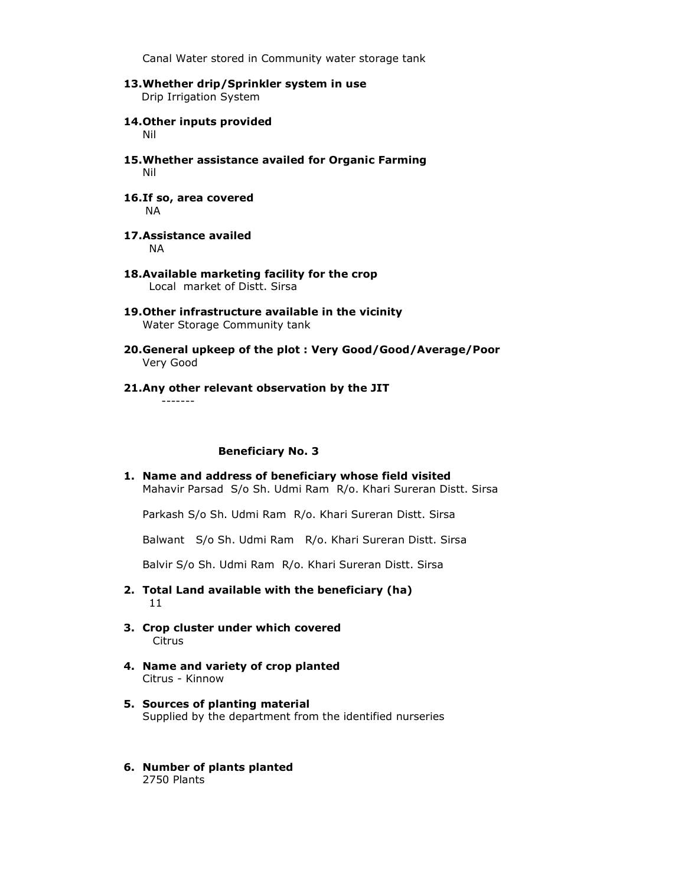Canal Water stored in Community water storage tank

**13. Whether drip/Sprinkler system in use**
Drip Irrigation System

**14. Other inputs provided**
Nil

**15. Whether assistance availed for Organic Farming**
Nil

**16. If so, area covered**
NA

**17. Assistance availed**
NA

**18. Available marketing facility for the crop**
Local market of Distt. Sirsa

**19. Other infrastructure available in the vicinity**
Water Storage Community tank

**20. General upkeep of the plot : Very Good/Good/Average/Poor**
Very Good

**21. Any other relevant observation by the JIT**
-------

**Beneficiary No. 3**

**1. Name and address of beneficiary whose field visited**
Mahavir Parsad S/o Sh. Udmi Ram R/o. Khari Sureran Distt. Sirsa

Parkash S/o Sh. Udmi Ram R/o. Khari Sureran Distt. Sirsa

Balwant S/o Sh. Udmi Ram R/o. Khari Sureran Distt. Sirsa

Balvir S/o Sh. Udmi Ram R/o. Khari Sureran Distt. Sirsa

**2. Total Land available with the beneficiary (ha)**
11

**3. Crop cluster under which covered**
Citrus

**4. Name and variety of crop planted**
Citrus - Kinnow

**5. Sources of planting material**
Supplied by the department from the identified nurseries

**6. Number of plants planted**
2750 Plants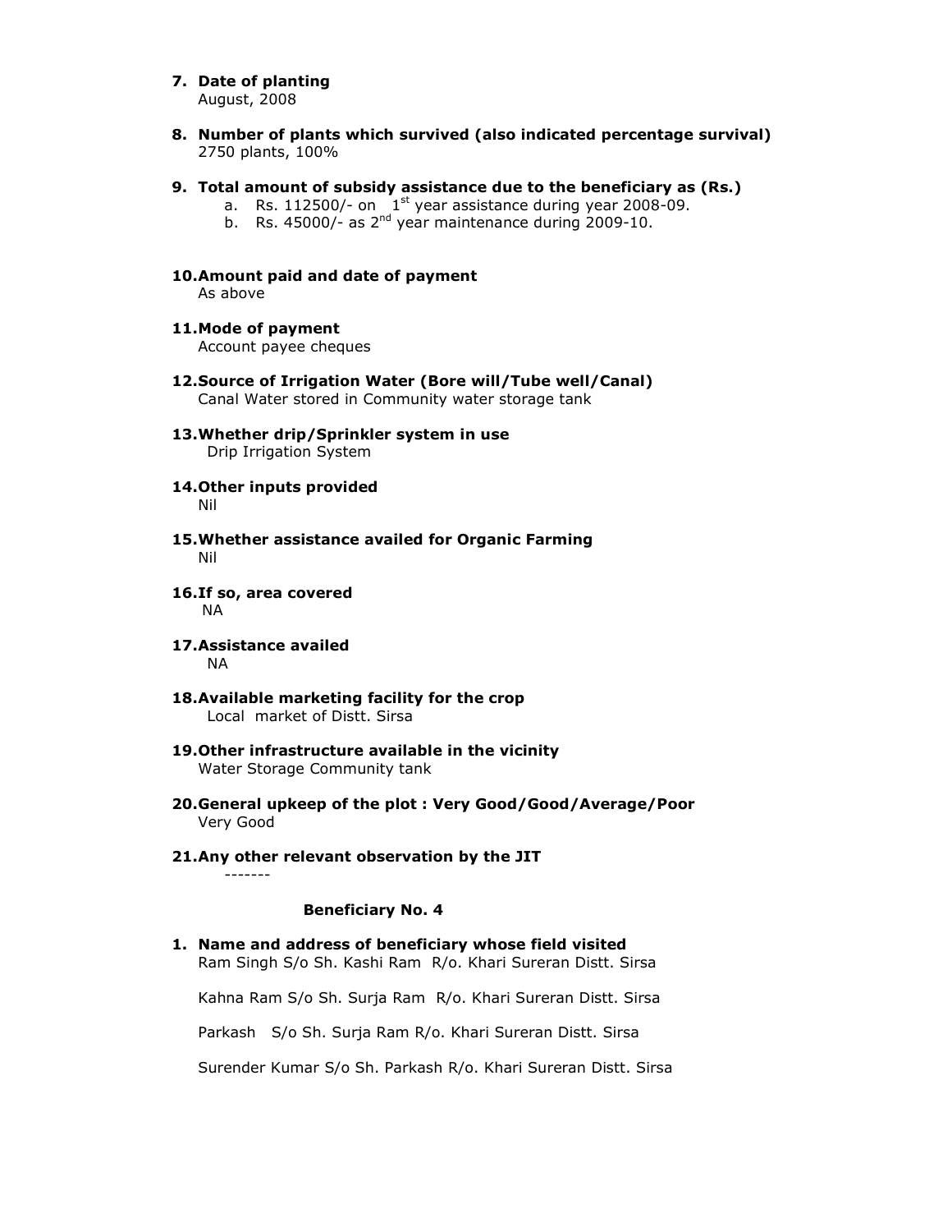**7. Date of planting**
August, 2008

**8. Number of plants which survived (also indicated percentage survival)**
2750 plants, 100%

**9. Total amount of subsidy assistance due to the beneficiary as (Rs.)**

a. Rs. 112500/- on 1st year assistance during year 2008-09.
b. Rs. 45000/- as 2nd year maintenance during 2009-10.

**10. Amount paid and date of payment**
As above

**11. Mode of payment**
Account payee cheques

**12. Source of Irrigation Water (Bore will/Tube well/Canal)**
Canal Water stored in Community water storage tank

**13. Whether drip/Sprinkler system in use**
Drip Irrigation System

**14. Other inputs provided**
Nil

**15. Whether assistance availed for Organic Farming**
Nil

**16. If so, area covered**
NA

**17. Assistance availed**
NA

**18. Available marketing facility for the crop**
Local market of Distt. Sirsa

**19. Other infrastructure available in the vicinity**
Water Storage Community tank

**20. General upkeep of the plot : Very Good/Good/Average/Poor**
Very Good

**21. Any other relevant observation by the JIT**
-------

**Beneficiary No. 4**

**1. Name and address of beneficiary whose field visited**
Ram Singh S/o Sh. Kashi Ram R/o. Khari Sureran Distt. Sirsa

Kahna Ram S/o Sh. Surja Ram R/o. Khari Sureran Distt. Sirsa

Parkash S/o Sh. Surja Ram R/o. Khari Sureran Distt. Sirsa

Surender Kumar S/o Sh. Parkash R/o. Khari Sureran Distt. Sirsa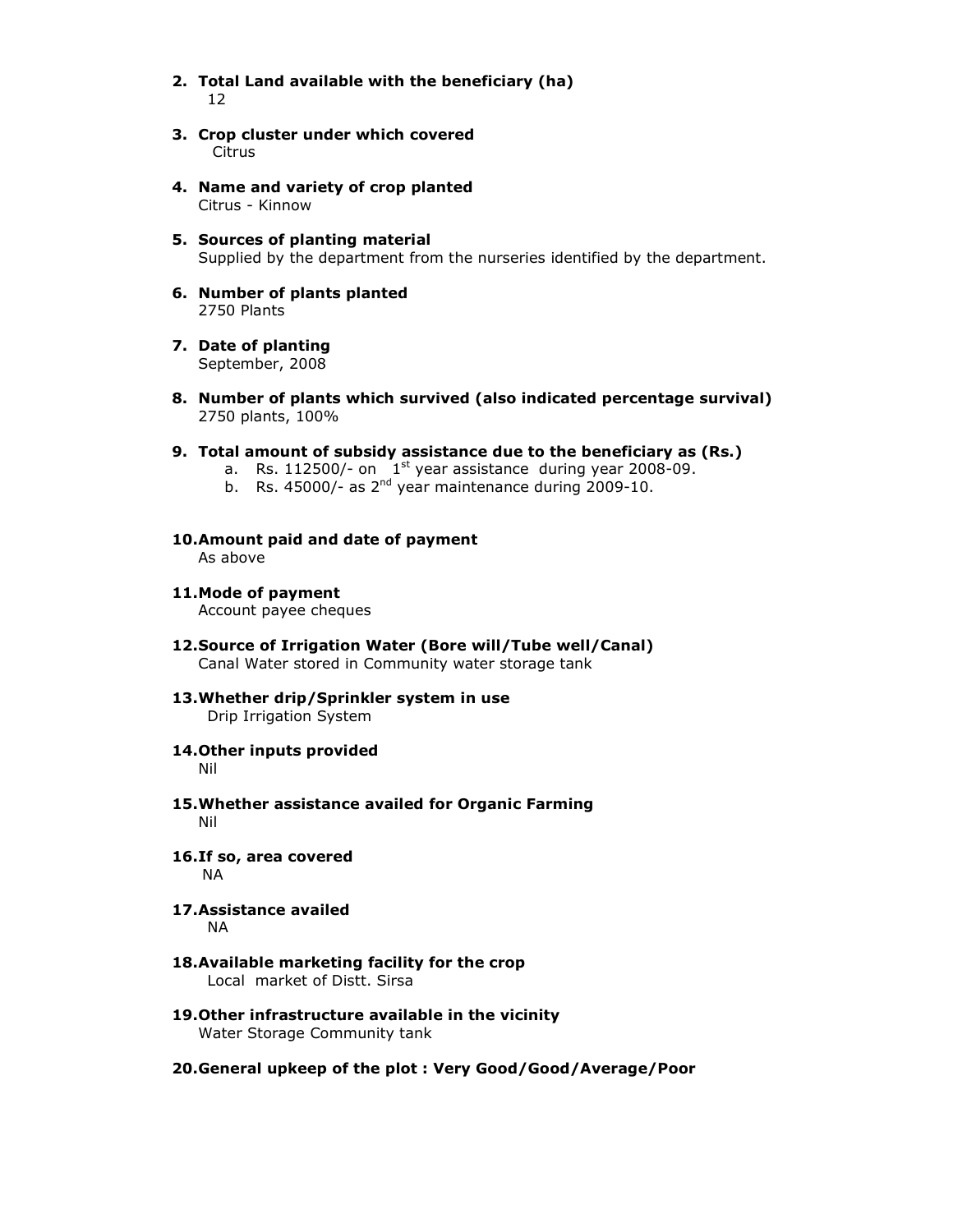**2. Total Land available with the beneficiary (ha)**
12

**3. Crop cluster under which covered**
Citrus

**4. Name and variety of crop planted**
Citrus - Kinnow

**5. Sources of planting material**
Supplied by the department from the nurseries identified by the department.

**6. Number of plants planted**
2750 Plants

**7. Date of planting**
September, 2008

**8. Number of plants which survived (also indicated percentage survival)**
2750 plants, 100%

**9. Total amount of subsidy assistance due to the beneficiary as (Rs.)**

a. Rs. 112500/- on 1st year assistance during year 2008-09.
b. Rs. 45000/- as 2nd year maintenance during 2009-10.

**10. Amount paid and date of payment**
As above

**11. Mode of payment**
Account payee cheques

**12. Source of Irrigation Water (Bore will/Tube well/Canal)**
Canal Water stored in Community water storage tank

**13. Whether drip/Sprinkler system in use**
Drip Irrigation System

**14. Other inputs provided**
Nil

**15. Whether assistance availed for Organic Farming**
Nil

**16. If so, area covered**
NA

**17. Assistance availed**
NA

**18. Available marketing facility for the crop**
Local market of Distt. Sirsa

**19. Other infrastructure available in the vicinity**
Water Storage Community tank

**20. General upkeep of the plot : Very Good/Good/Average/Poor**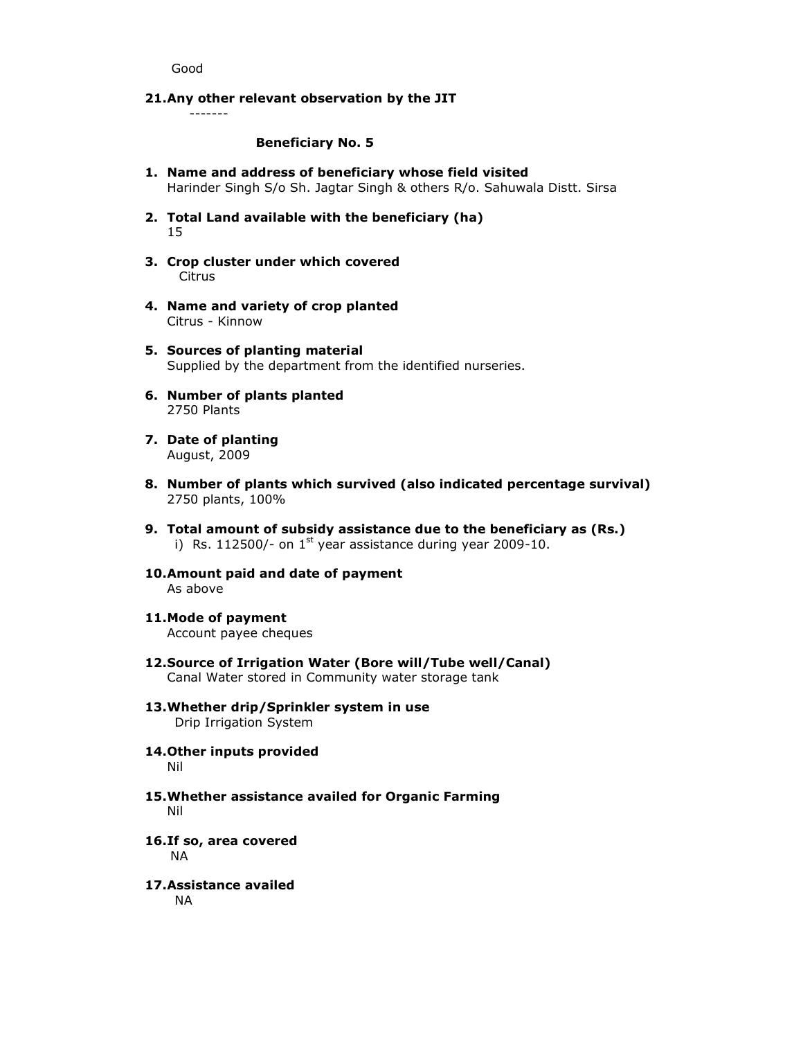Good

**21. Any other relevant observation by the JIT**

-------

**Beneficiary No. 5**

**1. Name and address of beneficiary whose field visited**
Harinder Singh S/o Sh. Jagtar Singh & others R/o. Sahuwala Distt. Sirsa

**2. Total Land available with the beneficiary (ha)**
15

**3. Crop cluster under which covered**
Citrus

**4. Name and variety of crop planted**
Citrus - Kinnow

**5. Sources of planting material**
Supplied by the department from the identified nurseries.

**6. Number of plants planted**
2750 Plants

**7. Date of planting**
August, 2009

**8. Number of plants which survived (also indicated percentage survival)**
2750 plants, 100%

**9. Total amount of subsidy assistance due to the beneficiary as (Rs.)**
i) Rs. 112500/- on 1st year assistance during year 2009-10.

**10. Amount paid and date of payment**
As above

**11. Mode of payment**
Account payee cheques

**12. Source of Irrigation Water (Bore will/Tube well/Canal)**
Canal Water stored in Community water storage tank

**13. Whether drip/Sprinkler system in use**
Drip Irrigation System

**14. Other inputs provided**
Nil

**15. Whether assistance availed for Organic Farming**
Nil

**16. If so, area covered**
NA

**17. Assistance availed**
NA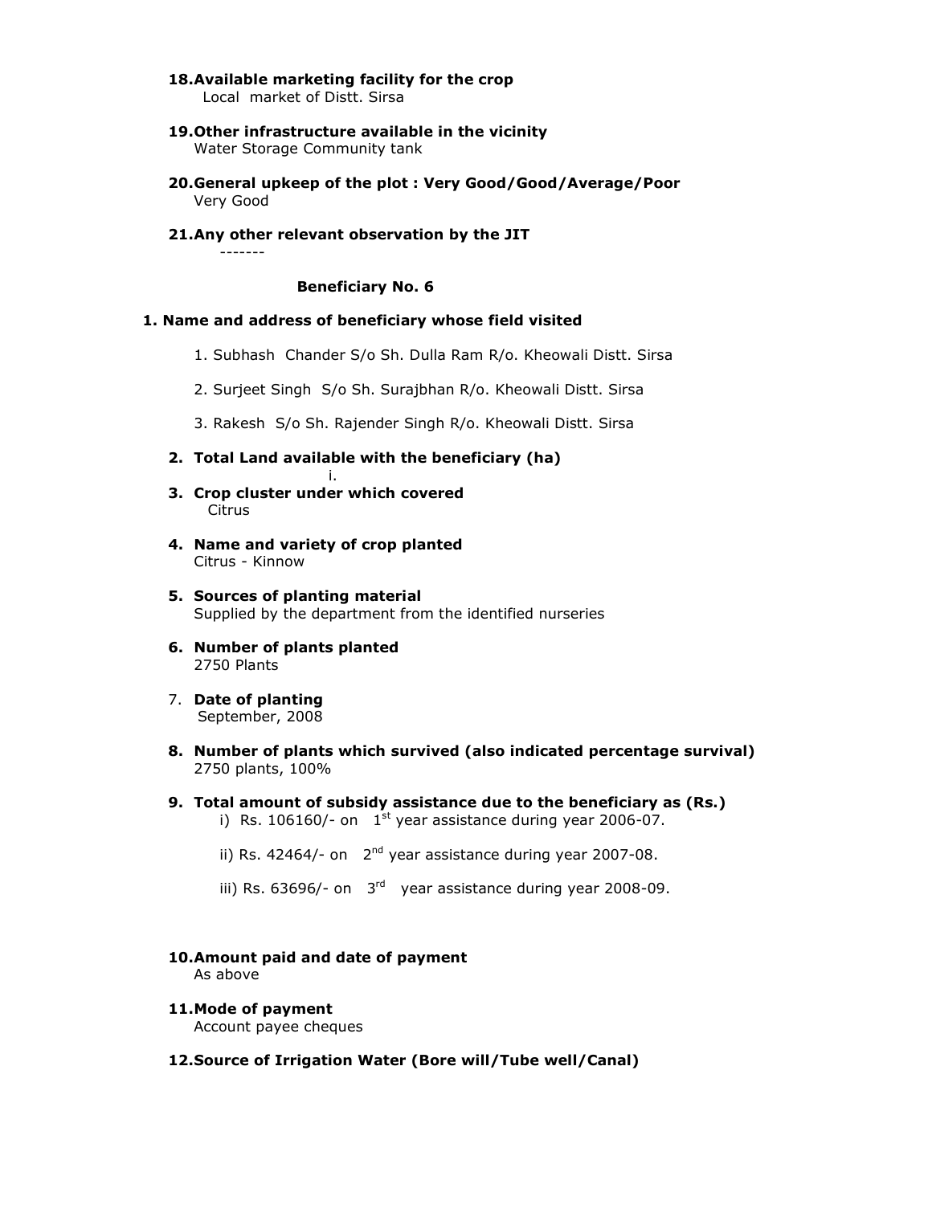**18. Available marketing facility for the crop**

Local market of Distt. Sirsa

**19. Other infrastructure available in the vicinity**

Water Storage Community tank

**20. General upkeep of the plot : Very Good/Good/Average/Poor**

Very Good

**21. Any other relevant observation by the JIT**

-------

**Beneficiary No. 6**

**1. Name and address of beneficiary whose field visited**

1. Subhash Chander S/o Sh. Dulla Ram R/o. Kheowali Distt. Sirsa

2. Surjeet Singh S/o Sh. Surajbhan R/o. Kheowali Distt. Sirsa

3. Rakesh S/o Sh. Rajender Singh R/o. Kheowali Distt. Sirsa

**2. Total Land available with the beneficiary (ha)**

i.

**3. Crop cluster under which covered**

Citrus

**4. Name and variety of crop planted**

Citrus - Kinnow

**5. Sources of planting material**

Supplied by the department from the identified nurseries

**6. Number of plants planted**

2750 Plants

7. **Date of planting**

September, 2008

**8. Number of plants which survived (also indicated percentage survival)**

2750 plants, 100%

**9. Total amount of subsidy assistance due to the beneficiary as (Rs.)**

i) Rs. 106160/- on 1st year assistance during year 2006-07.

ii) Rs. 42464/- on 2nd year assistance during year 2007-08.

iii) Rs. 63696/- on 3rd year assistance during year 2008-09.

**10. Amount paid and date of payment**

As above

**11. Mode of payment**

Account payee cheques

**12. Source of Irrigation Water (Bore will/Tube well/Canal)**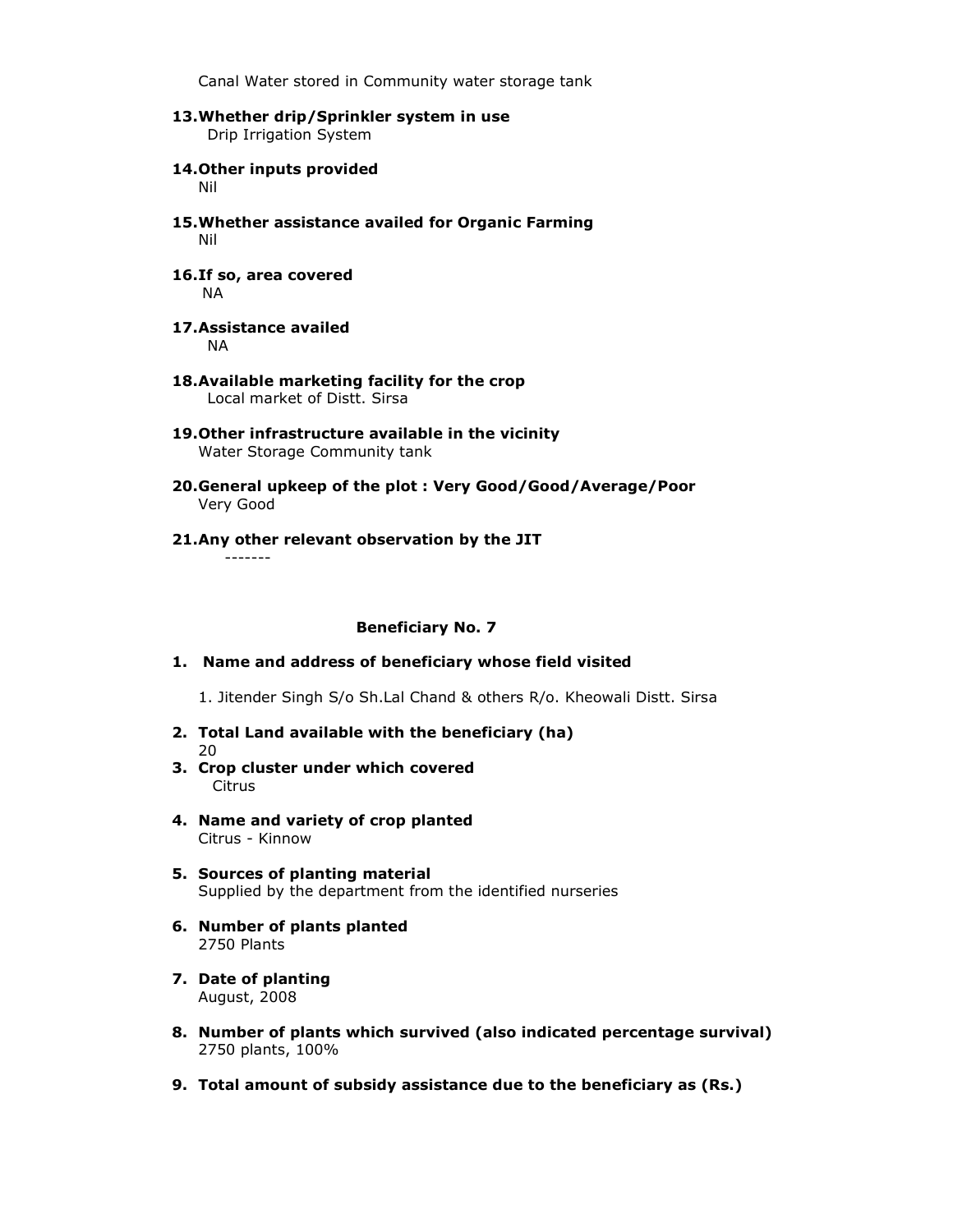Canal Water stored in Community water storage tank

**13. Whether drip/Sprinkler system in use**
Drip Irrigation System

**14. Other inputs provided**
Nil

**15. Whether assistance availed for Organic Farming**
Nil

**16. If so, area covered**
NA

**17. Assistance availed**
NA

**18. Available marketing facility for the crop**
Local market of Distt. Sirsa

**19. Other infrastructure available in the vicinity**
Water Storage Community tank

**20. General upkeep of the plot : Very Good/Good/Average/Poor**
Very Good

**21. Any other relevant observation by the JIT**
-------

**Beneficiary No. 7**

**1. Name and address of beneficiary whose field visited**

1. Jitender Singh S/o Sh.Lal Chand & others R/o. Kheowali Distt. Sirsa

**2. Total Land available with the beneficiary (ha)**
20

**3. Crop cluster under which covered**
Citrus

**4. Name and variety of crop planted**
Citrus - Kinnow

**5. Sources of planting material**
Supplied by the department from the identified nurseries

**6. Number of plants planted**
2750 Plants

**7. Date of planting**
August, 2008

**8. Number of plants which survived (also indicated percentage survival)**
2750 plants, 100%

**9. Total amount of subsidy assistance due to the beneficiary as (Rs.)**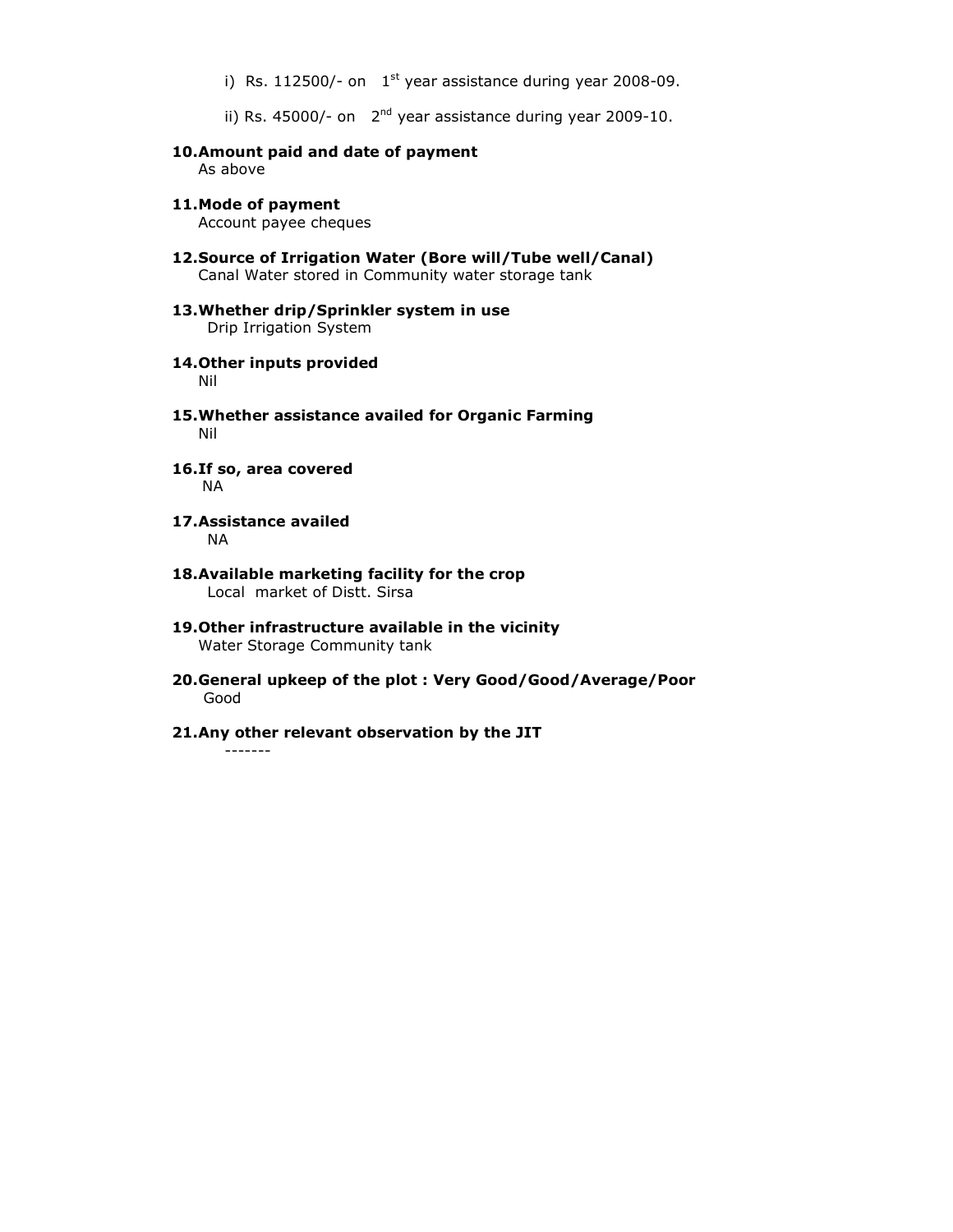i) Rs. 112500/- on 1st year assistance during year 2008-09.

ii) Rs. 45000/- on 2nd year assistance during year 2009-10.

**10. Amount paid and date of payment**
As above

**11. Mode of payment**
Account payee cheques

**12. Source of Irrigation Water (Bore will/Tube well/Canal)**
Canal Water stored in Community water storage tank

**13. Whether drip/Sprinkler system in use**
Drip Irrigation System

**14. Other inputs provided**
Nil

**15. Whether assistance availed for Organic Farming**
Nil

**16. If so, area covered**
NA

**17. Assistance availed**
NA

**18. Available marketing facility for the crop**
Local market of Distt. Sirsa

**19. Other infrastructure available in the vicinity**
Water Storage Community tank

**20. General upkeep of the plot : Very Good/Good/Average/Poor**
Good

**21. Any other relevant observation by the JIT**
-------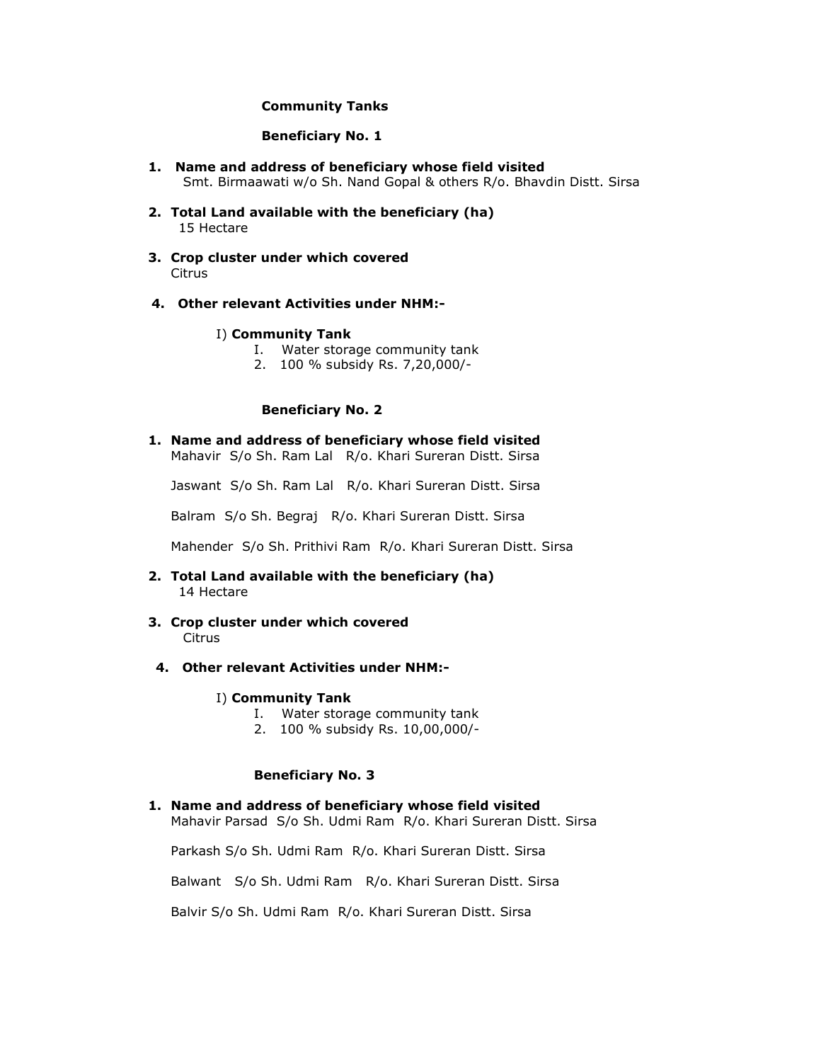**Community Tanks**

**Beneficiary No. 1**

1. **Name and address of beneficiary whose field visited**
   Smt. Birmaawati w/o Sh. Nand Gopal & others R/o. Bhavdin Distt. Sirsa

2. **Total Land available with the beneficiary (ha)**
   15 Hectare

3. **Crop cluster under which covered**
   Citrus

4. **Other relevant Activities under NHM:-**

   I) **Community Tank**
   - I. Water storage community tank
   - 2. 100 % subsidy Rs. 7,20,000/-

**Beneficiary No. 2**

1. **Name and address of beneficiary whose field visited**
   Mahavir S/o Sh. Ram Lal R/o. Khari Sureran Distt. Sirsa

   Jaswant S/o Sh. Ram Lal R/o. Khari Sureran Distt. Sirsa

   Balram S/o Sh. Begraj R/o. Khari Sureran Distt. Sirsa

   Mahender S/o Sh. Prithivi Ram R/o. Khari Sureran Distt. Sirsa

2. **Total Land available with the beneficiary (ha)**
   14 Hectare

3. **Crop cluster under which covered**
   Citrus

4. **Other relevant Activities under NHM:-**

   I) **Community Tank**
   - I. Water storage community tank
   - 2. 100 % subsidy Rs. 10,00,000/-

**Beneficiary No. 3**

1. **Name and address of beneficiary whose field visited**
   Mahavir Parsad S/o Sh. Udmi Ram R/o. Khari Sureran Distt. Sirsa

   Parkash S/o Sh. Udmi Ram R/o. Khari Sureran Distt. Sirsa

   Balwant S/o Sh. Udmi Ram R/o. Khari Sureran Distt. Sirsa

   Balvir S/o Sh. Udmi Ram R/o. Khari Sureran Distt. Sirsa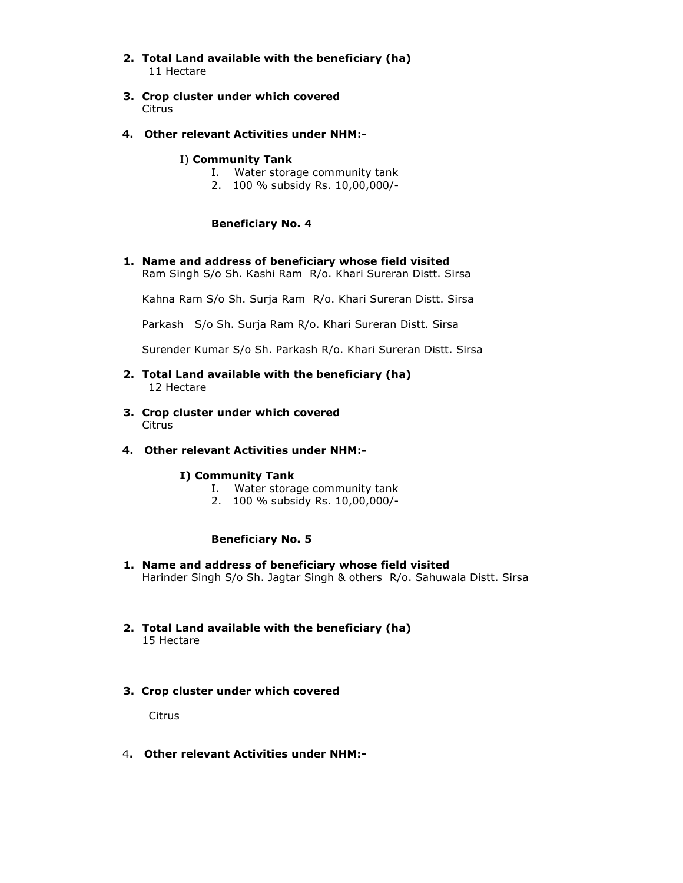2. **Total Land available with the beneficiary (ha)**
   11 Hectare

3. **Crop cluster under which covered**
   Citrus

4. **Other relevant Activities under NHM:-**

   I) **Community Tank**
   - I. Water storage community tank
   - 2. 100 % subsidy Rs. 10,00,000/-

**Beneficiary No. 4**

1. **Name and address of beneficiary whose field visited**
   Ram Singh S/o Sh. Kashi Ram R/o. Khari Sureran Distt. Sirsa

   Kahna Ram S/o Sh. Surja Ram R/o. Khari Sureran Distt. Sirsa

   Parkash S/o Sh. Surja Ram R/o. Khari Sureran Distt. Sirsa

   Surender Kumar S/o Sh. Parkash R/o. Khari Sureran Distt. Sirsa

2. **Total Land available with the beneficiary (ha)**
   12 Hectare

3. **Crop cluster under which covered**
   Citrus

4. **Other relevant Activities under NHM:-**

   **I) Community Tank**
   - I. Water storage community tank
   - 2. 100 % subsidy Rs. 10,00,000/-

**Beneficiary No. 5**

1. **Name and address of beneficiary whose field visited**
   Harinder Singh S/o Sh. Jagtar Singh & others R/o. Sahuwala Distt. Sirsa

2. **Total Land available with the beneficiary (ha)**
   15 Hectare

3. **Crop cluster under which covered**

   Citrus

4. **Other relevant Activities under NHM:-**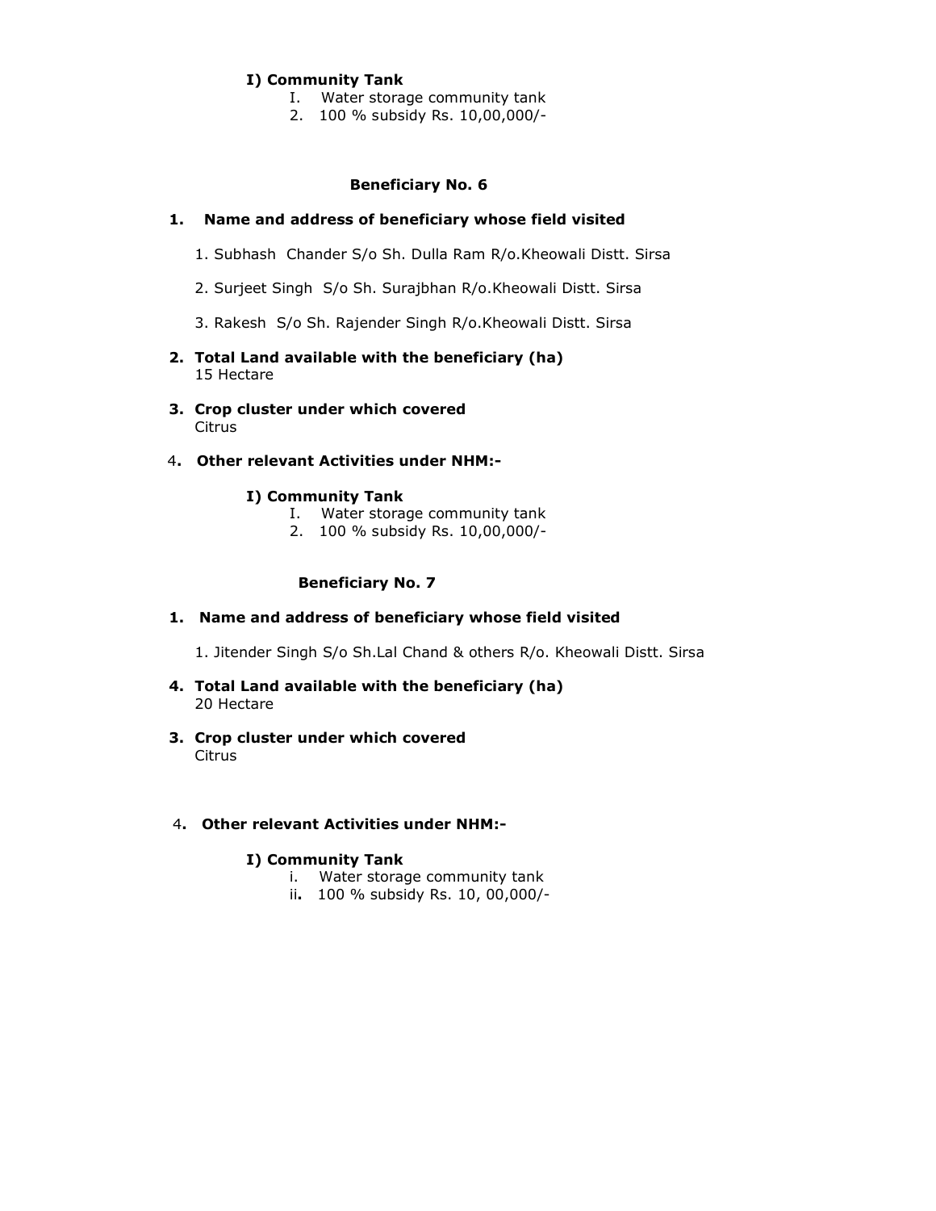**I) Community Tank**

I. Water storage community tank
2. 100 % subsidy Rs. 10,00,000/-

**Beneficiary No. 6**

**1. Name and address of beneficiary whose field visited**

1. Subhash Chander S/o Sh. Dulla Ram R/o.Kheowali Distt. Sirsa

2. Surjeet Singh S/o Sh. Surajbhan R/o.Kheowali Distt. Sirsa

3. Rakesh S/o Sh. Rajender Singh R/o.Kheowali Distt. Sirsa

**2. Total Land available with the beneficiary (ha)**
15 Hectare

**3. Crop cluster under which covered**
Citrus

4**. Other relevant Activities under NHM:-**

**I) Community Tank**

I. Water storage community tank
2. 100 % subsidy Rs. 10,00,000/-

**Beneficiary No. 7**

**1. Name and address of beneficiary whose field visited**

1. Jitender Singh S/o Sh.Lal Chand & others R/o. Kheowali Distt. Sirsa

**4. Total Land available with the beneficiary (ha)**
20 Hectare

**3. Crop cluster under which covered**
Citrus

4**. Other relevant Activities under NHM:-**

**I) Community Tank**

i. Water storage community tank
ii**.** 100 % subsidy Rs. 10, 00,000/-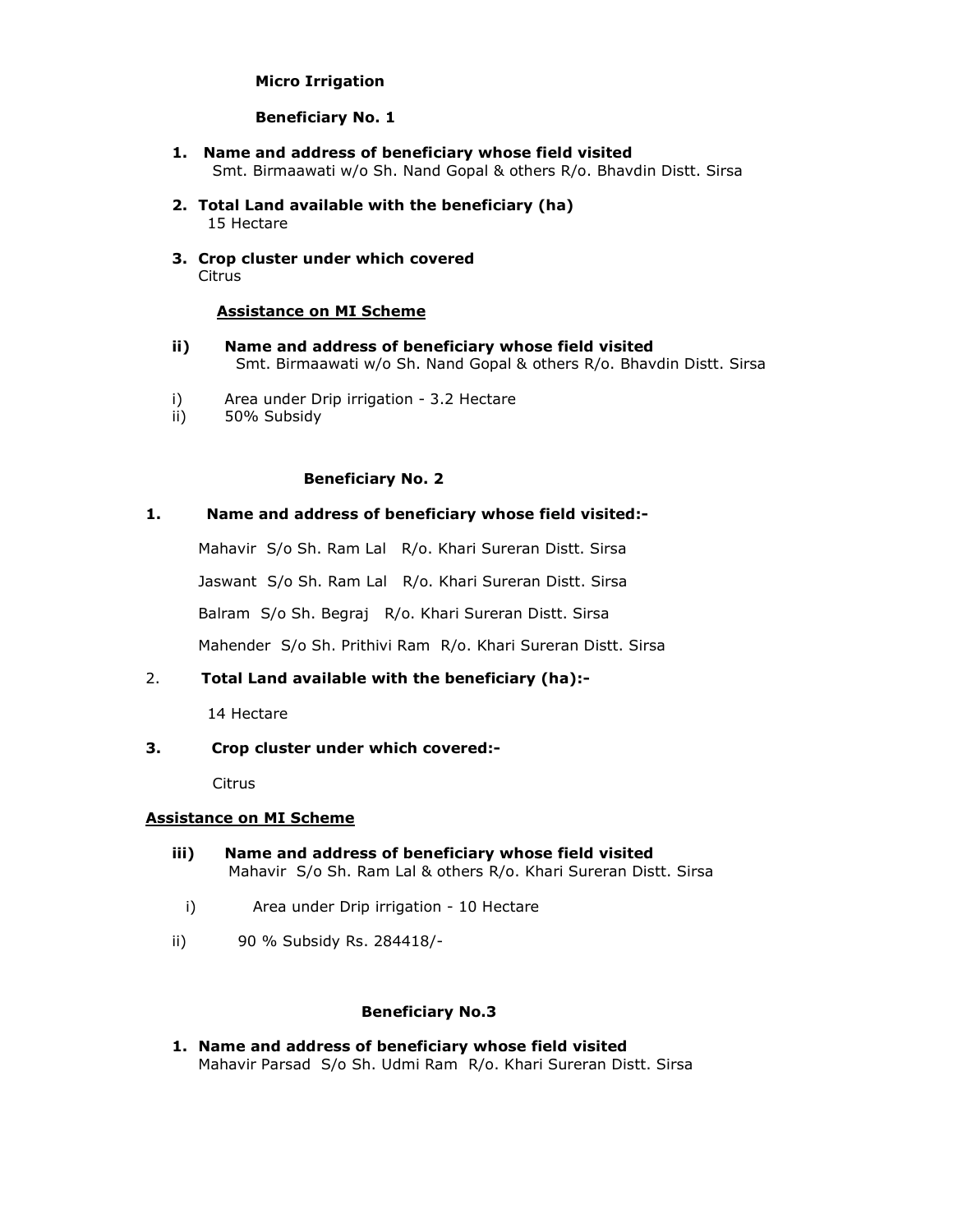**Micro Irrigation**

**Beneficiary No. 1**

1. **Name and address of beneficiary whose field visited**
   Smt. Birmaawati w/o Sh. Nand Gopal & others R/o. Bhavdin Distt. Sirsa

2. **Total Land available with the beneficiary (ha)**
   15 Hectare

3. **Crop cluster under which covered**
   Citrus

**Assistance on MI Scheme**

**ii) Name and address of beneficiary whose field visited**
Smt. Birmaawati w/o Sh. Nand Gopal & others R/o. Bhavdin Distt. Sirsa

i) Area under Drip irrigation - 3.2 Hectare
ii) 50% Subsidy

**Beneficiary No. 2**

1. **Name and address of beneficiary whose field visited:-**

   Mahavir S/o Sh. Ram Lal R/o. Khari Sureran Distt. Sirsa

   Jaswant S/o Sh. Ram Lal R/o. Khari Sureran Distt. Sirsa

   Balram S/o Sh. Begraj R/o. Khari Sureran Distt. Sirsa

   Mahender S/o Sh. Prithivi Ram R/o. Khari Sureran Distt. Sirsa

2. **Total Land available with the beneficiary (ha):-**

   14 Hectare

3. **Crop cluster under which covered:-**

   Citrus

**Assistance on MI Scheme**

**iii) Name and address of beneficiary whose field visited**
Mahavir S/o Sh. Ram Lal & others R/o. Khari Sureran Distt. Sirsa

i) Area under Drip irrigation - 10 Hectare

ii) 90 % Subsidy Rs. 284418/-

**Beneficiary No.3**

1. **Name and address of beneficiary whose field visited**
   Mahavir Parsad S/o Sh. Udmi Ram R/o. Khari Sureran Distt. Sirsa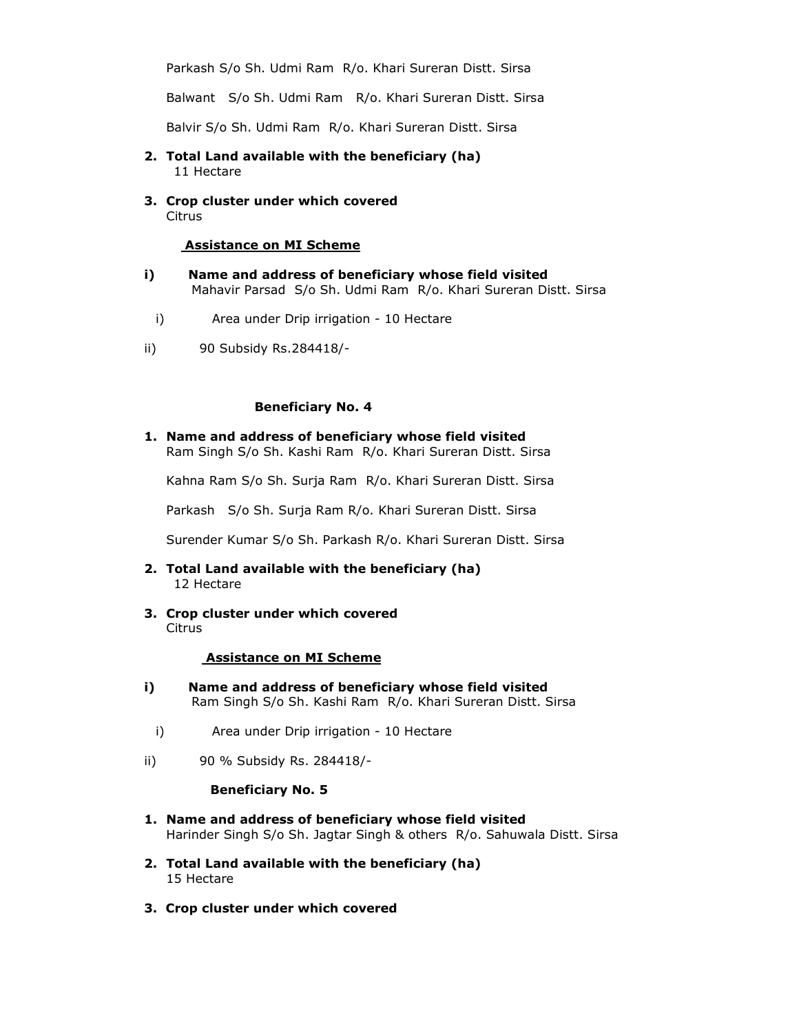Parkash S/o Sh. Udmi Ram R/o. Khari Sureran Distt. Sirsa

Balwant S/o Sh. Udmi Ram R/o. Khari Sureran Distt. Sirsa

Balvir S/o Sh. Udmi Ram R/o. Khari Sureran Distt. Sirsa

2. **Total Land available with the beneficiary (ha)**
   11 Hectare

3. **Crop cluster under which covered**
   Citrus

**Assistance on MI Scheme**

**i) Name and address of beneficiary whose field visited**
Mahavir Parsad S/o Sh. Udmi Ram R/o. Khari Sureran Distt. Sirsa

i) Area under Drip irrigation - 10 Hectare

ii) 90 Subsidy Rs.284418/-

**Beneficiary No. 4**

1. **Name and address of beneficiary whose field visited**
   Ram Singh S/o Sh. Kashi Ram R/o. Khari Sureran Distt. Sirsa

   Kahna Ram S/o Sh. Surja Ram R/o. Khari Sureran Distt. Sirsa

   Parkash S/o Sh. Surja Ram R/o. Khari Sureran Distt. Sirsa

   Surender Kumar S/o Sh. Parkash R/o. Khari Sureran Distt. Sirsa

2. **Total Land available with the beneficiary (ha)**
   12 Hectare

3. **Crop cluster under which covered**
   Citrus

**Assistance on MI Scheme**

**i) Name and address of beneficiary whose field visited**
Ram Singh S/o Sh. Kashi Ram R/o. Khari Sureran Distt. Sirsa

i) Area under Drip irrigation - 10 Hectare

ii) 90 % Subsidy Rs. 284418/-

**Beneficiary No. 5**

1. **Name and address of beneficiary whose field visited**
   Harinder Singh S/o Sh. Jagtar Singh & others R/o. Sahuwala Distt. Sirsa

2. **Total Land available with the beneficiary (ha)**
   15 Hectare

3. **Crop cluster under which covered**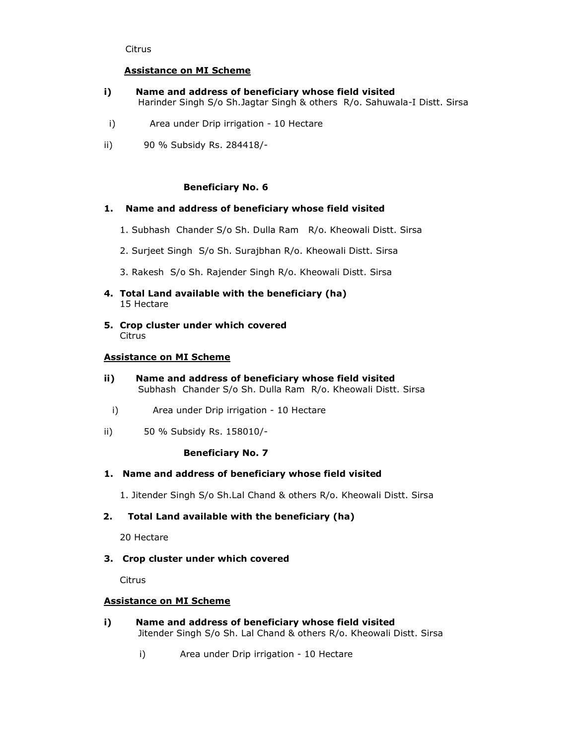Citrus

**Assistance on MI Scheme**

**i) Name and address of beneficiary whose field visited**
Harinder Singh S/o Sh.Jagtar Singh & others R/o. Sahuwala-I Distt. Sirsa

i) Area under Drip irrigation - 10 Hectare

ii) 90 % Subsidy Rs. 284418/-

**Beneficiary No. 6**

**1. Name and address of beneficiary whose field visited**

1. Subhash Chander S/o Sh. Dulla Ram R/o. Kheowali Distt. Sirsa

2. Surjeet Singh S/o Sh. Surajbhan R/o. Kheowali Distt. Sirsa

3. Rakesh S/o Sh. Rajender Singh R/o. Kheowali Distt. Sirsa

**4. Total Land available with the beneficiary (ha)**
15 Hectare

**5. Crop cluster under which covered**
Citrus

**Assistance on MI Scheme**

**ii) Name and address of beneficiary whose field visited**
Subhash Chander S/o Sh. Dulla Ram R/o. Kheowali Distt. Sirsa

i) Area under Drip irrigation - 10 Hectare

ii) 50 % Subsidy Rs. 158010/-

**Beneficiary No. 7**

**1. Name and address of beneficiary whose field visited**

1. Jitender Singh S/o Sh.Lal Chand & others R/o. Kheowali Distt. Sirsa

**2. Total Land available with the beneficiary (ha)**

20 Hectare

**3. Crop cluster under which covered**

Citrus

**Assistance on MI Scheme**

**i) Name and address of beneficiary whose field visited**
Jitender Singh S/o Sh. Lal Chand & others R/o. Kheowali Distt. Sirsa

i) Area under Drip irrigation - 10 Hectare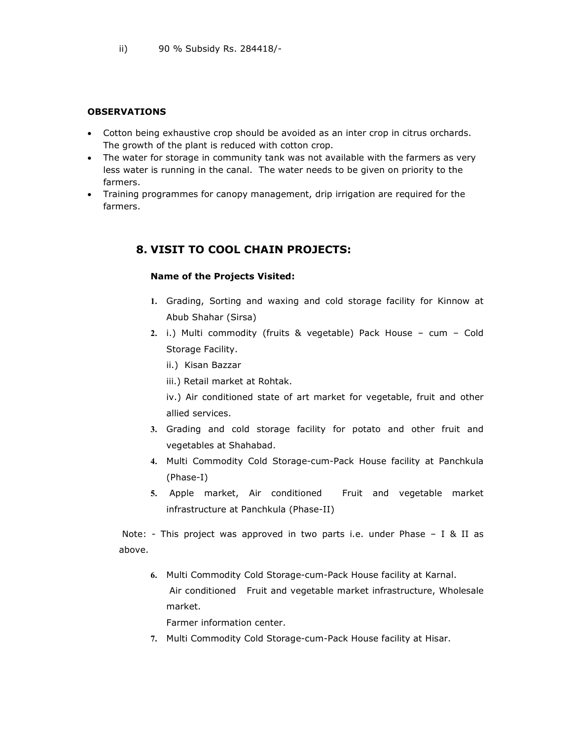ii) 90 % Subsidy Rs. 284418/-

**OBSERVATIONS**

- Cotton being exhaustive crop should be avoided as an inter crop in citrus orchards. The growth of the plant is reduced with cotton crop.
- The water for storage in community tank was not available with the farmers as very less water is running in the canal. The water needs to be given on priority to the farmers.
- Training programmes for canopy management, drip irrigation are required for the farmers.

## 8. VISIT TO COOL CHAIN PROJECTS:

**Name of the Projects Visited:**

1. Grading, Sorting and waxing and cold storage facility for Kinnow at Abub Shahar (Sirsa)
2. i.) Multi commodity (fruits & vegetable) Pack House – cum – Cold Storage Facility.

   ii.) Kisan Bazzar

   iii.) Retail market at Rohtak.

   iv.) Air conditioned state of art market for vegetable, fruit and other allied services.
3. Grading and cold storage facility for potato and other fruit and vegetables at Shahabad.
4. Multi Commodity Cold Storage-cum-Pack House facility at Panchkula (Phase-I)
5. Apple market, Air conditioned Fruit and vegetable market infrastructure at Panchkula (Phase-II)

Note: - This project was approved in two parts i.e. under Phase – I & II as above.

6. Multi Commodity Cold Storage-cum-Pack House facility at Karnal.

   Air conditioned Fruit and vegetable market infrastructure, Wholesale market.

   Farmer information center.
7. Multi Commodity Cold Storage-cum-Pack House facility at Hisar.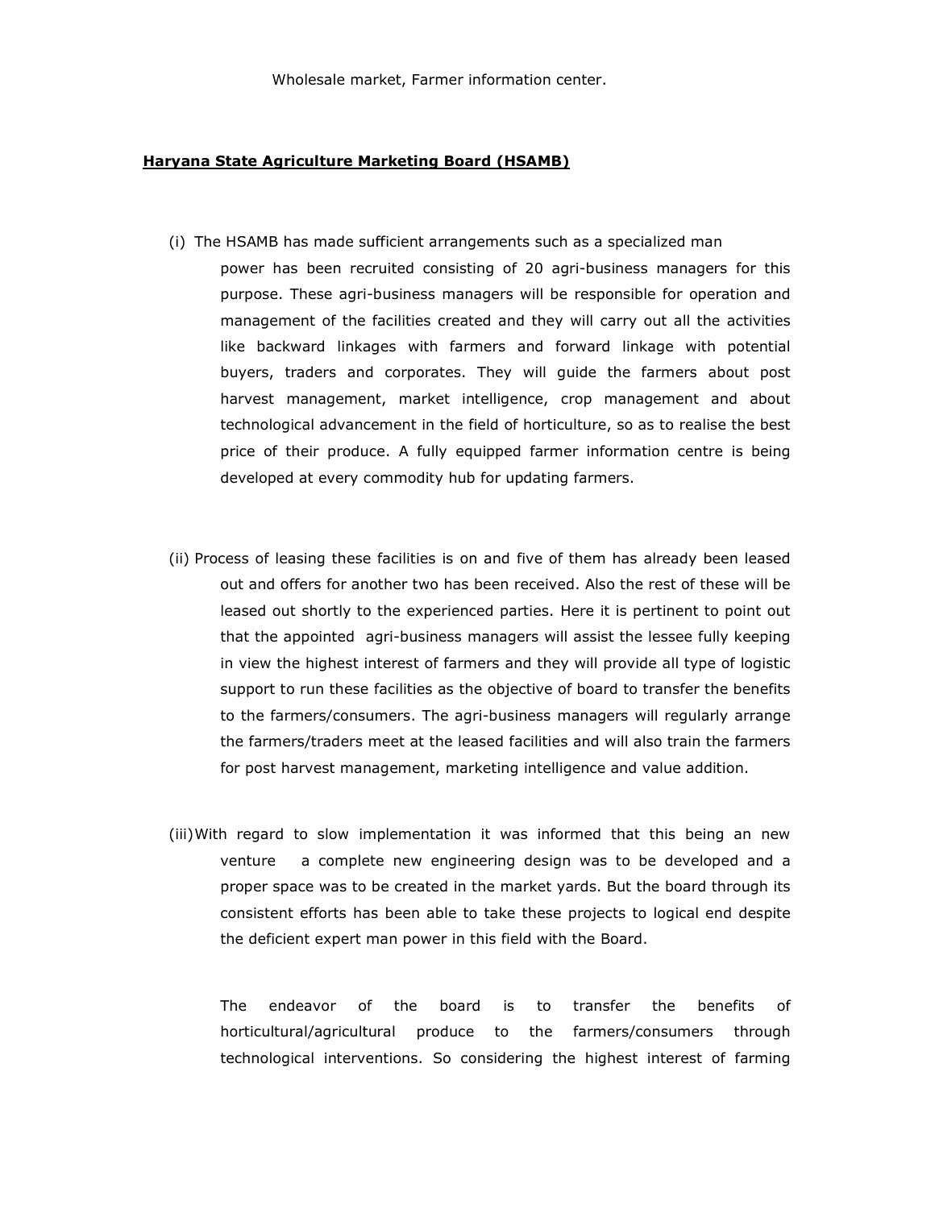Wholesale market, Farmer information center.

**Haryana State Agriculture Marketing Board (HSAMB)**

(i) The HSAMB has made sufficient arrangements such as a specialized man power has been recruited consisting of 20 agri-business managers for this purpose. These agri-business managers will be responsible for operation and management of the facilities created and they will carry out all the activities like backward linkages with farmers and forward linkage with potential buyers, traders and corporates. They will guide the farmers about post harvest management, market intelligence, crop management and about technological advancement in the field of horticulture, so as to realise the best price of their produce. A fully equipped farmer information centre is being developed at every commodity hub for updating farmers.

(ii) Process of leasing these facilities is on and five of them has already been leased out and offers for another two has been received. Also the rest of these will be leased out shortly to the experienced parties. Here it is pertinent to point out that the appointed agri-business managers will assist the lessee fully keeping in view the highest interest of farmers and they will provide all type of logistic support to run these facilities as the objective of board to transfer the benefits to the farmers/consumers. The agri-business managers will regularly arrange the farmers/traders meet at the leased facilities and will also train the farmers for post harvest management, marketing intelligence and value addition.

(iii) With regard to slow implementation it was informed that this being an new venture a complete new engineering design was to be developed and a proper space was to be created in the market yards. But the board through its consistent efforts has been able to take these projects to logical end despite the deficient expert man power in this field with the Board.

The endeavor of the board is to transfer the benefits of horticultural/agricultural produce to the farmers/consumers through technological interventions. So considering the highest interest of farming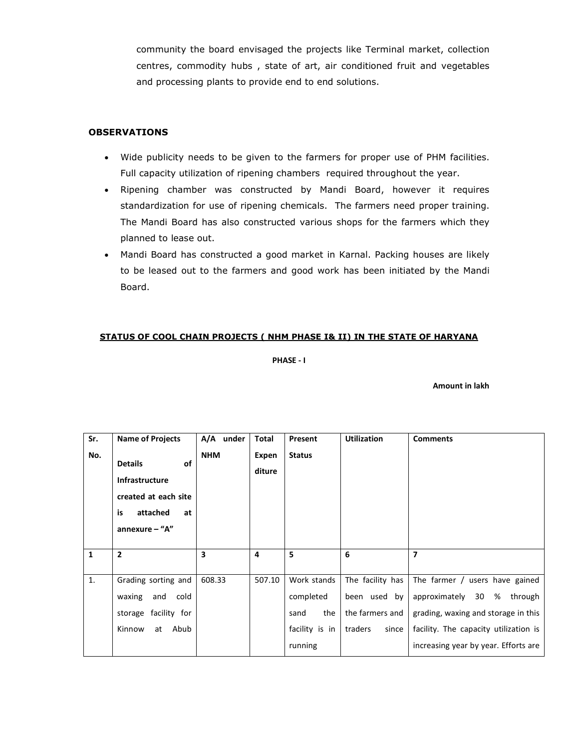community the board envisaged the projects like Terminal market, collection centres, commodity hubs , state of art, air conditioned fruit and vegetables and processing plants to provide end to end solutions.

## OBSERVATIONS

- Wide publicity needs to be given to the farmers for proper use of PHM facilities. Full capacity utilization of ripening chambers required throughout the year.
- Ripening chamber was constructed by Mandi Board, however it requires standardization for use of ripening chemicals. The farmers need proper training. The Mandi Board has also constructed various shops for the farmers which they planned to lease out.
- Mandi Board has constructed a good market in Karnal. Packing houses are likely to be leased out to the farmers and good work has been initiated by the Mandi Board.

**STATUS OF COOL CHAIN PROJECTS ( NHM PHASE I& II) IN THE STATE OF HARYANA**

**PHASE - I**

**Amount in lakh**

| Sr. No. | Name of Projects **Details of Infrastructure created at each site is attached at annexure – "A"** | A/A under NHM | Total Expen diture | Present Status | Utilization | Comments |
|---|---|---|---|---|---|---|
| **1** | **2** | **3** | **4** | **5** | **6** | **7** |
| 1. | Grading sorting and waxing and cold storage facility for Kinnow at Abub | 608.33 | 507.10 | Work stands completed sand the facility is in running | The facility has been used by the farmers and traders since | The farmer / users have gained approximately 30 % through grading, waxing and storage in this facility. The capacity utilization is increasing year by year. Efforts are |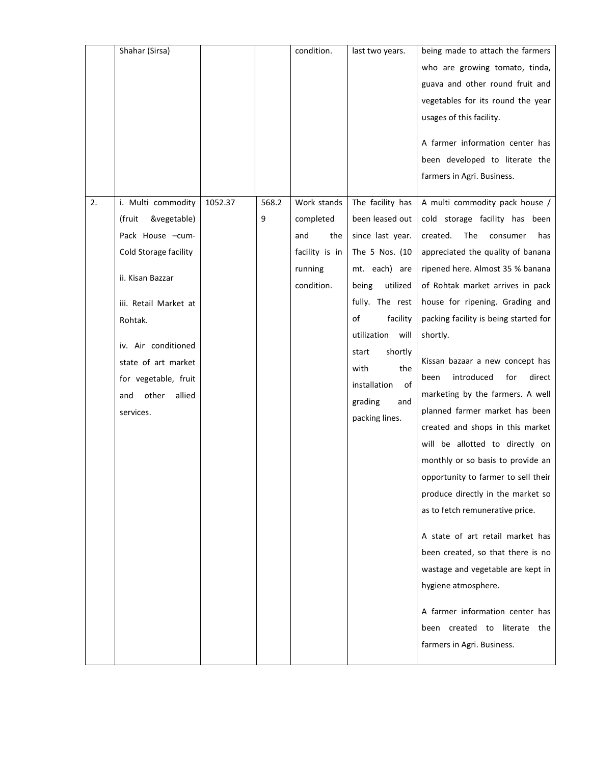| | | | | | | |
|---|---|---|---|---|---|---|
| | Shahar (Sirsa) | | | condition. | last two years. | being made to attach the farmers who are growing tomato, tinda, guava and other round fruit and vegetables for its round the year usages of this facility.<br><br>A farmer information center has been developed to literate the farmers in Agri. Business. |
| 2. | i. Multi commodity (fruit &vegetable) Pack House –cum- Cold Storage facility<br><br>ii. Kisan Bazzar<br><br>iii. Retail Market at Rohtak.<br><br>iv. Air conditioned state of art market for vegetable, fruit and other allied services. | 1052.37 | 568.29 | Work stands completed and the facility is in running condition. | The facility has been leased out since last year. The 5 Nos. (10 mt. each) are being utilized fully. The rest of facility utilization will start shortly with the installation of grading and packing lines. | A multi commodity pack house / cold storage facility has been created. The consumer has appreciated the quality of banana ripened here. Almost 35 % banana of Rohtak market arrives in pack house for ripening. Grading and packing facility is being started for shortly.<br><br>Kissan bazaar a new concept has been introduced for direct marketing by the farmers. A well planned farmer market has been created and shops in this market will be allotted to directly on monthly or so basis to provide an opportunity to farmer to sell their produce directly in the market so as to fetch remunerative price.<br><br>A state of art retail market has been created, so that there is no wastage and vegetable are kept in hygiene atmosphere.<br><br>A farmer information center has been created to literate the farmers in Agri. Business. |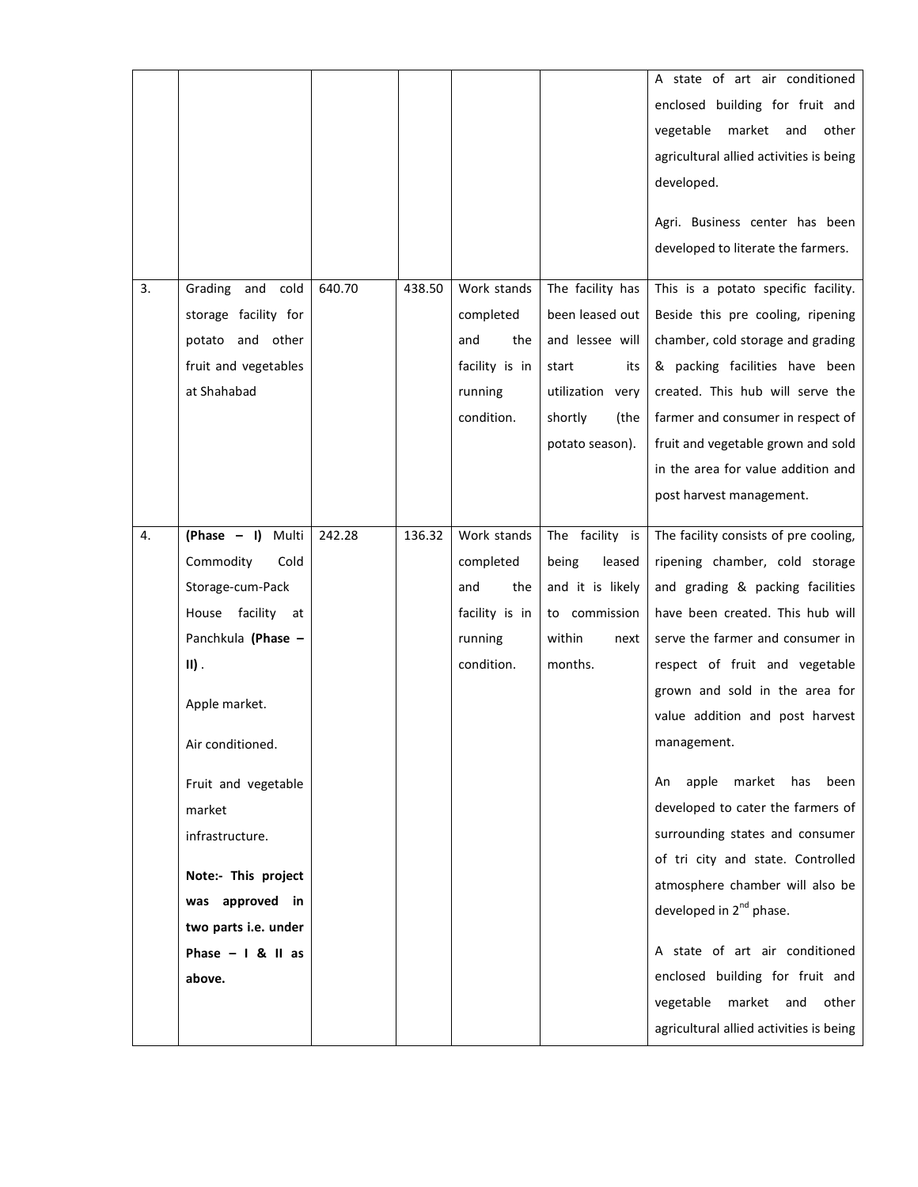| | | | | | | |
|---|---|---|---|---|---|---|
| | | | | | | A state of art air conditioned enclosed building for fruit and vegetable market and other agricultural allied activities is being developed.<br><br>Agri. Business center has been developed to literate the farmers. |
| 3. | Grading and cold storage facility for potato and other fruit and vegetables at Shahabad | 640.70 | 438.50 | Work stands completed and the facility is in running condition. | The facility has been leased out and lessee will start its utilization very shortly (the potato season). | This is a potato specific facility. Beside this pre cooling, ripening chamber, cold storage and grading & packing facilities have been created. This hub will serve the farmer and consumer in respect of fruit and vegetable grown and sold in the area for value addition and post harvest management. |
| 4. | **(Phase – I)** Multi Commodity Cold Storage-cum-Pack House facility at Panchkula **(Phase – II)**.<br><br>Apple market.<br><br>Air conditioned.<br><br>Fruit and vegetable market infrastructure.<br><br>**Note:- This project was approved in two parts i.e. under Phase – I & II as above.** | 242.28 | 136.32 | Work stands completed and the facility is in running condition. | The facility is being leased and it is likely to commission within next months. | The facility consists of pre cooling, ripening chamber, cold storage and grading & packing facilities have been created. This hub will serve the farmer and consumer in respect of fruit and vegetable grown and sold in the area for value addition and post harvest management.<br><br>An apple market has been developed to cater the farmers of surrounding states and consumer of tri city and state. Controlled atmosphere chamber will also be developed in 2nd phase.<br><br>A state of art air conditioned enclosed building for fruit and vegetable market and other agricultural allied activities is being |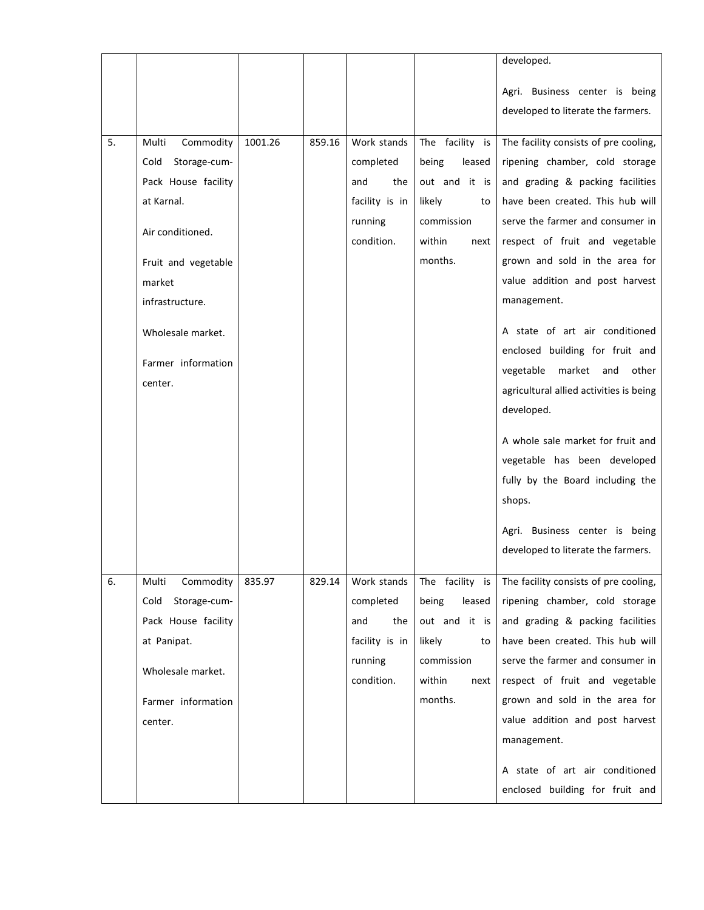| | | | | | | |
|---|---|---|---|---|---|---|
| | | | | | | developed.<br><br>Agri. Business center is being developed to literate the farmers. |
| 5. | Multi Commodity Cold Storage-cum-Pack House facility at Karnal.<br><br>Air conditioned.<br><br>Fruit and vegetable market infrastructure.<br><br>Wholesale market.<br><br>Farmer information center. | 1001.26 | 859.16 | Work stands completed and the facility is in running condition. | The facility is being leased out and it is likely to commission within next months. | The facility consists of pre cooling, ripening chamber, cold storage and grading & packing facilities have been created. This hub will serve the farmer and consumer in respect of fruit and vegetable grown and sold in the area for value addition and post harvest management.<br><br>A state of art air conditioned enclosed building for fruit and vegetable market and other agricultural allied activities is being developed.<br><br>A whole sale market for fruit and vegetable has been developed fully by the Board including the shops.<br><br>Agri. Business center is being developed to literate the farmers. |
| 6. | Multi Commodity Cold Storage-cum-Pack House facility at Panipat.<br><br>Wholesale market.<br><br>Farmer information center. | 835.97 | 829.14 | Work stands completed and the facility is in running condition. | The facility is being leased out and it is likely to commission within next months. | The facility consists of pre cooling, ripening chamber, cold storage and grading & packing facilities have been created. This hub will serve the farmer and consumer in respect of fruit and vegetable grown and sold in the area for value addition and post harvest management.<br><br>A state of art air conditioned enclosed building for fruit and |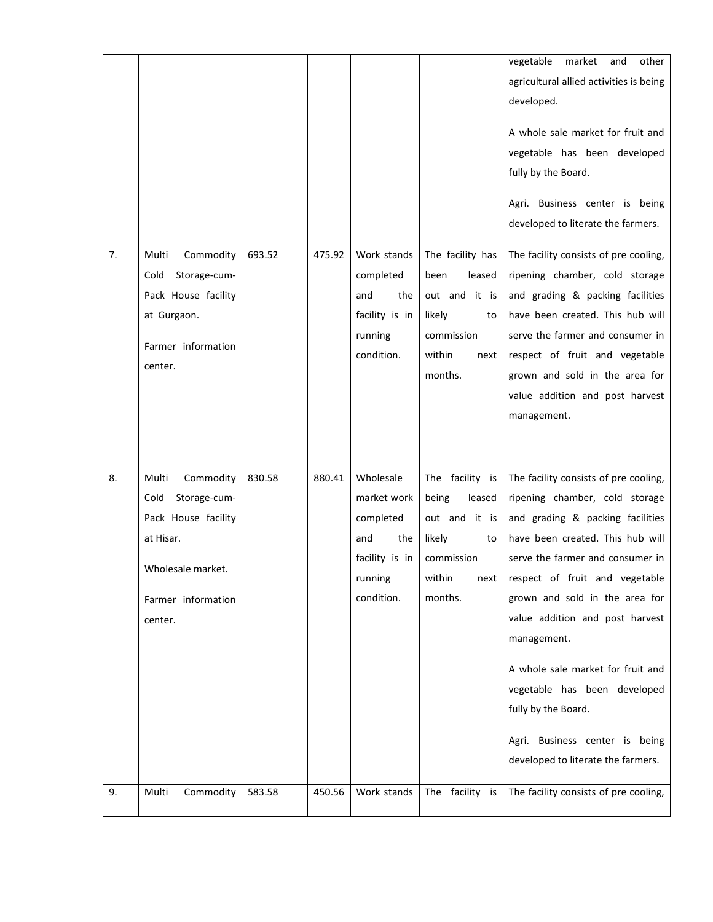| | | | | | | |
|---|---|---|---|---|---|---|
| | | | | | | vegetable market and other agricultural allied activities is being developed.<br><br>A whole sale market for fruit and vegetable has been developed fully by the Board.<br><br>Agri. Business center is being developed to literate the farmers. |
| 7. | Multi Commodity Cold Storage-cum-Pack House facility at Gurgaon.<br><br>Farmer information center. | 693.52 | 475.92 | Work stands completed and the facility is in running condition. | The facility has been leased out and it is likely to commission within next months. | The facility consists of pre cooling, ripening chamber, cold storage and grading & packing facilities have been created. This hub will serve the farmer and consumer in respect of fruit and vegetable grown and sold in the area for value addition and post harvest management. |
| 8. | Multi Commodity Cold Storage-cum-Pack House facility at Hisar.<br><br>Wholesale market.<br><br>Farmer information center. | 830.58 | 880.41 | Wholesale market work completed and the facility is in running condition. | The facility is being leased out and it is likely to commission within next months. | The facility consists of pre cooling, ripening chamber, cold storage and grading & packing facilities have been created. This hub will serve the farmer and consumer in respect of fruit and vegetable grown and sold in the area for value addition and post harvest management.<br><br>A whole sale market for fruit and vegetable has been developed fully by the Board.<br><br>Agri. Business center is being developed to literate the farmers. |
| 9. | Multi Commodity | 583.58 | 450.56 | Work stands | The facility is | The facility consists of pre cooling, |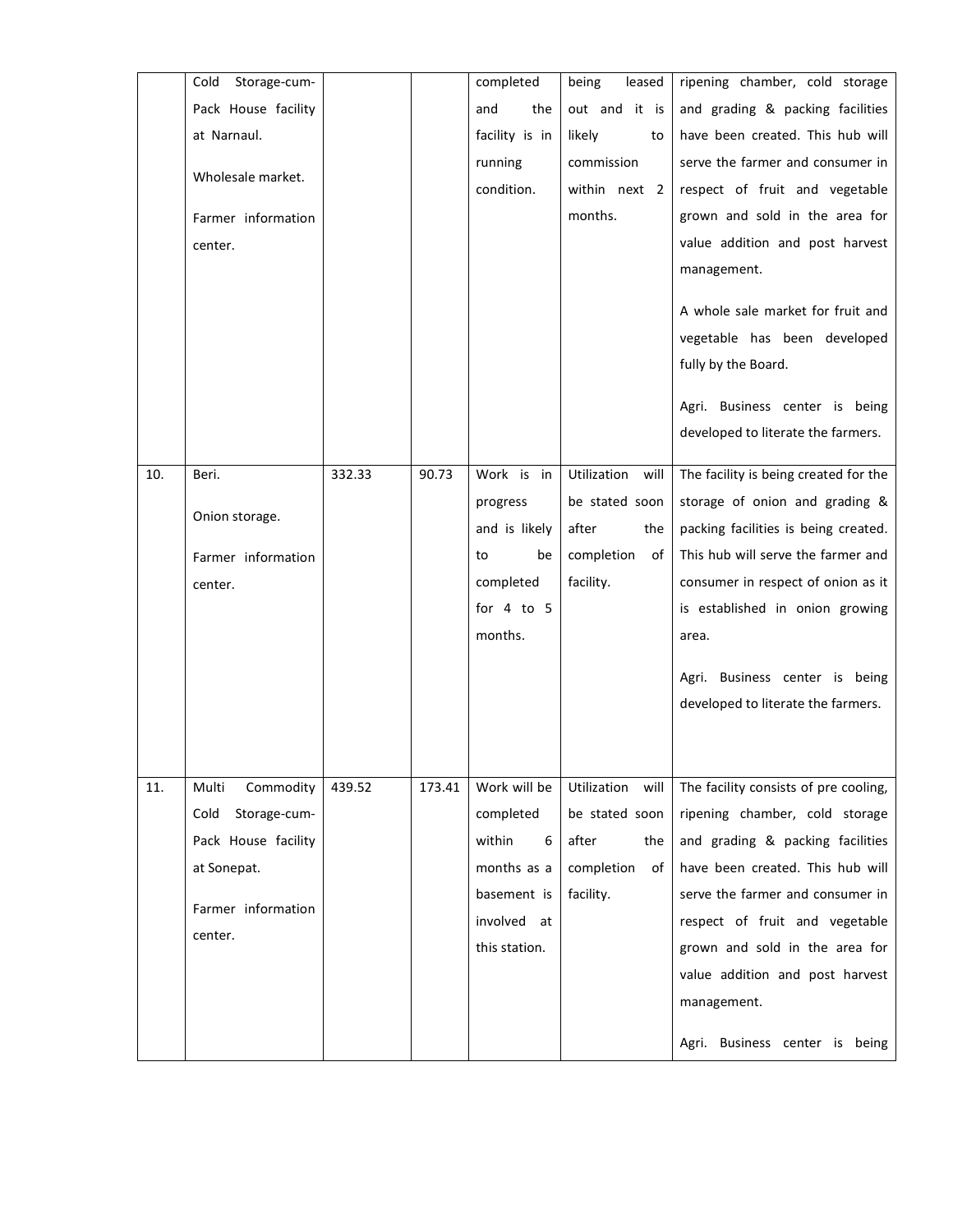| | | | | | | |
|---|---|---|---|---|---|---|
| | Cold Storage-cum-Pack House facility at Narnaul.<br><br>Wholesale market.<br><br>Farmer information center. | | | completed and the facility is in running condition. | being leased out and it is likely to commission within next 2 months. | ripening chamber, cold storage and grading & packing facilities have been created. This hub will serve the farmer and consumer in respect of fruit and vegetable grown and sold in the area for value addition and post harvest management.<br><br>A whole sale market for fruit and vegetable has been developed fully by the Board.<br><br>Agri. Business center is being developed to literate the farmers. |
| 10. | Beri.<br><br>Onion storage.<br><br>Farmer information center. | 332.33 | 90.73 | Work is in progress and is likely to be completed for 4 to 5 months. | Utilization will be stated soon after the completion of facility. | The facility is being created for the storage of onion and grading & packing facilities is being created. This hub will serve the farmer and consumer in respect of onion as it is established in onion growing area.<br><br>Agri. Business center is being developed to literate the farmers. |
| 11. | Multi Commodity Cold Storage-cum-Pack House facility at Sonepat.<br><br>Farmer information center. | 439.52 | 173.41 | Work will be completed within 6 months as a basement is involved at this station. | Utilization will be stated soon after the completion of facility. | The facility consists of pre cooling, ripening chamber, cold storage and grading & packing facilities have been created. This hub will serve the farmer and consumer in respect of fruit and vegetable grown and sold in the area for value addition and post harvest management.<br><br>Agri. Business center is being |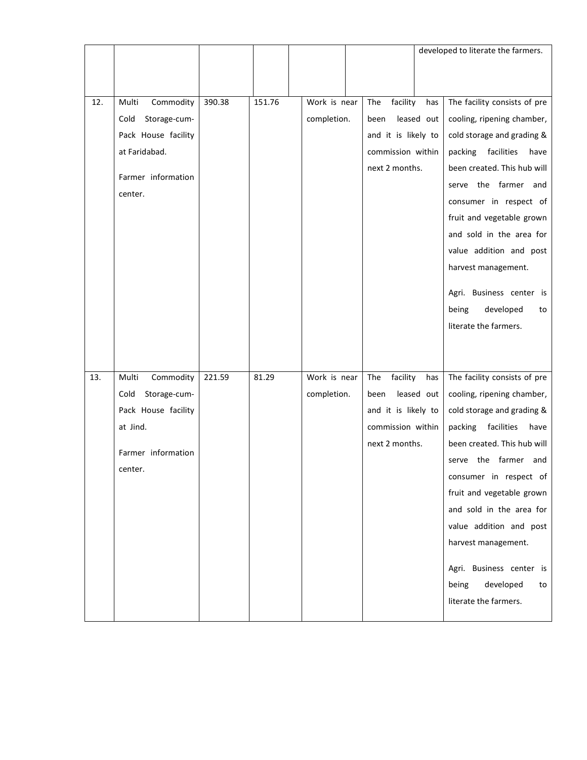| | | | | | | |
|---|---|---|---|---|---|---|
| | | | | | | developed to literate the farmers. |
| 12. | Multi Commodity Cold Storage-cum-Pack House facility at Faridabad.<br><br>Farmer information center. | 390.38 | 151.76 | Work is near completion. | The facility has been leased out and it is likely to commission within next 2 months. | The facility consists of pre cooling, ripening chamber, cold storage and grading & packing facilities have been created. This hub will serve the farmer and consumer in respect of fruit and vegetable grown and sold in the area for value addition and post harvest management.<br><br>Agri. Business center is being developed to literate the farmers. |
| 13. | Multi Commodity Cold Storage-cum-Pack House facility at Jind.<br><br>Farmer information center. | 221.59 | 81.29 | Work is near completion. | The facility has been leased out and it is likely to commission within next 2 months. | The facility consists of pre cooling, ripening chamber, cold storage and grading & packing facilities have been created. This hub will serve the farmer and consumer in respect of fruit and vegetable grown and sold in the area for value addition and post harvest management.<br><br>Agri. Business center is being developed to literate the farmers. |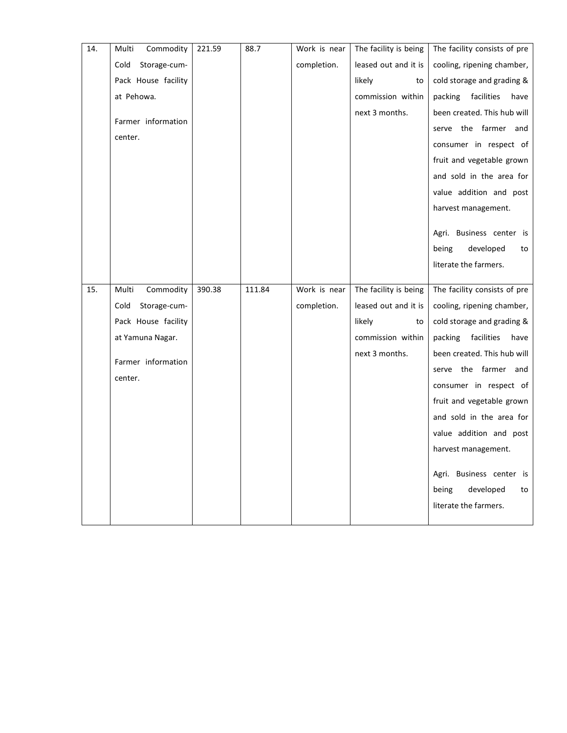| | | | | | | |
|---|---|---|---|---|---|---|
| 14. | Multi Commodity Cold Storage-cum-Pack House facility at Pehowa.<br><br>Farmer information center. | 221.59 | 88.7 | Work is near completion. | The facility is being leased out and it is likely to commission within next 3 months. | The facility consists of pre cooling, ripening chamber, cold storage and grading & packing facilities have been created. This hub will serve the farmer and consumer in respect of fruit and vegetable grown and sold in the area for value addition and post harvest management.<br><br>Agri. Business center is being developed to literate the farmers. |
| 15. | Multi Commodity Cold Storage-cum-Pack House facility at Yamuna Nagar.<br><br>Farmer information center. | 390.38 | 111.84 | Work is near completion. | The facility is being leased out and it is likely to commission within next 3 months. | The facility consists of pre cooling, ripening chamber, cold storage and grading & packing facilities have been created. This hub will serve the farmer and consumer in respect of fruit and vegetable grown and sold in the area for value addition and post harvest management.<br><br>Agri. Business center is being developed to literate the farmers. |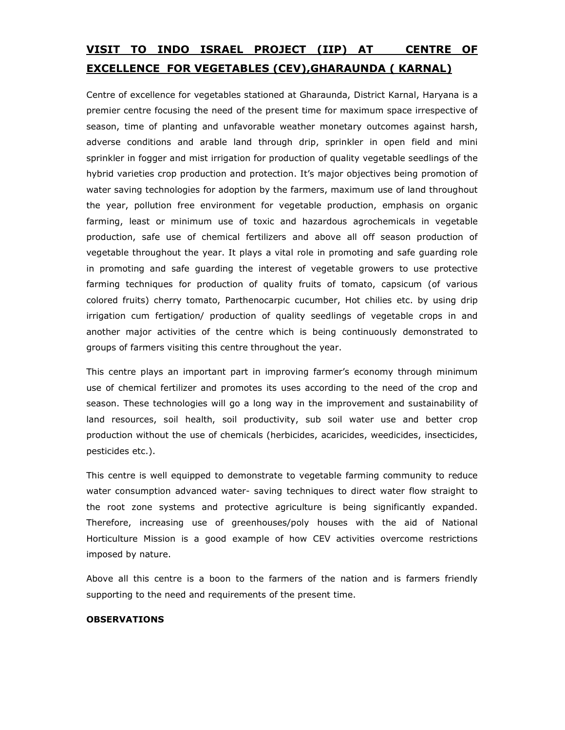## VISIT TO INDO ISRAEL PROJECT (IIP) AT CENTRE OF EXCELLENCE FOR VEGETABLES (CEV),GHARAUNDA ( KARNAL)

Centre of excellence for vegetables stationed at Gharaunda, District Karnal, Haryana is a premier centre focusing the need of the present time for maximum space irrespective of season, time of planting and unfavorable weather monetary outcomes against harsh, adverse conditions and arable land through drip, sprinkler in open field and mini sprinkler in fogger and mist irrigation for production of quality vegetable seedlings of the hybrid varieties crop production and protection. It's major objectives being promotion of water saving technologies for adoption by the farmers, maximum use of land throughout the year, pollution free environment for vegetable production, emphasis on organic farming, least or minimum use of toxic and hazardous agrochemicals in vegetable production, safe use of chemical fertilizers and above all off season production of vegetable throughout the year. It plays a vital role in promoting and safe guarding role in promoting and safe guarding the interest of vegetable growers to use protective farming techniques for production of quality fruits of tomato, capsicum (of various colored fruits) cherry tomato, Parthenocarpic cucumber, Hot chilies etc. by using drip irrigation cum fertigation/ production of quality seedlings of vegetable crops in and another major activities of the centre which is being continuously demonstrated to groups of farmers visiting this centre throughout the year.

This centre plays an important part in improving farmer's economy through minimum use of chemical fertilizer and promotes its uses according to the need of the crop and season. These technologies will go a long way in the improvement and sustainability of land resources, soil health, soil productivity, sub soil water use and better crop production without the use of chemicals (herbicides, acaricides, weedicides, insecticides, pesticides etc.).

This centre is well equipped to demonstrate to vegetable farming community to reduce water consumption advanced water- saving techniques to direct water flow straight to the root zone systems and protective agriculture is being significantly expanded. Therefore, increasing use of greenhouses/poly houses with the aid of National Horticulture Mission is a good example of how CEV activities overcome restrictions imposed by nature.

Above all this centre is a boon to the farmers of the nation and is farmers friendly supporting to the need and requirements of the present time.

**OBSERVATIONS**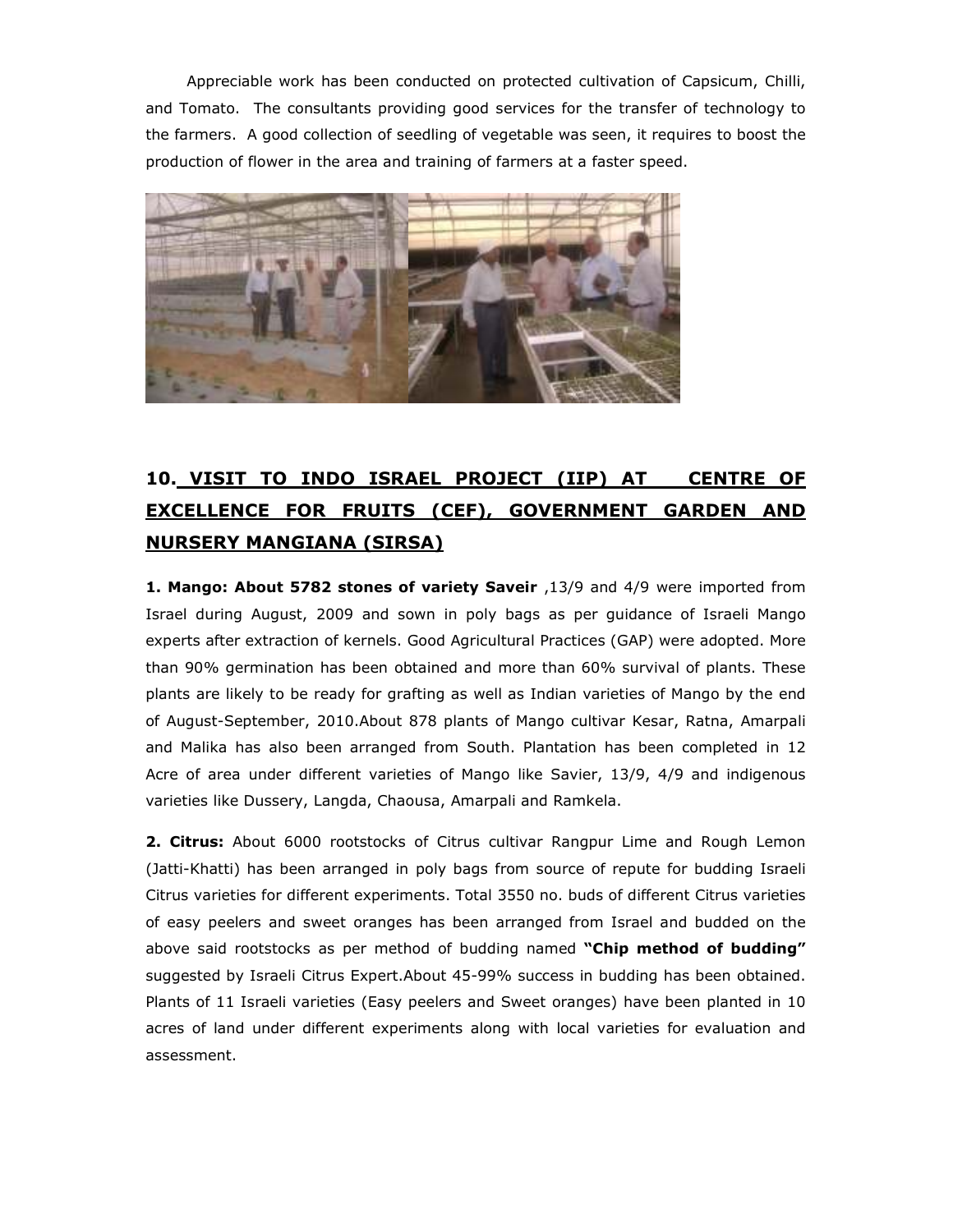Appreciable work has been conducted on protected cultivation of Capsicum, Chilli, and Tomato. The consultants providing good services for the transfer of technology to the farmers. A good collection of seedling of vegetable was seen, it requires to boost the production of flower in the area and training of farmers at a faster speed.

## 10. VISIT TO INDO ISRAEL PROJECT (IIP) AT CENTRE OF EXCELLENCE FOR FRUITS (CEF), GOVERNMENT GARDEN AND NURSERY MANGIANA (SIRSA)

**1. Mango: About 5782 stones of variety Saveir** ,13/9 and 4/9 were imported from Israel during August, 2009 and sown in poly bags as per guidance of Israeli Mango experts after extraction of kernels. Good Agricultural Practices (GAP) were adopted. More than 90% germination has been obtained and more than 60% survival of plants. These plants are likely to be ready for grafting as well as Indian varieties of Mango by the end of August-September, 2010.About 878 plants of Mango cultivar Kesar, Ratna, Amarpali and Malika has also been arranged from South. Plantation has been completed in 12 Acre of area under different varieties of Mango like Savier, 13/9, 4/9 and indigenous varieties like Dussery, Langda, Chaousa, Amarpali and Ramkela.

**2. Citrus:** About 6000 rootstocks of Citrus cultivar Rangpur Lime and Rough Lemon (Jatti-Khatti) has been arranged in poly bags from source of repute for budding Israeli Citrus varieties for different experiments. Total 3550 no. buds of different Citrus varieties of easy peelers and sweet oranges has been arranged from Israel and budded on the above said rootstocks as per method of budding named **"Chip method of budding"** suggested by Israeli Citrus Expert.About 45-99% success in budding has been obtained. Plants of 11 Israeli varieties (Easy peelers and Sweet oranges) have been planted in 10 acres of land under different experiments along with local varieties for evaluation and assessment.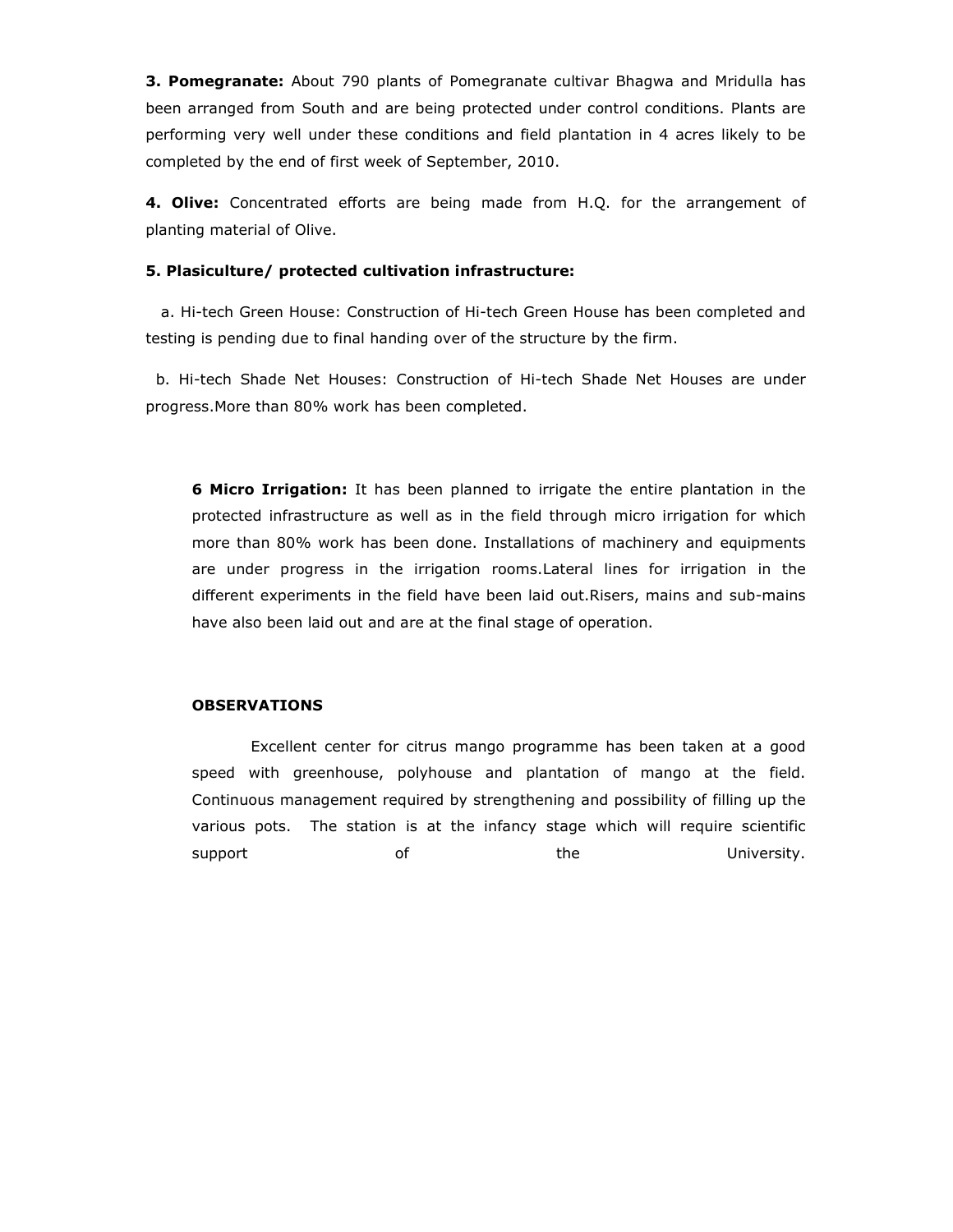**3. Pomegranate:** About 790 plants of Pomegranate cultivar Bhagwa and Mridulla has been arranged from South and are being protected under control conditions. Plants are performing very well under these conditions and field plantation in 4 acres likely to be completed by the end of first week of September, 2010.

**4. Olive:** Concentrated efforts are being made from H.Q. for the arrangement of planting material of Olive.

**5. Plasiculture/ protected cultivation infrastructure:**

a. Hi-tech Green House: Construction of Hi-tech Green House has been completed and testing is pending due to final handing over of the structure by the firm.

b. Hi-tech Shade Net Houses: Construction of Hi-tech Shade Net Houses are under progress.More than 80% work has been completed.

**6 Micro Irrigation:** It has been planned to irrigate the entire plantation in the protected infrastructure as well as in the field through micro irrigation for which more than 80% work has been done. Installations of machinery and equipments are under progress in the irrigation rooms.Lateral lines for irrigation in the different experiments in the field have been laid out.Risers, mains and sub-mains have also been laid out and are at the final stage of operation.

**OBSERVATIONS**

Excellent center for citrus mango programme has been taken at a good speed with greenhouse, polyhouse and plantation of mango at the field. Continuous management required by strengthening and possibility of filling up the various pots. The station is at the infancy stage which will require scientific support of the University.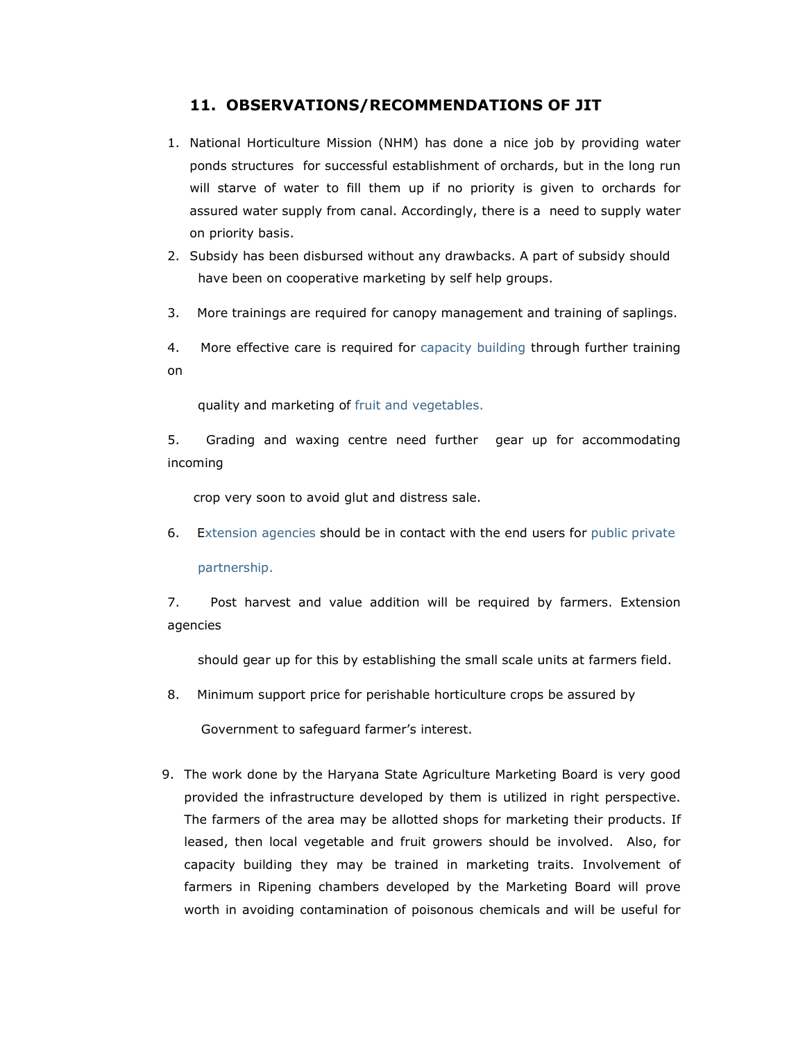## 11. OBSERVATIONS/RECOMMENDATIONS OF JIT

1. National Horticulture Mission (NHM) has done a nice job by providing water ponds structures for successful establishment of orchards, but in the long run will starve of water to fill them up if no priority is given to orchards for assured water supply from canal. Accordingly, there is a need to supply water on priority basis.
2. Subsidy has been disbursed without any drawbacks. A part of subsidy should have been on cooperative marketing by self help groups.
3. More trainings are required for canopy management and training of saplings.
4. More effective care is required for capacity building through further training on quality and marketing of fruit and vegetables.
5. Grading and waxing centre need further gear up for accommodating incoming crop very soon to avoid glut and distress sale.
6. Extension agencies should be in contact with the end users for public private partnership.
7. Post harvest and value addition will be required by farmers. Extension agencies should gear up for this by establishing the small scale units at farmers field.
8. Minimum support price for perishable horticulture crops be assured by Government to safeguard farmer's interest.
9. The work done by the Haryana State Agriculture Marketing Board is very good provided the infrastructure developed by them is utilized in right perspective. The farmers of the area may be allotted shops for marketing their products. If leased, then local vegetable and fruit growers should be involved. Also, for capacity building they may be trained in marketing traits. Involvement of farmers in Ripening chambers developed by the Marketing Board will prove worth in avoiding contamination of poisonous chemicals and will be useful for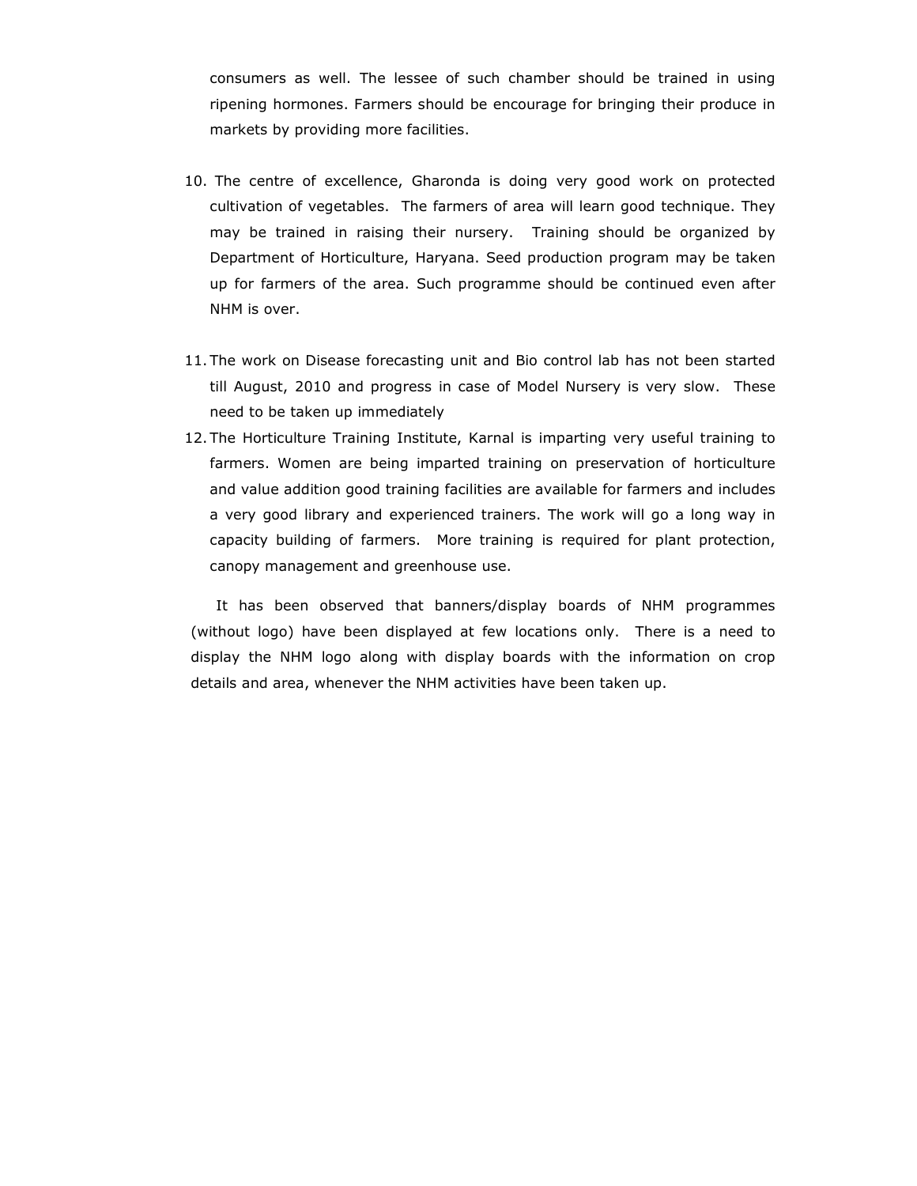consumers as well. The lessee of such chamber should be trained in using ripening hormones. Farmers should be encourage for bringing their produce in markets by providing more facilities.

10. The centre of excellence, Gharonda is doing very good work on protected cultivation of vegetables. The farmers of area will learn good technique. They may be trained in raising their nursery. Training should be organized by Department of Horticulture, Haryana. Seed production program may be taken up for farmers of the area. Such programme should be continued even after NHM is over.

11. The work on Disease forecasting unit and Bio control lab has not been started till August, 2010 and progress in case of Model Nursery is very slow. These need to be taken up immediately
12. The Horticulture Training Institute, Karnal is imparting very useful training to farmers. Women are being imparted training on preservation of horticulture and value addition good training facilities are available for farmers and includes a very good library and experienced trainers. The work will go a long way in capacity building of farmers. More training is required for plant protection, canopy management and greenhouse use.

It has been observed that banners/display boards of NHM programmes (without logo) have been displayed at few locations only. There is a need to display the NHM logo along with display boards with the information on crop details and area, whenever the NHM activities have been taken up.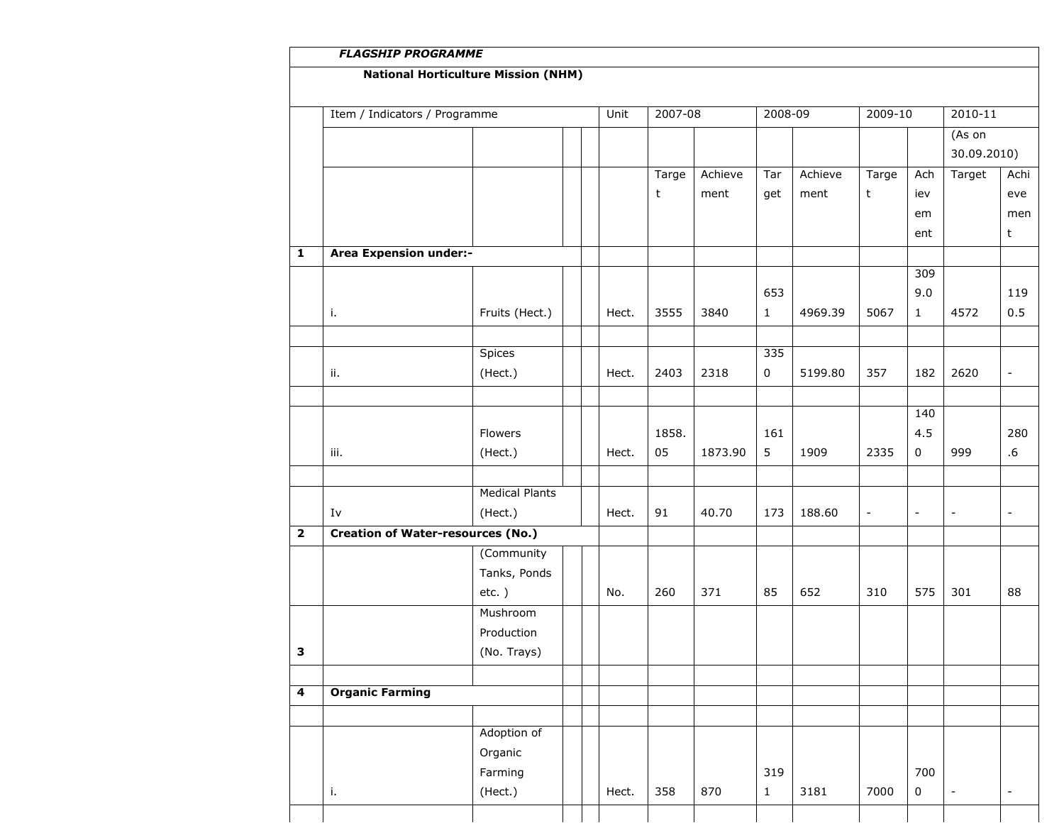| | *FLAGSHIP PROGRAMME* | | | | | | | | | | | | |
|---|---|---|---|---|---|---|---|---|---|---|---|---|---|
| | **National Horticulture Mission (NHM)** | | | | | | | | | | | | |
| | Item / Indicators / Programme | | | | Unit | 2007-08 | | 2008-09 | | 2009-10 | | 2010-11 | |
| | | | | | | | | | | | | (As on 30.09.2010) | |
| | | | | | | Target | Achievement | Target | Achievement | Target | Achievement | Target | Achievement |
| **1** | **Area Expension under:-** | | | | | | | | | | | | |
| | i. | Fruits (Hect.) | | | Hect. | 3555 | 3840 | 6531 | 4969.39 | 5067 | 3099.01 | 4572 | 1190.5 |
| | | | | | | | | | | | | | |
| | ii. | Spices (Hect.) | | | Hect. | 2403 | 2318 | 3350 | 5199.80 | 357 | 182 | 2620 | - |
| | | | | | | | | | | | | | |
| | iii. | Flowers (Hect.) | | | Hect. | 1858.05 | 1873.90 | 1615 | 1909 | 2335 | 1404.50 | 999 | 280.6 |
| | | | | | | | | | | | | | |
| | Iv | Medical Plants (Hect.) | | | Hect. | 91 | 40.70 | 173 | 188.60 | - | - | - | - |
| **2** | **Creation of Water-resources (No.)** | | | | | | | | | | | | |
| | | (Community Tanks, Ponds etc. ) | | | No. | 260 | 371 | 85 | 652 | 310 | 575 | 301 | 88 |
| 3 | | Mushroom Production (No. Trays) | | | | | | | | | | | |
| | | | | | | | | | | | | | |
| **4** | **Organic Farming** | | | | | | | | | | | | |
| | | | | | | | | | | | | | |
| | i. | Adoption of Organic Farming (Hect.) | | | Hect. | 358 | 870 | 3191 | 3181 | 7000 | 7000 | - | - |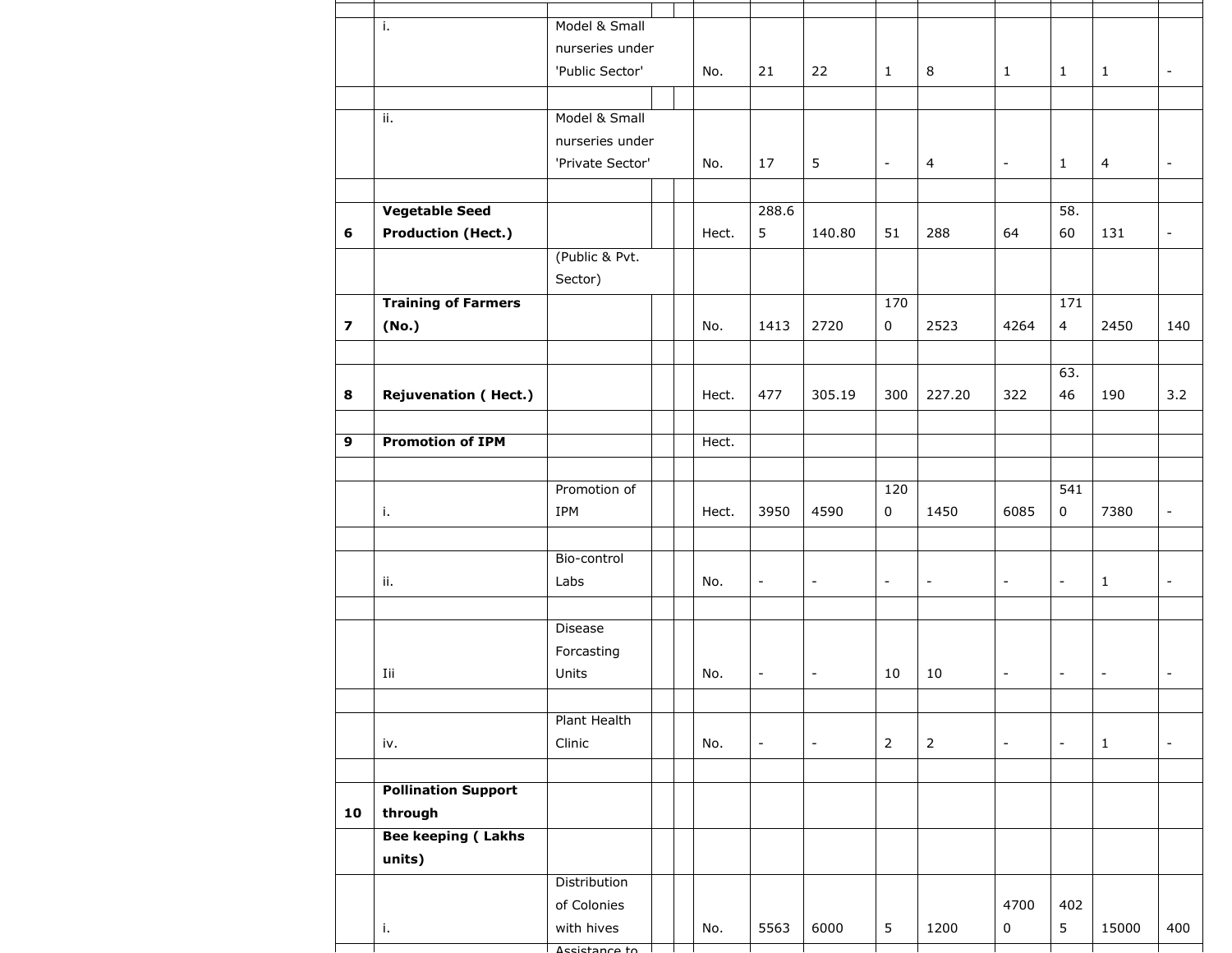| | | | | | | | | | | | | | |
|---|---|---|---|---|---|---|---|---|---|---|---|---|---|
| | i. | Model & Small nurseries under 'Public Sector' | | | No. | 21 | 22 | 1 | 8 | 1 | 1 | 1 | - |
| | | | | | | | | | | | | | |
| | ii. | Model & Small nurseries under 'Private Sector' | | | No. | 17 | 5 | - | 4 | - | 1 | 4 | - |
| | | | | | | | | | | | | | |
| **6** | **Vegetable Seed Production (Hect.)** | | | | Hect. | 288.65 | 140.80 | 51 | 288 | 64 | 58.60 | 131 | - |
| | | (Public & Pvt. Sector) | | | | | | | | | | | |
| **7** | **Training of Farmers (No.)** | | | | No. | 1413 | 2720 | 1700 | 2523 | 4264 | 1714 | 2450 | 140 |
| | | | | | | | | | | | | | |
| **8** | **Rejuvenation ( Hect.)** | | | | Hect. | 477 | 305.19 | 300 | 227.20 | 322 | 63.46 | 190 | 3.2 |
| | | | | | | | | | | | | | |
| **9** | **Promotion of IPM** | | | | Hect. | | | | | | | | |
| | | | | | | | | | | | | | |
| | i. | Promotion of IPM | | | Hect. | 3950 | 4590 | 1200 | 1450 | 6085 | 5410 | 7380 | - |
| | | | | | | | | | | | | | |
| | ii. | Bio-control Labs | | | No. | - | - | - | - | - | - | 1 | - |
| | | | | | | | | | | | | | |
| | Iii | Disease Forcasting Units | | | No. | - | - | 10 | 10 | - | - | - | - |
| | | | | | | | | | | | | | |
| | iv. | Plant Health Clinic | | | No. | - | - | 2 | 2 | - | - | 1 | - |
| | | | | | | | | | | | | | |
| **10** | **Pollination Support through** | | | | | | | | | | | | |
| | **Bee keeping ( Lakhs units)** | | | | | | | | | | | | |
| | i. | Distribution of Colonies with hives | | | No. | 5563 | 6000 | 5 | 1200 | 47000 | 4025 | 15000 | 400 |
| | | Assistance to | | | | | | | | | | | |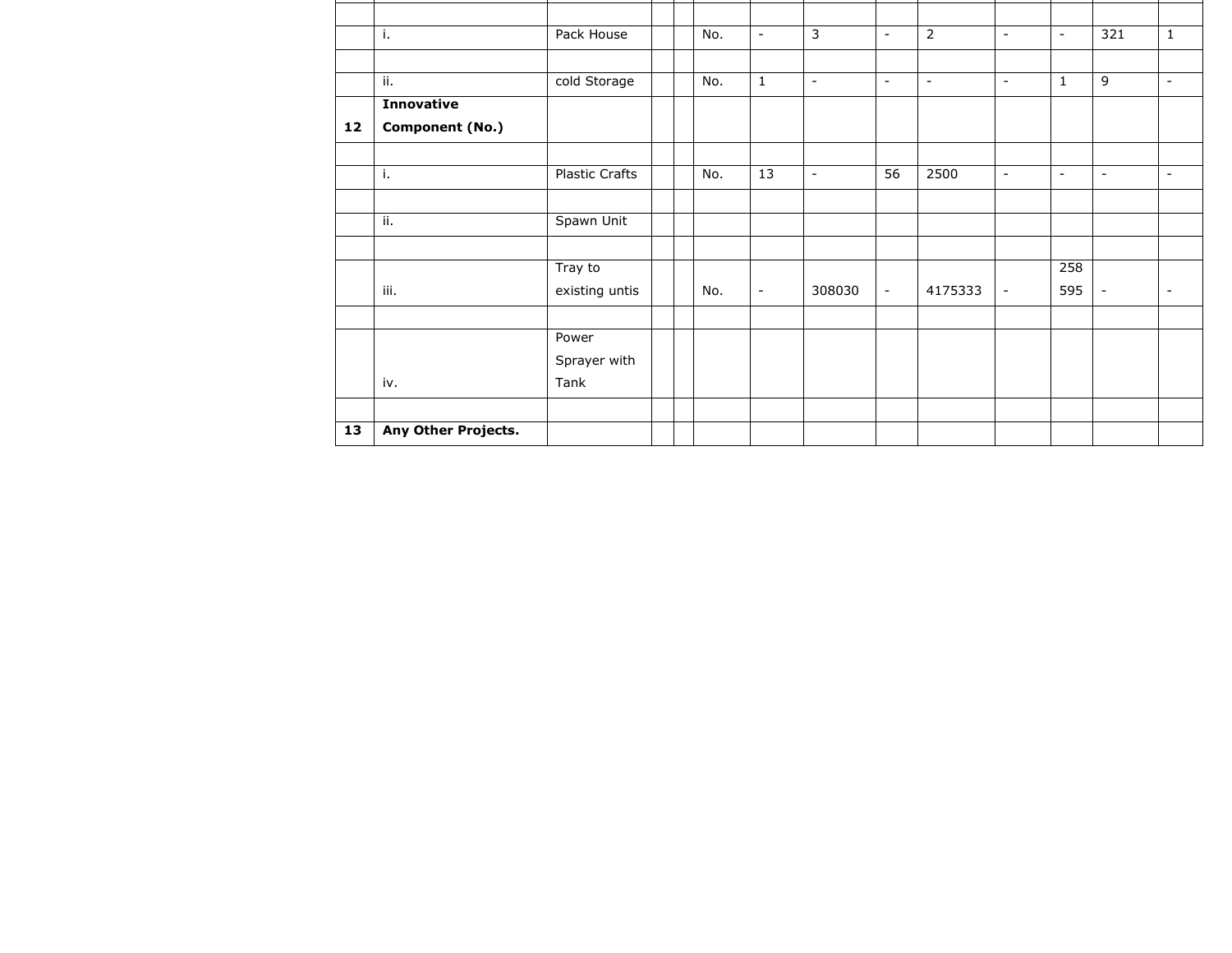| | | | | | | | | | | | | | |
|---|---|---|---|---|---|---|---|---|---|---|---|---|---|
| | | | | | | | | | | | | | |
| | i. | Pack House | | | No. | - | 3 | - | 2 | - | - | 321 | 1 |
| | | | | | | | | | | | | | |
| | ii. | cold Storage | | | No. | 1 | - | - | - | - | 1 | 9 | - |
| **12** | **Innovative Component (No.)** | | | | | | | | | | | | |
| | | | | | | | | | | | | | |
| | i. | Plastic Crafts | | | No. | 13 | - | 56 | 2500 | - | - | - | - |
| | | | | | | | | | | | | | |
| | ii. | Spawn Unit | | | | | | | | | | | |
| | | | | | | | | | | | | | |
| | iii. | Tray to existing untis | | | No. | - | 308030 | - | 4175333 | - | 258 595 | - | - |
| | | | | | | | | | | | | | |
| | iv. | Power Sprayer with Tank | | | | | | | | | | | |
| | | | | | | | | | | | | | |
| **13** | **Any Other Projects.** | | | | | | | | | | | | |